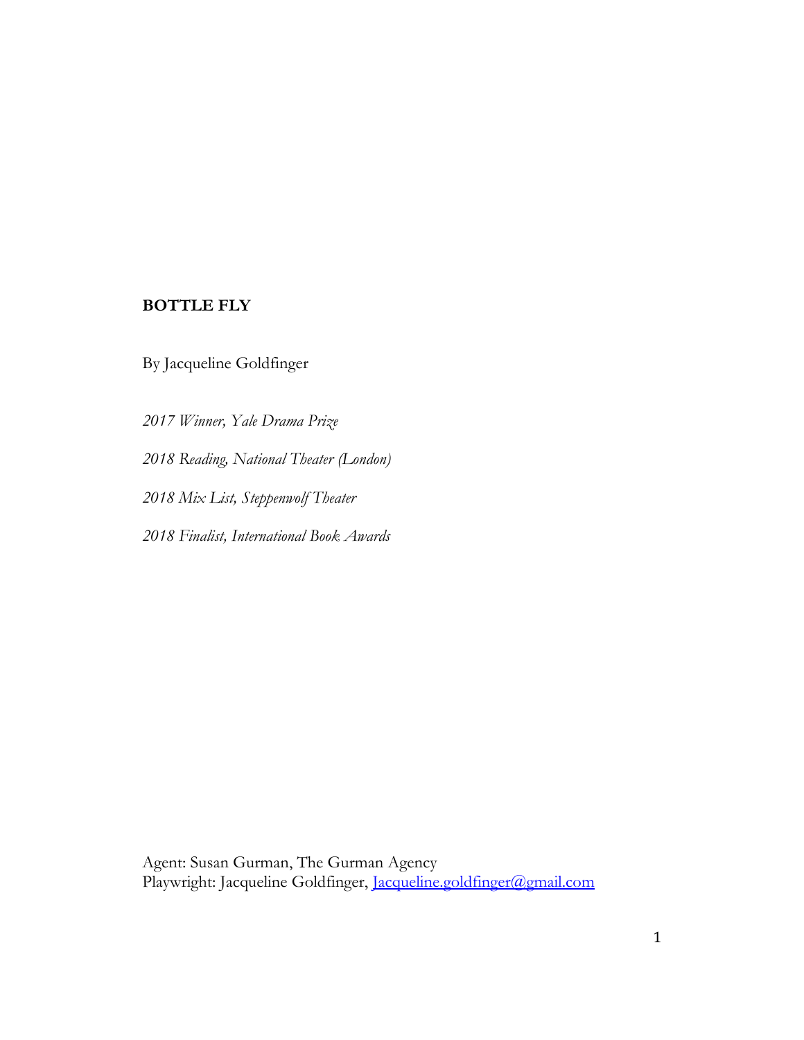# BOTTLE FLY

By Jacqueline Goldfinger

*2017 Winner, Yale Drama Prize*

*2018 Reading, National Theater (London)*

*2018 Mix List, Steppenwolf Theater*

*2018 Finalist, International Book Awards*

Agent: Susan Gurman, The Gurman Agency
Playwright: Jacqueline Goldfinger, Jacqueline.goldfinger@gmail.com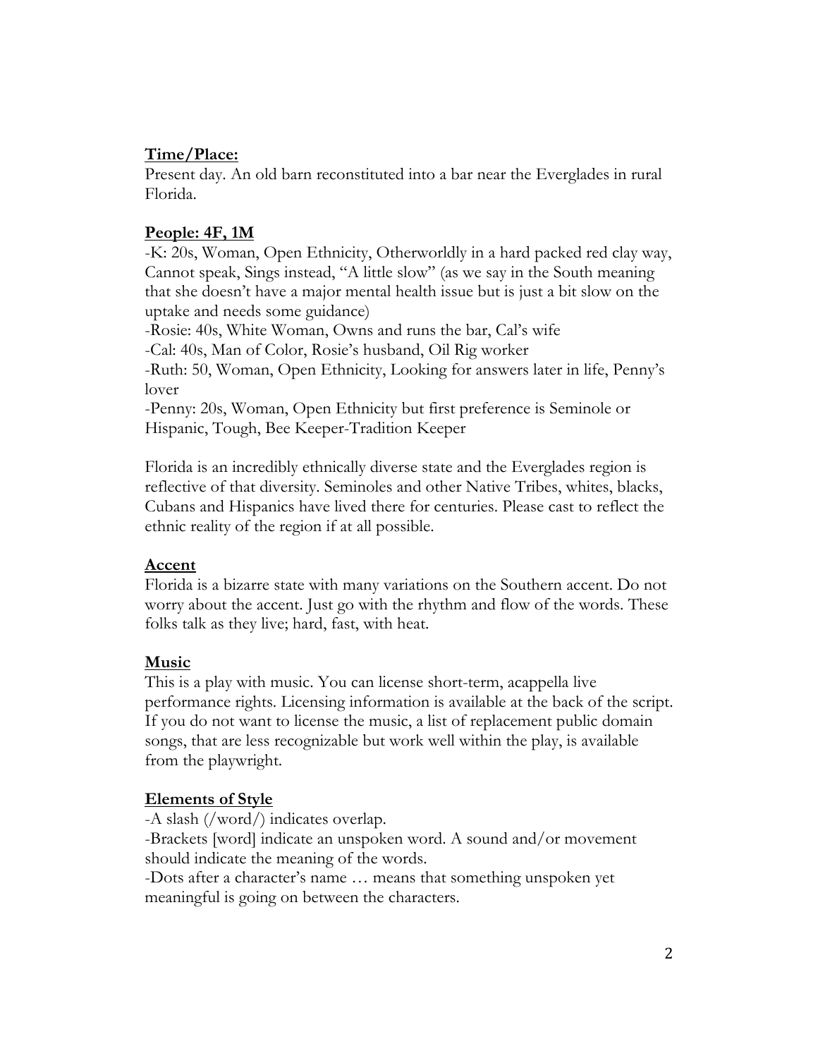**Time/Place:**

Present day. An old barn reconstituted into a bar near the Everglades in rural Florida.

**People: 4F, 1M**

-K: 20s, Woman, Open Ethnicity, Otherworldly in a hard packed red clay way, Cannot speak, Sings instead, "A little slow" (as we say in the South meaning that she doesn't have a major mental health issue but is just a bit slow on the uptake and needs some guidance)

-Rosie: 40s, White Woman, Owns and runs the bar, Cal's wife

-Cal: 40s, Man of Color, Rosie's husband, Oil Rig worker

-Ruth: 50, Woman, Open Ethnicity, Looking for answers later in life, Penny's lover

-Penny: 20s, Woman, Open Ethnicity but first preference is Seminole or Hispanic, Tough, Bee Keeper-Tradition Keeper

Florida is an incredibly ethnically diverse state and the Everglades region is reflective of that diversity. Seminoles and other Native Tribes, whites, blacks, Cubans and Hispanics have lived there for centuries. Please cast to reflect the ethnic reality of the region if at all possible.

**Accent**

Florida is a bizarre state with many variations on the Southern accent. Do not worry about the accent. Just go with the rhythm and flow of the words. These folks talk as they live; hard, fast, with heat.

**Music**

This is a play with music. You can license short-term, acappella live performance rights. Licensing information is available at the back of the script. If you do not want to license the music, a list of replacement public domain songs, that are less recognizable but work well within the play, is available from the playwright.

**Elements of Style**

-A slash (/word/) indicates overlap.

-Brackets [word] indicate an unspoken word. A sound and/or movement should indicate the meaning of the words.

-Dots after a character's name … means that something unspoken yet meaningful is going on between the characters.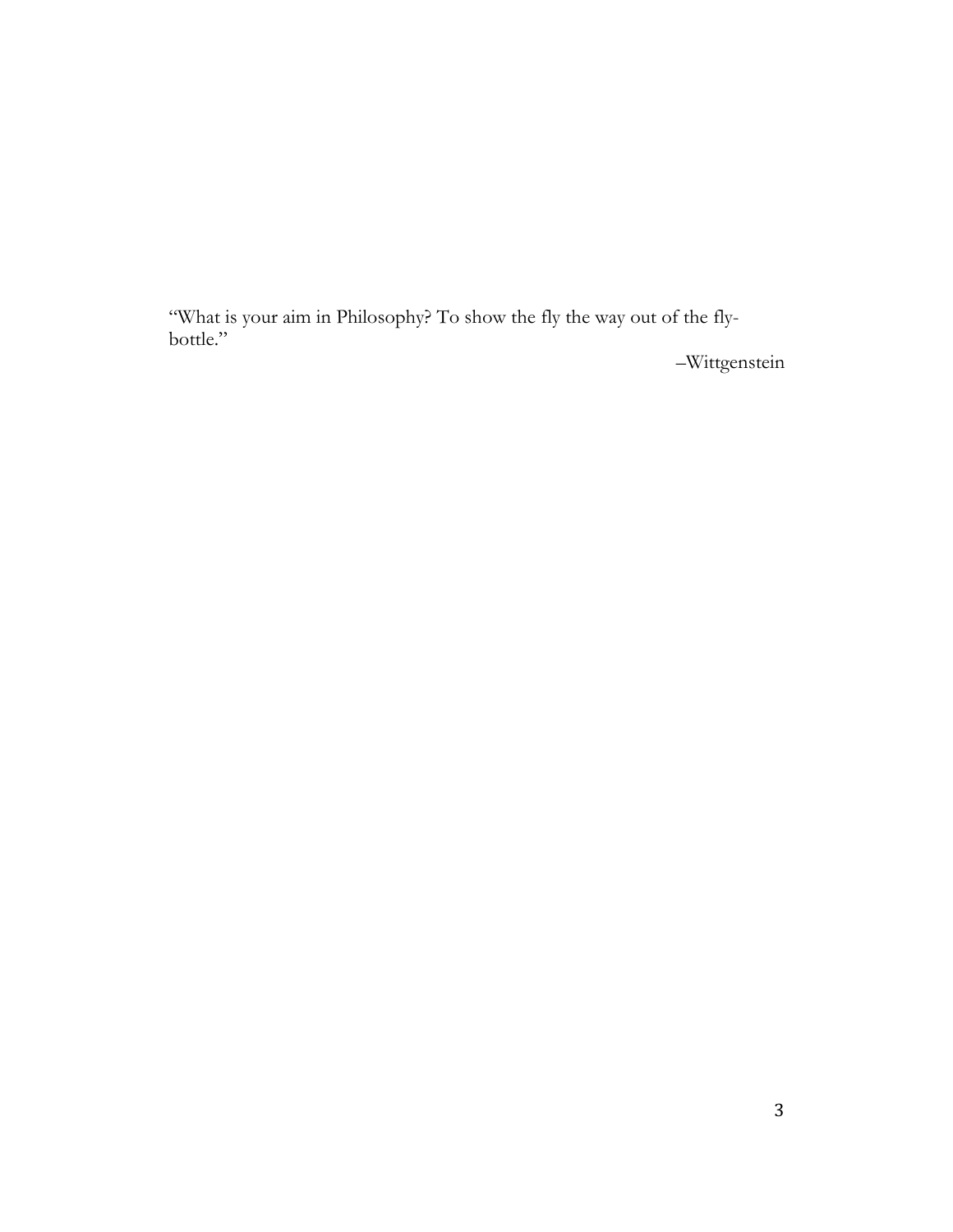"What is your aim in Philosophy? To show the fly the way out of the fly-bottle."

–Wittgenstein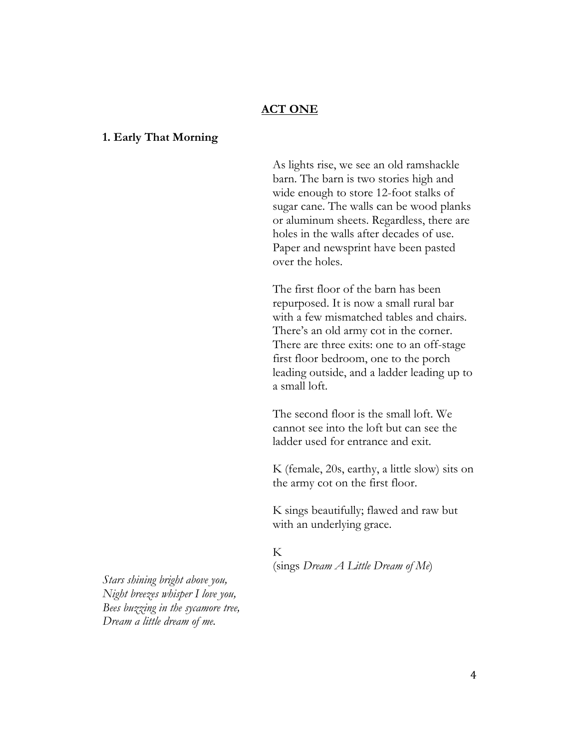## **ACT ONE**

### **1. Early That Morning**

As lights rise, we see an old ramshackle barn. The barn is two stories high and wide enough to store 12-foot stalks of sugar cane. The walls can be wood planks or aluminum sheets. Regardless, there are holes in the walls after decades of use. Paper and newsprint have been pasted over the holes.

The first floor of the barn has been repurposed. It is now a small rural bar with a few mismatched tables and chairs. There's an old army cot in the corner. There are three exits: one to an off-stage first floor bedroom, one to the porch leading outside, and a ladder leading up to a small loft.

The second floor is the small loft. We cannot see into the loft but can see the ladder used for entrance and exit.

K (female, 20s, earthy, a little slow) sits on the army cot on the first floor.

K sings beautifully; flawed and raw but with an underlying grace.

K
(sings *Dream A Little Dream of Me*)

*Stars shining bright above you,*
*Night breezes whisper I love you,*
*Bees buzzing in the sycamore tree,*
*Dream a little dream of me.*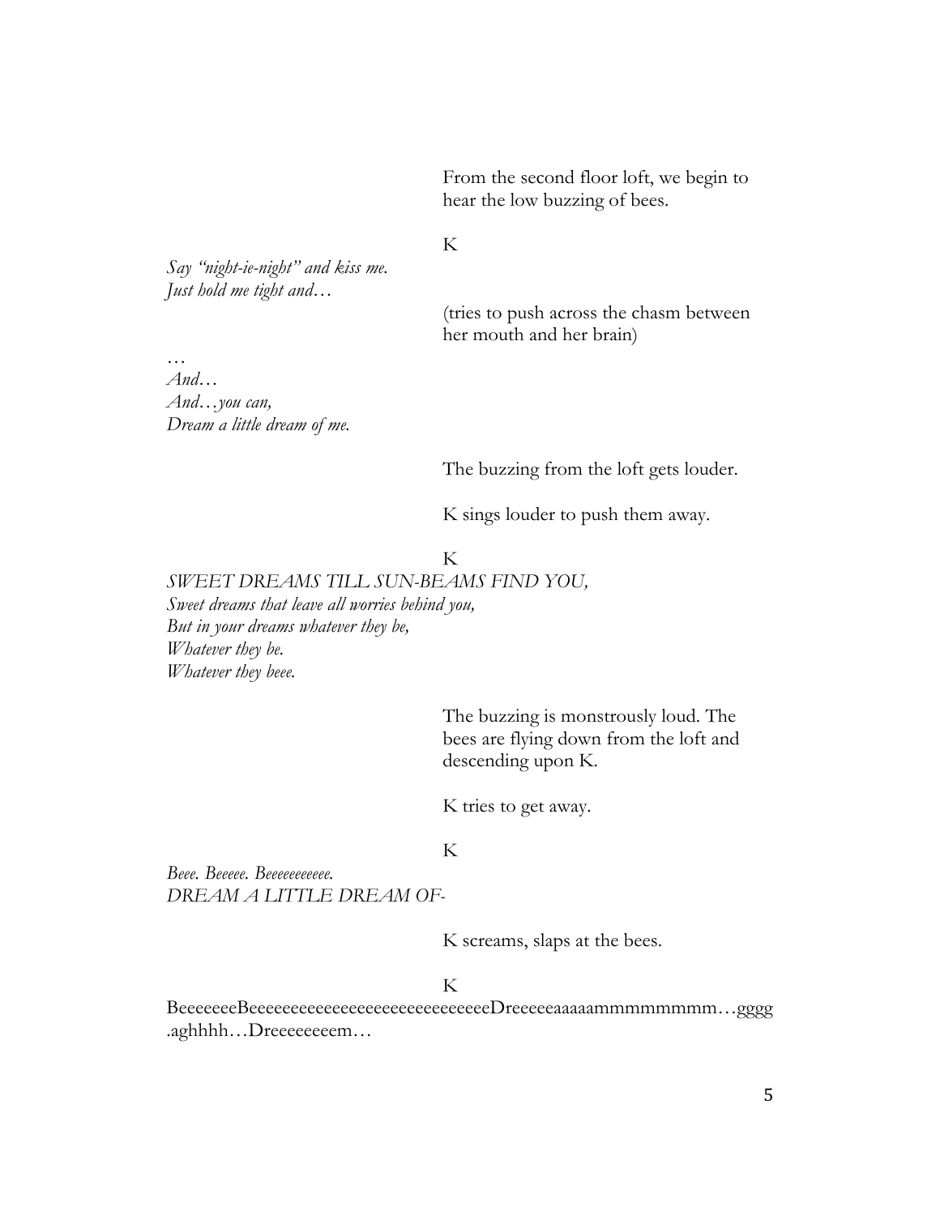From the second floor loft, we begin to hear the low buzzing of bees.

K

*Say "night-ie-night" and kiss me.*
*Just hold me tight and…*

(tries to push across the chasm between her mouth and her brain)

…
*And…*
*And…you can,*
*Dream a little dream of me.*

The buzzing from the loft gets louder.

K sings louder to push them away.

K

*SWEET DREAMS TILL SUN-BEAMS FIND YOU,*
*Sweet dreams that leave all worries behind you,*
*But in your dreams whatever they be,*
*Whatever they be.*
*Whatever they beee.*

The buzzing is monstrously loud. The bees are flying down from the loft and descending upon K.

K tries to get away.

K

*Beee. Beeeee. Beeeeeeeeeee.*
*DREAM A LITTLE DREAM OF-*

K screams, slaps at the bees.

K

BeeeeeeeBeeeeeeeeeeeeeeeeeeeeeeeeeeeeDreeeeeaaaaammmmmmmm…gggg.aghhhh…Dreeeeeeeem…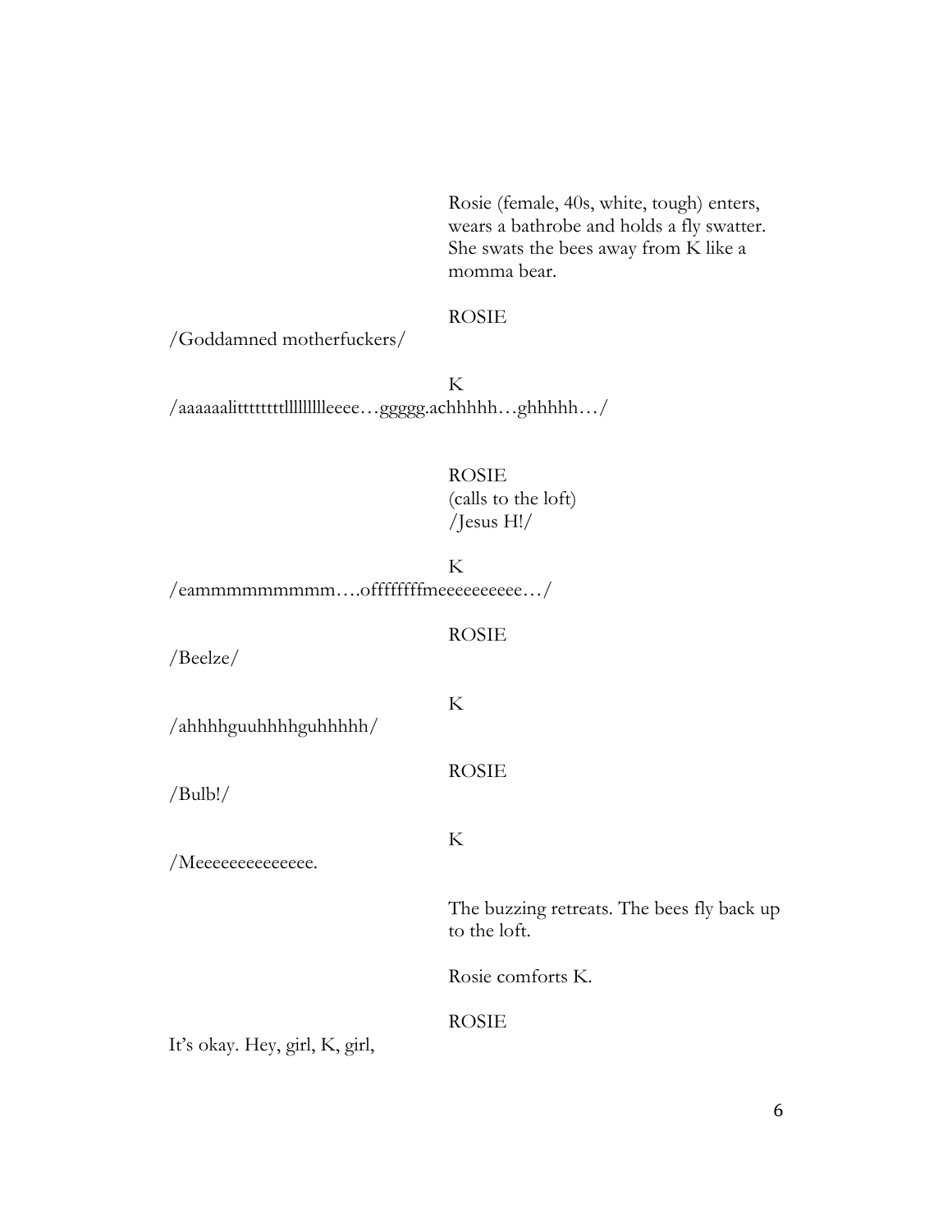Rosie (female, 40s, white, tough) enters, wears a bathrobe and holds a fly swatter. She swats the bees away from K like a momma bear.

ROSIE

/Goddamned motherfuckers/

K

/aaaaaalitttttttllllllllleeee…ggggg.achhhhh…ghhhhh…/

ROSIE
(calls to the loft)
/Jesus H!/

K

/eammmmmmmmm….offfffffffmeeeeeeeee…/

ROSIE

/Beelze/

K

/ahhhhguuhhhhguhhhhh/

ROSIE

/Bulb!/

K

/Meeeeeeeeeeeeee.

The buzzing retreats. The bees fly back up to the loft.

Rosie comforts K.

ROSIE

It's okay. Hey, girl, K, girl,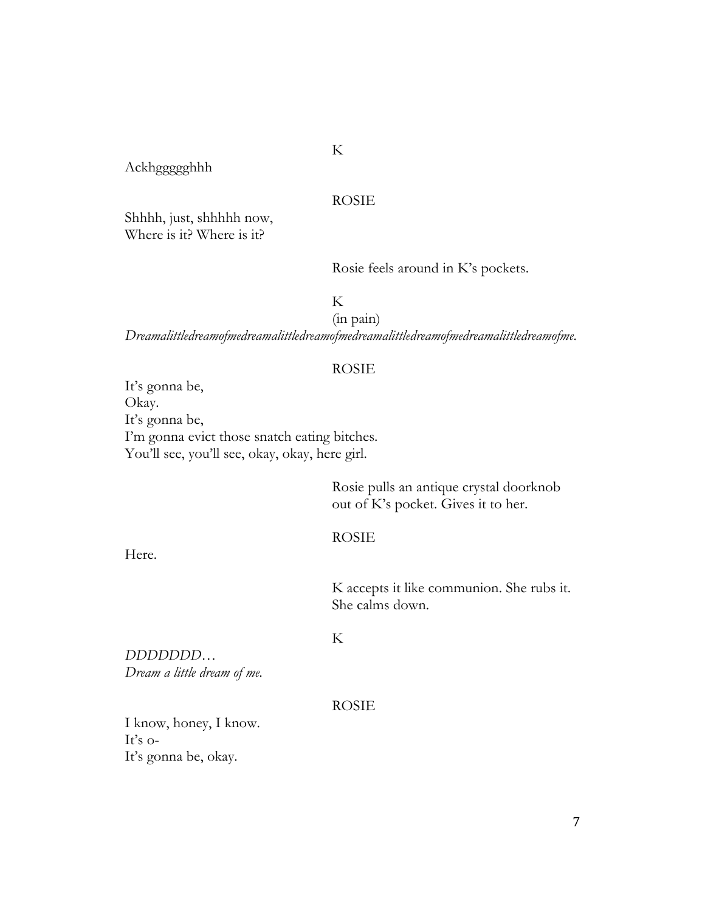K

Ackhggggghhh

ROSIE

Shhhh, just, shhhhh now,
Where is it? Where is it?

Rosie feels around in K's pockets.

K
(in pain)

*Dreamalittledreamofmedreamalittledreamofmedreamalittledreamofmedreamalittledreamofme.*

ROSIE

It's gonna be,
Okay.
It's gonna be,
I'm gonna evict those snatch eating bitches.
You'll see, you'll see, okay, okay, here girl.

Rosie pulls an antique crystal doorknob out of K's pocket. Gives it to her.

ROSIE

Here.

K accepts it like communion. She rubs it. She calms down.

K

*DDDDDDD…*
*Dream a little dream of me.*

ROSIE

I know, honey, I know.
It's o-
It's gonna be, okay.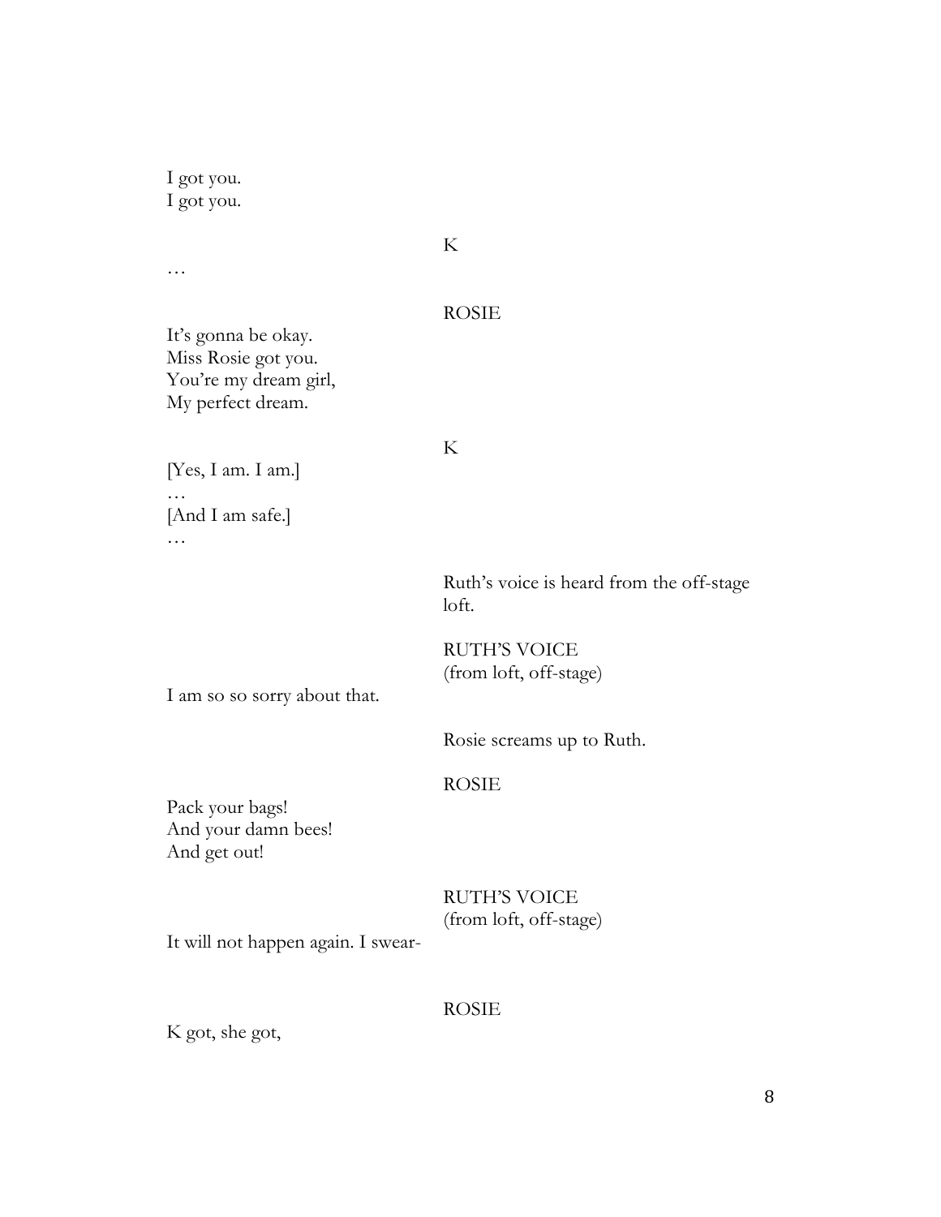I got you.
I got you.

K

…

ROSIE

It's gonna be okay.
Miss Rosie got you.
You're my dream girl,
My perfect dream.

K

[Yes, I am. I am.]
…
[And I am safe.]
…

Ruth's voice is heard from the off-stage loft.

RUTH'S VOICE
(from loft, off-stage)

I am so so sorry about that.

Rosie screams up to Ruth.

ROSIE

Pack your bags!
And your damn bees!
And get out!

RUTH'S VOICE
(from loft, off-stage)

It will not happen again. I swear-

ROSIE

K got, she got,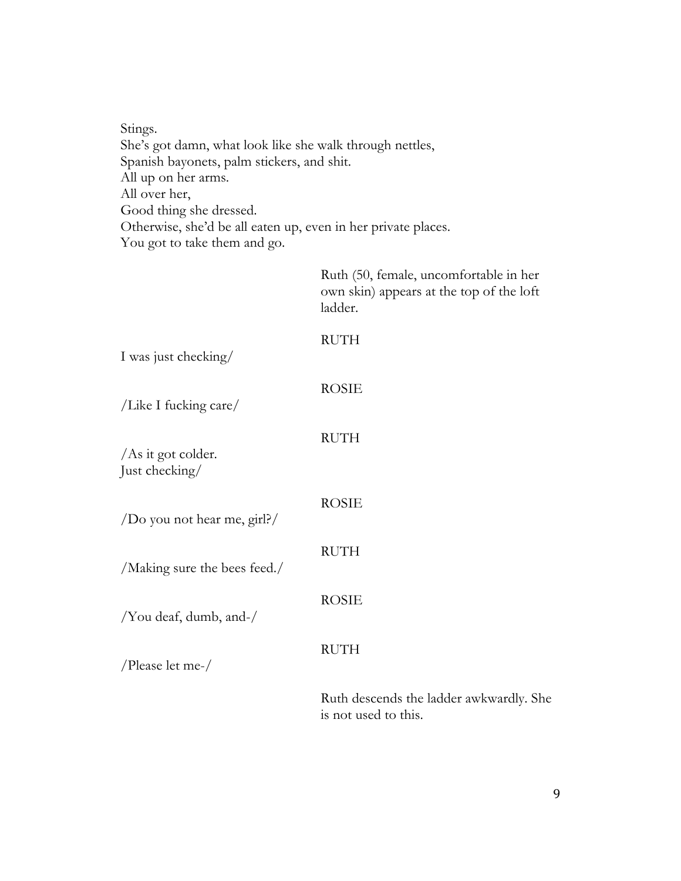Stings.
She's got damn, what look like she walk through nettles,
Spanish bayonets, palm stickers, and shit.
All up on her arms.
All over her,
Good thing she dressed.
Otherwise, she'd be all eaten up, even in her private places.
You got to take them and go.

Ruth (50, female, uncomfortable in her own skin) appears at the top of the loft ladder.

RUTH

I was just checking/

ROSIE

/Like I fucking care/

RUTH

/As it got colder.
Just checking/

ROSIE

/Do you not hear me, girl?/

RUTH

/Making sure the bees feed./

ROSIE

/You deaf, dumb, and-/

RUTH

/Please let me-/

Ruth descends the ladder awkwardly. She is not used to this.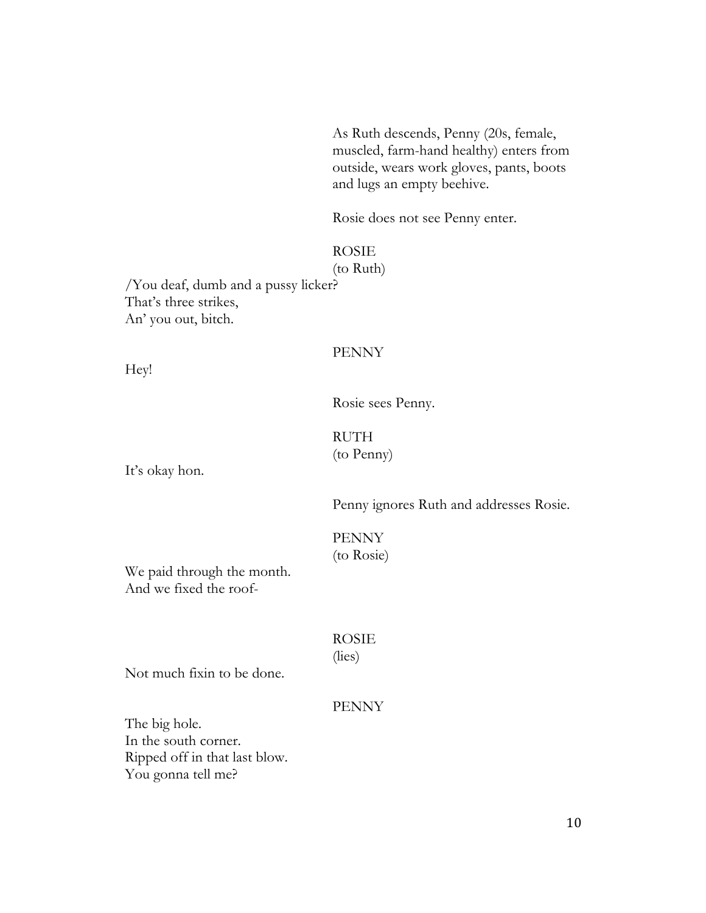As Ruth descends, Penny (20s, female, muscled, farm-hand healthy) enters from outside, wears work gloves, pants, boots and lugs an empty beehive.

Rosie does not see Penny enter.

ROSIE
(to Ruth)

/You deaf, dumb and a pussy licker?
That's three strikes,
An' you out, bitch.

PENNY

Hey!

Rosie sees Penny.

RUTH
(to Penny)

It's okay hon.

Penny ignores Ruth and addresses Rosie.

PENNY
(to Rosie)

We paid through the month.
And we fixed the roof-

ROSIE
(lies)

Not much fixin to be done.

PENNY

The big hole.
In the south corner.
Ripped off in that last blow.
You gonna tell me?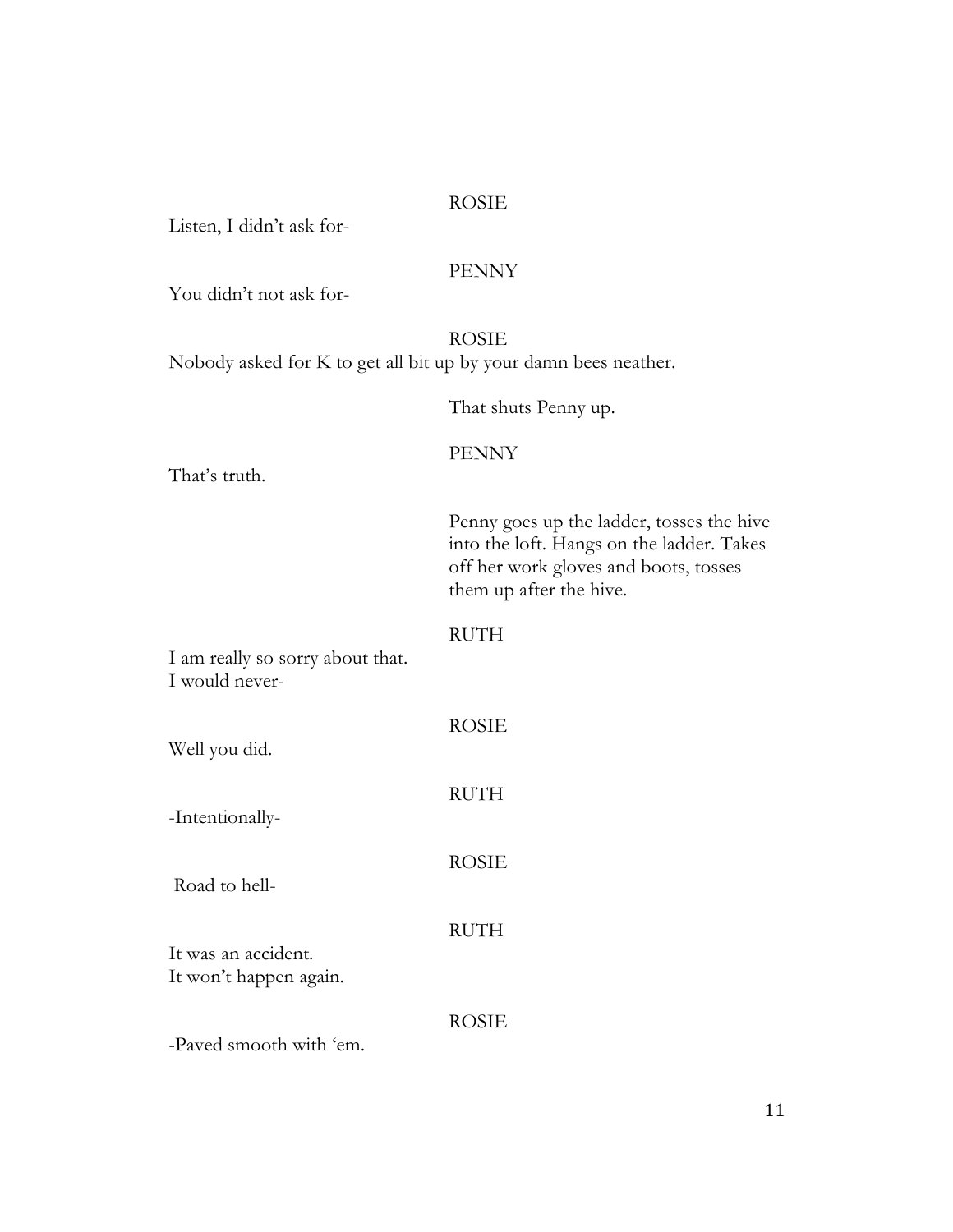ROSIE

Listen, I didn't ask for-

PENNY

You didn't not ask for-

ROSIE

Nobody asked for K to get all bit up by your damn bees neather.

*That shuts Penny up.*

PENNY

That's truth.

*Penny goes up the ladder, tosses the hive into the loft. Hangs on the ladder. Takes off her work gloves and boots, tosses them up after the hive.*

RUTH

I am really so sorry about that.
I would never-

ROSIE

Well you did.

RUTH

-Intentionally-

ROSIE

Road to hell-

RUTH

It was an accident.
It won't happen again.

ROSIE

-Paved smooth with 'em.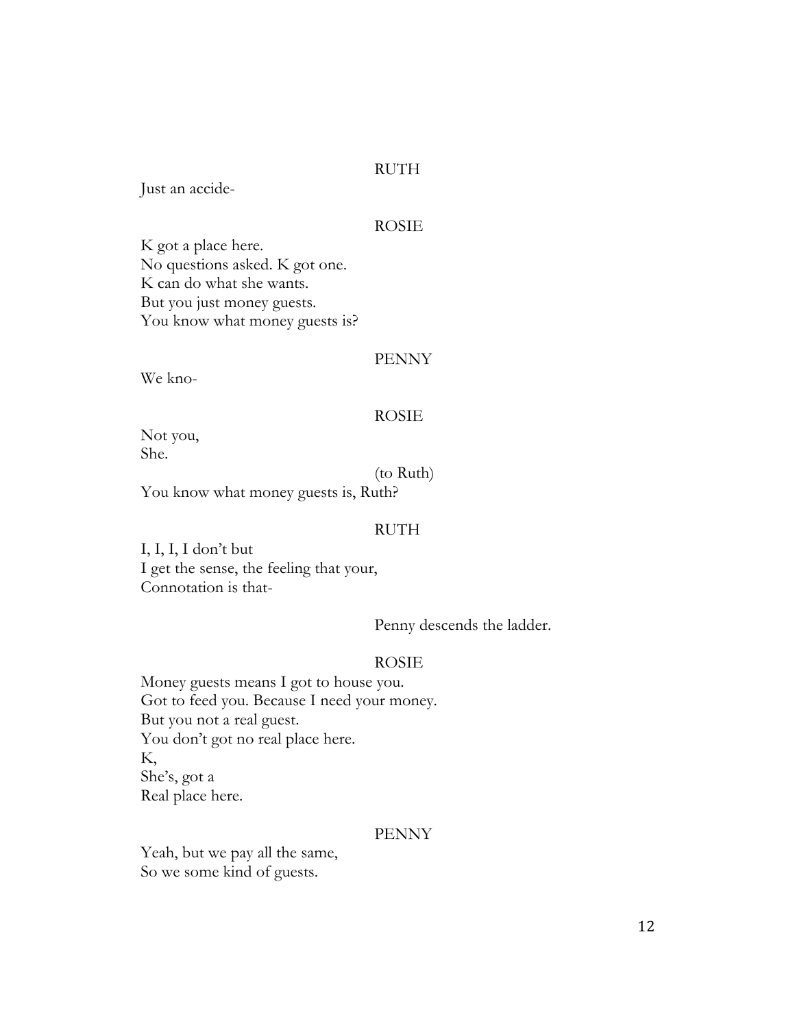RUTH

Just an accide-

ROSIE

K got a place here.  
No questions asked. K got one.  
K can do what she wants.  
But you just money guests.  
You know what money guests is?

PENNY

We kno-

ROSIE

Not you,  
She.

(to Ruth)

You know what money guests is, Ruth?

RUTH

I, I, I, I don't but  
I get the sense, the feeling that your,  
Connotation is that-

Penny descends the ladder.

ROSIE

Money guests means I got to house you.  
Got to feed you. Because I need your money.  
But you not a real guest.  
You don't got no real place here.  
K,  
She's, got a  
Real place here.

PENNY

Yeah, but we pay all the same,  
So we some kind of guests.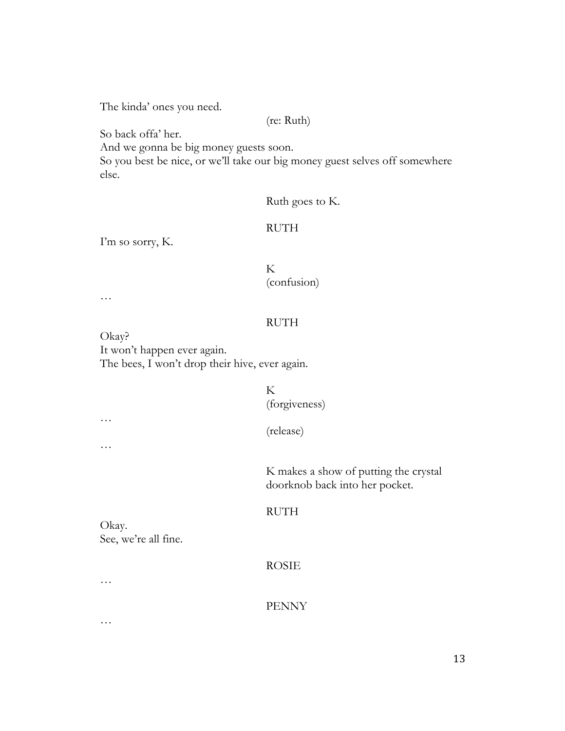The kinda' ones you need.

(re: Ruth)

So back offa' her.
And we gonna be big money guests soon.
So you best be nice, or we'll take our big money guest selves off somewhere else.

Ruth goes to K.

RUTH

I'm so sorry, K.

K
(confusion)

…

RUTH

Okay?
It won't happen ever again.
The bees, I won't drop their hive, ever again.

K
(forgiveness)

…

(release)

…

K makes a show of putting the crystal doorknob back into her pocket.

RUTH

Okay.
See, we're all fine.

ROSIE

…

PENNY

…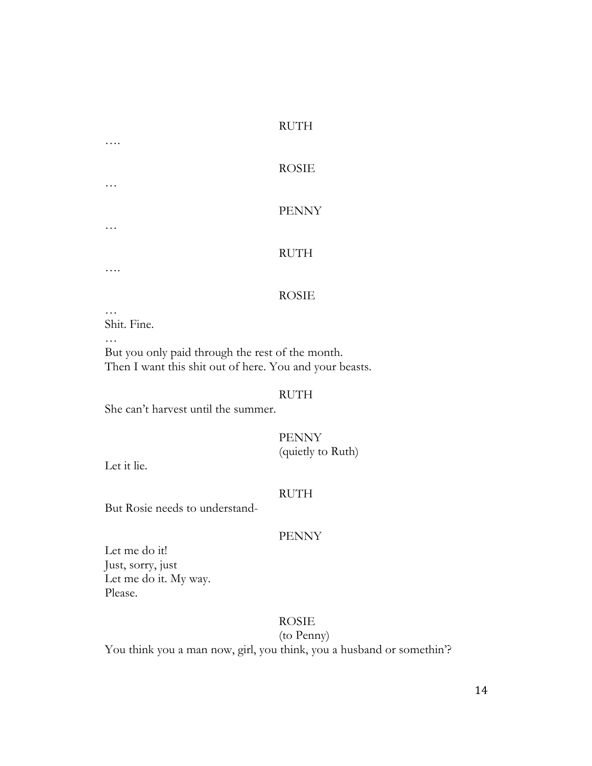RUTH

….

ROSIE

…

PENNY

…

RUTH

….

ROSIE

…
Shit. Fine.
…
But you only paid through the rest of the month.
Then I want this shit out of here. You and your beasts.

RUTH

She can't harvest until the summer.

PENNY
(quietly to Ruth)

Let it lie.

RUTH

But Rosie needs to understand-

PENNY

Let me do it!
Just, sorry, just
Let me do it. My way.
Please.

ROSIE
(to Penny)

You think you a man now, girl, you think, you a husband or somethin'?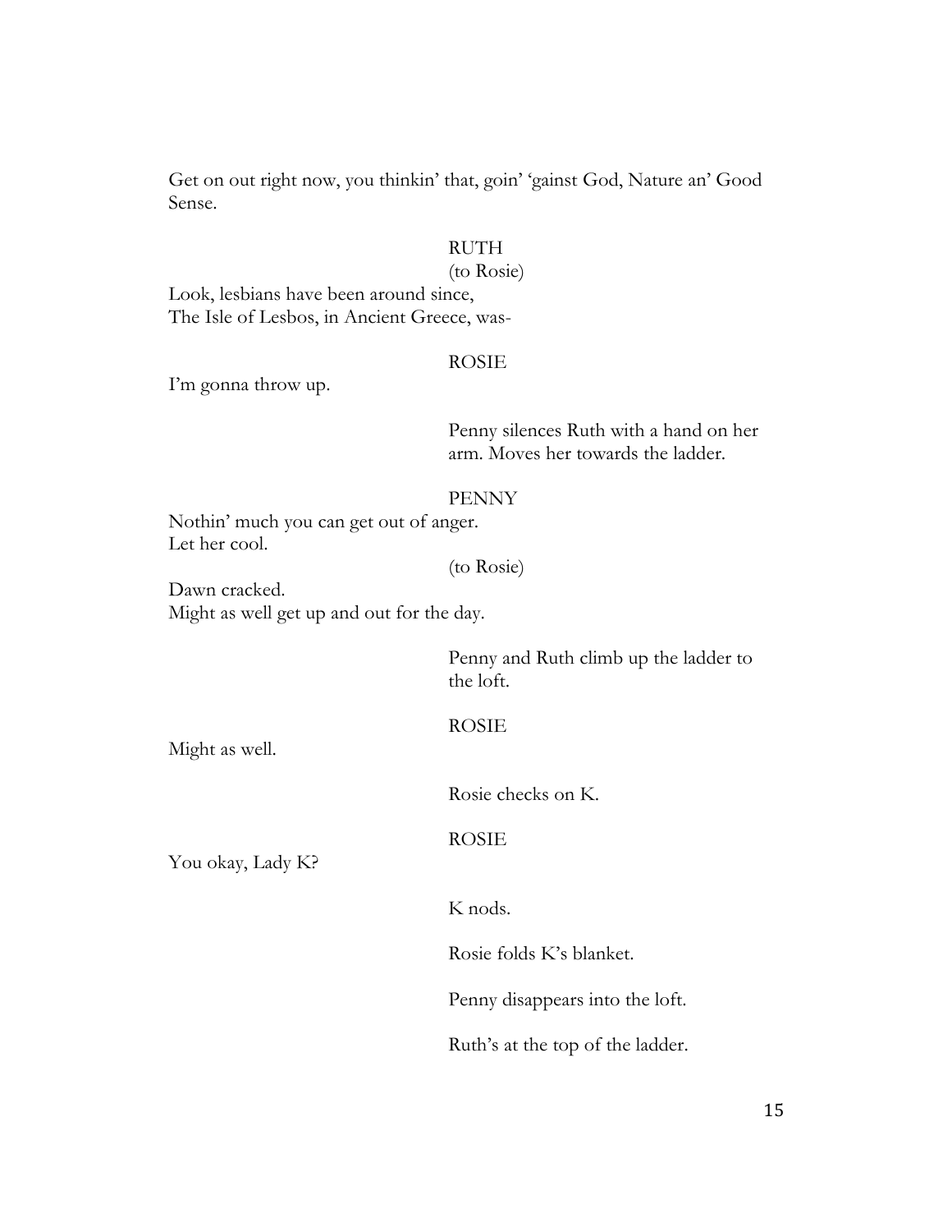Get on out right now, you thinkin' that, goin' 'gainst God, Nature an' Good Sense.

RUTH
(to Rosie)

Look, lesbians have been around since,
The Isle of Lesbos, in Ancient Greece, was-

ROSIE

I'm gonna throw up.

Penny silences Ruth with a hand on her arm. Moves her towards the ladder.

PENNY

Nothin' much you can get out of anger.
Let her cool.

(to Rosie)

Dawn cracked.
Might as well get up and out for the day.

Penny and Ruth climb up the ladder to the loft.

ROSIE

Might as well.

Rosie checks on K.

ROSIE

You okay, Lady K?

K nods.

Rosie folds K's blanket.

Penny disappears into the loft.

Ruth's at the top of the ladder.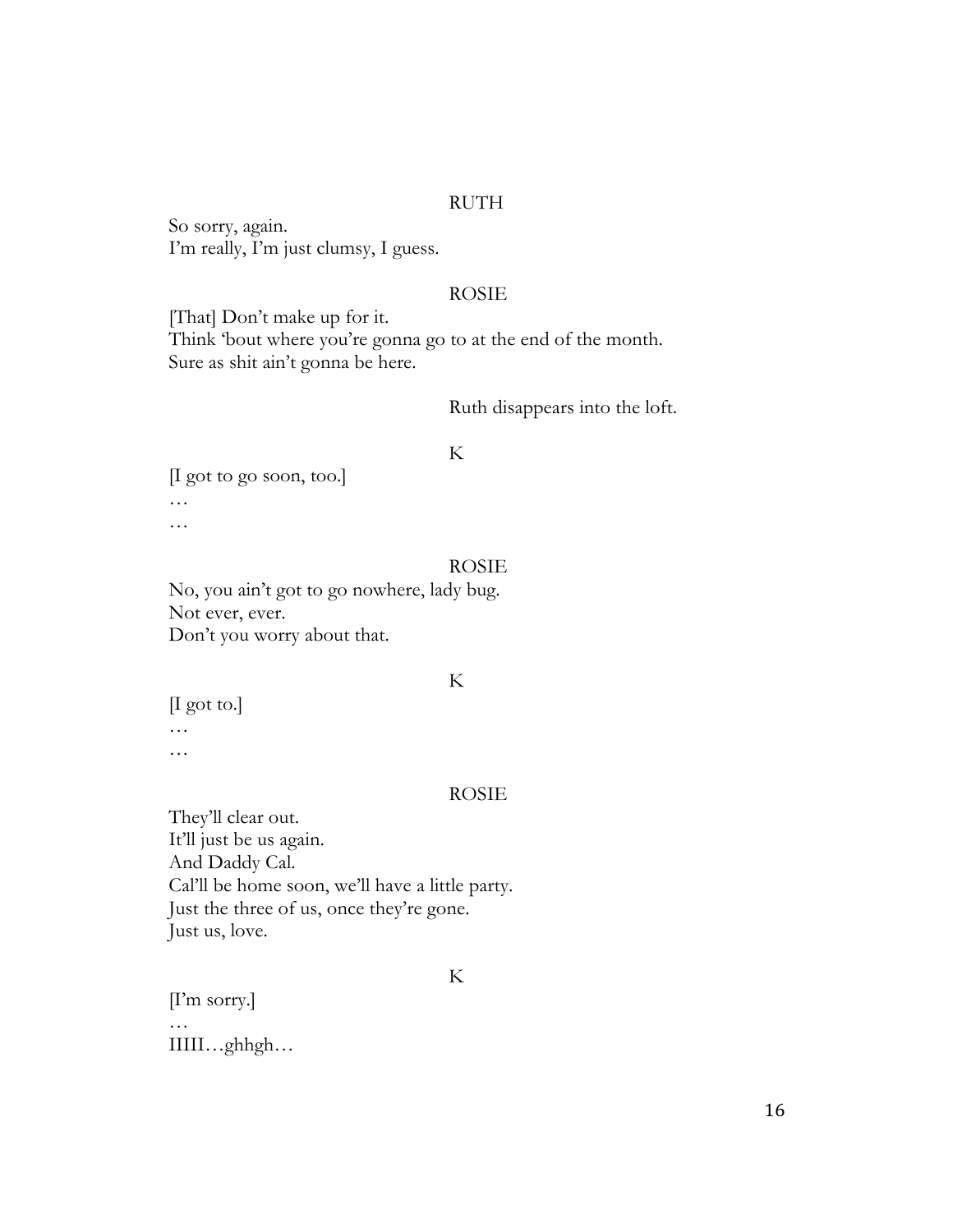RUTH

So sorry, again.
I'm really, I'm just clumsy, I guess.

ROSIE

[That] Don't make up for it.
Think 'bout where you're gonna go to at the end of the month.
Sure as shit ain't gonna be here.

Ruth disappears into the loft.

K

[I got to go soon, too.]
…
…

ROSIE

No, you ain't got to go nowhere, lady bug.
Not ever, ever.
Don't you worry about that.

K

[I got to.]
…
…

ROSIE

They'll clear out.
It'll just be us again.
And Daddy Cal.
Cal'll be home soon, we'll have a little party.
Just the three of us, once they're gone.
Just us, love.

K

[I'm sorry.]
…
IIIII…ghhgh…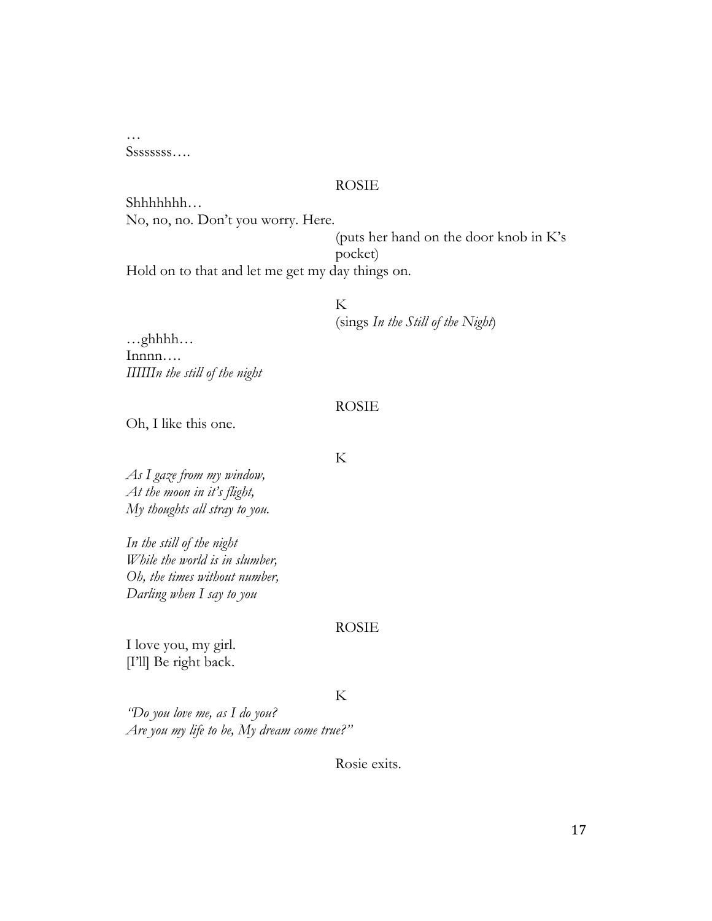…
Sssssss….

ROSIE

Shhhhhhh…
No, no, no. Don't you worry. Here.

(puts her hand on the door knob in K's pocket)

Hold on to that and let me get my day things on.

K
(sings *In the Still of the Night*)

…ghhhh…
Innnn….
*IIIIIn the still of the night*

ROSIE

Oh, I like this one.

K

*As I gaze from my window,*
*At the moon in it's flight,*
*My thoughts all stray to you.*

*In the still of the night*
*While the world is in slumber,*
*Oh, the times without number,*
*Darling when I say to you*

ROSIE

I love you, my girl.
[I'll] Be right back.

K

*"Do you love me, as I do you?*
*Are you my life to be, My dream come true?"*

Rosie exits.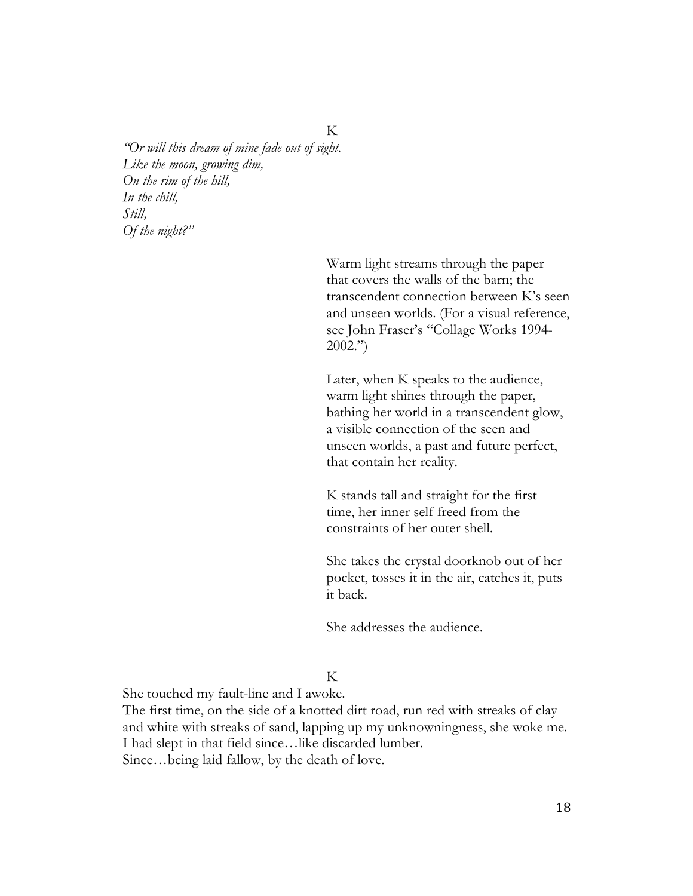K

*"Or will this dream of mine fade out of sight.*
*Like the moon, growing dim,*
*On the rim of the hill,*
*In the chill,*
*Still,*
*Of the night?"*

Warm light streams through the paper that covers the walls of the barn; the transcendent connection between K's seen and unseen worlds. (For a visual reference, see John Fraser's "Collage Works 1994-2002.")

Later, when K speaks to the audience, warm light shines through the paper, bathing her world in a transcendent glow, a visible connection of the seen and unseen worlds, a past and future perfect, that contain her reality.

K stands tall and straight for the first time, her inner self freed from the constraints of her outer shell.

She takes the crystal doorknob out of her pocket, tosses it in the air, catches it, puts it back.

She addresses the audience.

K

She touched my fault-line and I awoke.
The first time, on the side of a knotted dirt road, run red with streaks of clay and white with streaks of sand, lapping up my unknowningness, she woke me.
I had slept in that field since…like discarded lumber.
Since…being laid fallow, by the death of love.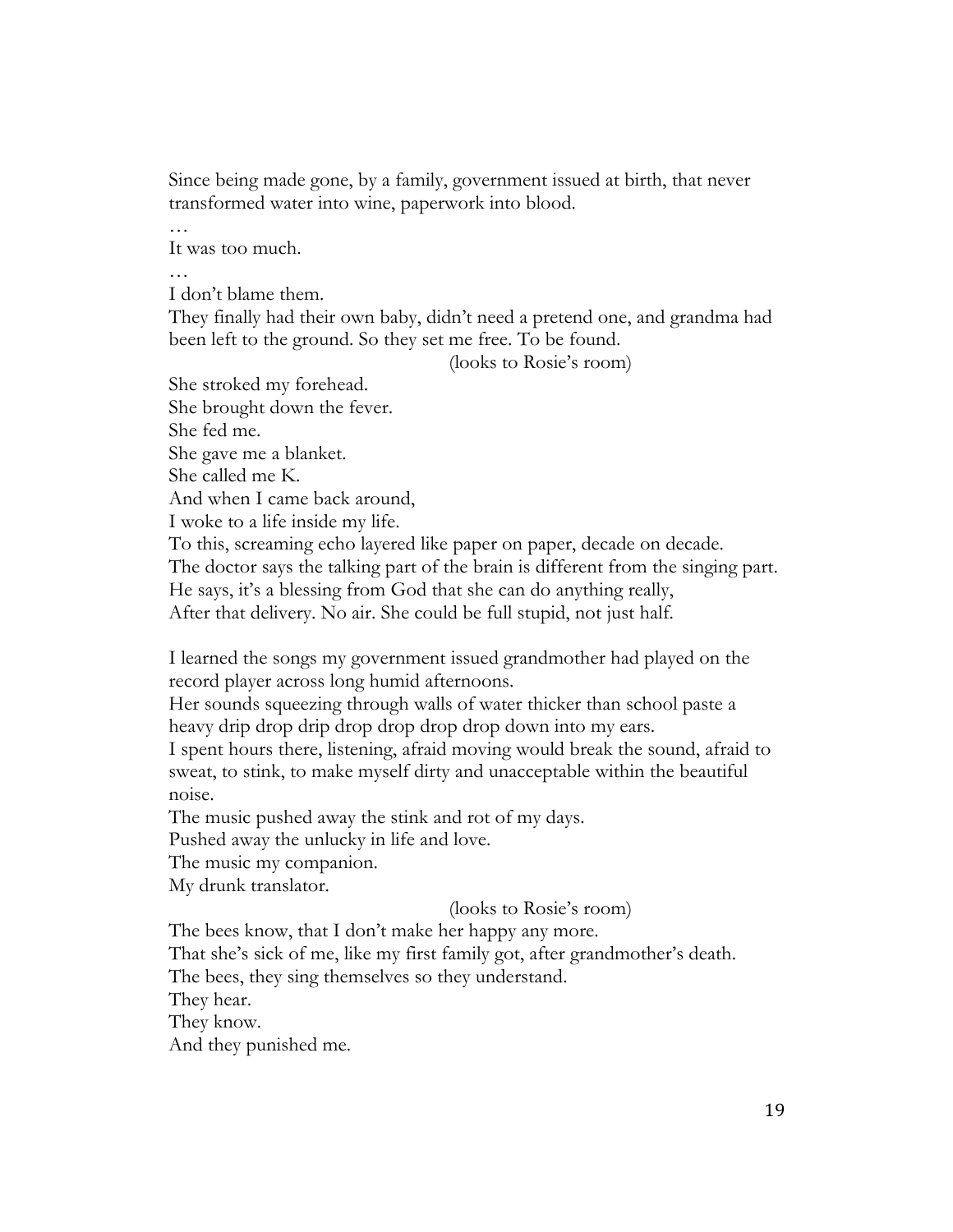Since being made gone, by a family, government issued at birth, that never transformed water into wine, paperwork into blood.

…

It was too much.

…

I don't blame them.

They finally had their own baby, didn't need a pretend one, and grandma had been left to the ground. So they set me free. To be found.

(looks to Rosie's room)

She stroked my forehead.
She brought down the fever.
She fed me.
She gave me a blanket.
She called me K.
And when I came back around,
I woke to a life inside my life.
To this, screaming echo layered like paper on paper, decade on decade.
The doctor says the talking part of the brain is different from the singing part.
He says, it's a blessing from God that she can do anything really,
After that delivery. No air. She could be full stupid, not just half.

I learned the songs my government issued grandmother had played on the record player across long humid afternoons.
Her sounds squeezing through walls of water thicker than school paste a heavy drip drop drip drop drop drop drop down into my ears.
I spent hours there, listening, afraid moving would break the sound, afraid to sweat, to stink, to make myself dirty and unacceptable within the beautiful noise.
The music pushed away the stink and rot of my days.
Pushed away the unlucky in life and love.
The music my companion.
My drunk translator.

(looks to Rosie's room)

The bees know, that I don't make her happy any more.
That she's sick of me, like my first family got, after grandmother's death.
The bees, they sing themselves so they understand.
They hear.
They know.
And they punished me.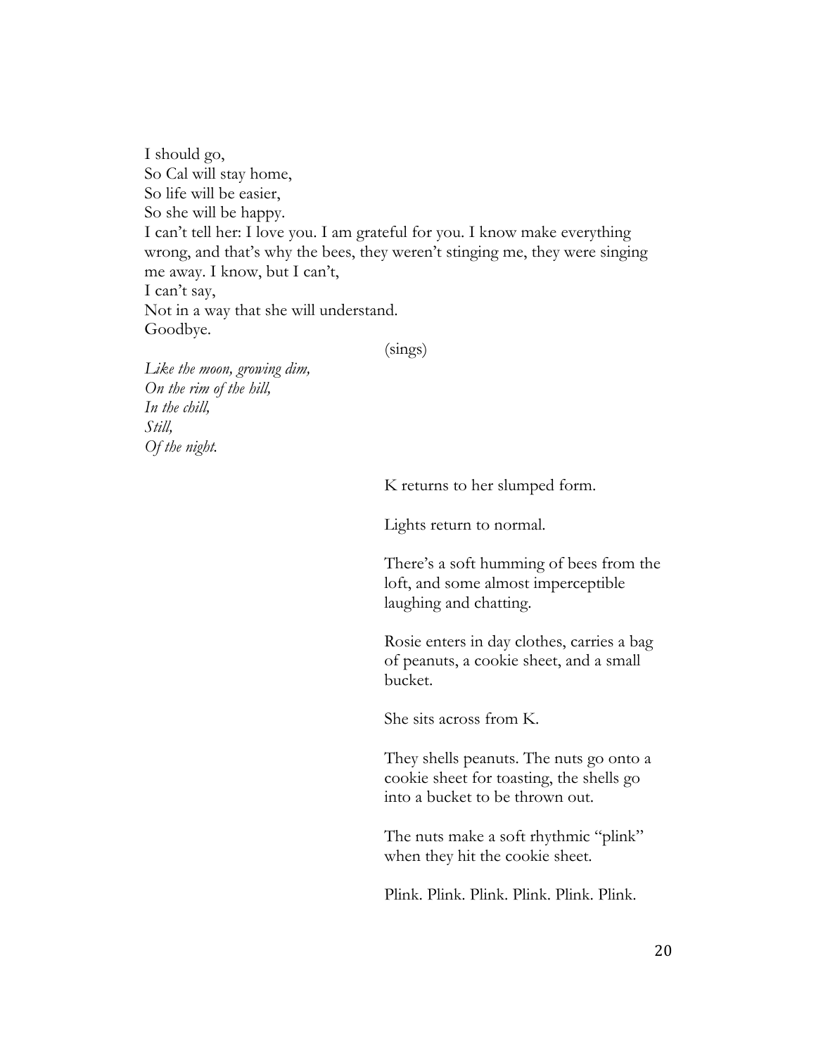I should go,  
So Cal will stay home,  
So life will be easier,  
So she will be happy.  
I can't tell her: I love you. I am grateful for you. I know make everything wrong, and that's why the bees, they weren't stinging me, they were singing me away. I know, but I can't,  
I can't say,  
Not in a way that she will understand.  
Goodbye.

(sings)

*Like the moon, growing dim,*  
*On the rim of the hill,*  
*In the chill,*  
*Still,*  
*Of the night.*

K returns to her slumped form.

Lights return to normal.

There's a soft humming of bees from the loft, and some almost imperceptible laughing and chatting.

Rosie enters in day clothes, carries a bag of peanuts, a cookie sheet, and a small bucket.

She sits across from K.

They shells peanuts. The nuts go onto a cookie sheet for toasting, the shells go into a bucket to be thrown out.

The nuts make a soft rhythmic "plink" when they hit the cookie sheet.

Plink. Plink. Plink. Plink. Plink. Plink.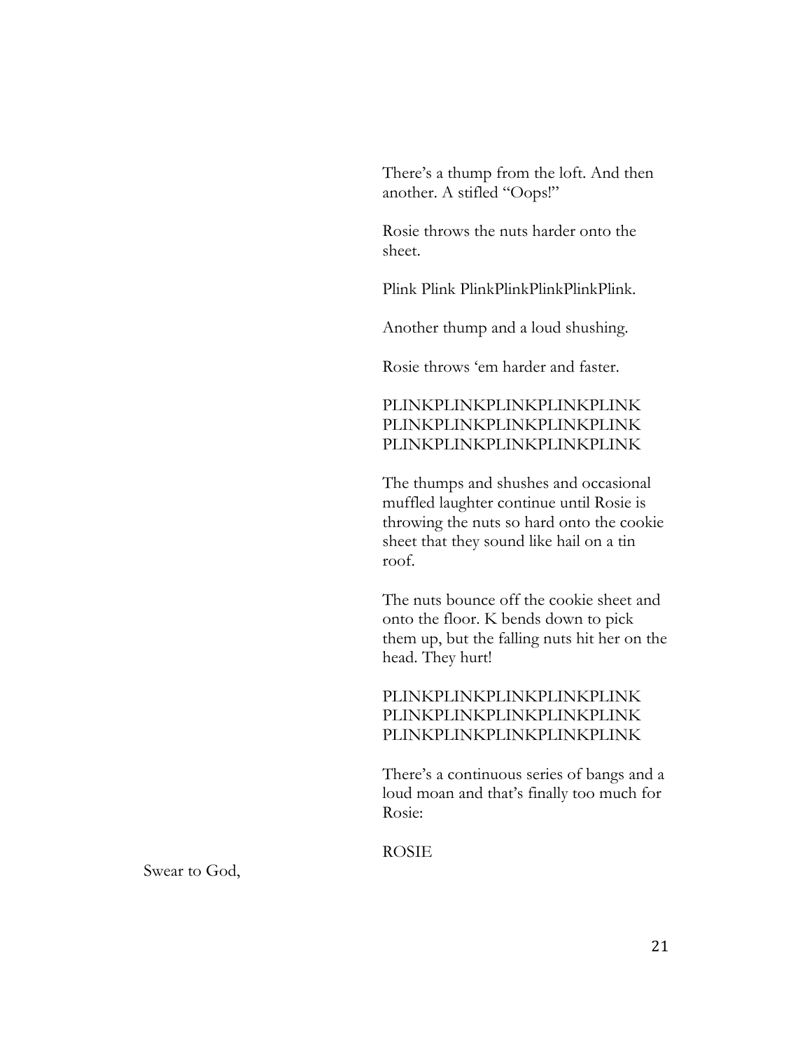There's a thump from the loft. And then another. A stifled "Oops!"

Rosie throws the nuts harder onto the sheet.

Plink Plink PlinkPlinkPlinkPlinkPlink.

Another thump and a loud shushing.

Rosie throws 'em harder and faster.

PLINKPLINKPLINKPLINKPLINK
PLINKPLINKPLINKPLINKPLINK
PLINKPLINKPLINKPLINKPLINK

The thumps and shushes and occasional muffled laughter continue until Rosie is throwing the nuts so hard onto the cookie sheet that they sound like hail on a tin roof.

The nuts bounce off the cookie sheet and onto the floor. K bends down to pick them up, but the falling nuts hit her on the head. They hurt!

PLINKPLINKPLINKPLINKPLINK
PLINKPLINKPLINKPLINKPLINK
PLINKPLINKPLINKPLINKPLINK

There's a continuous series of bangs and a loud moan and that's finally too much for Rosie:

ROSIE

Swear to God,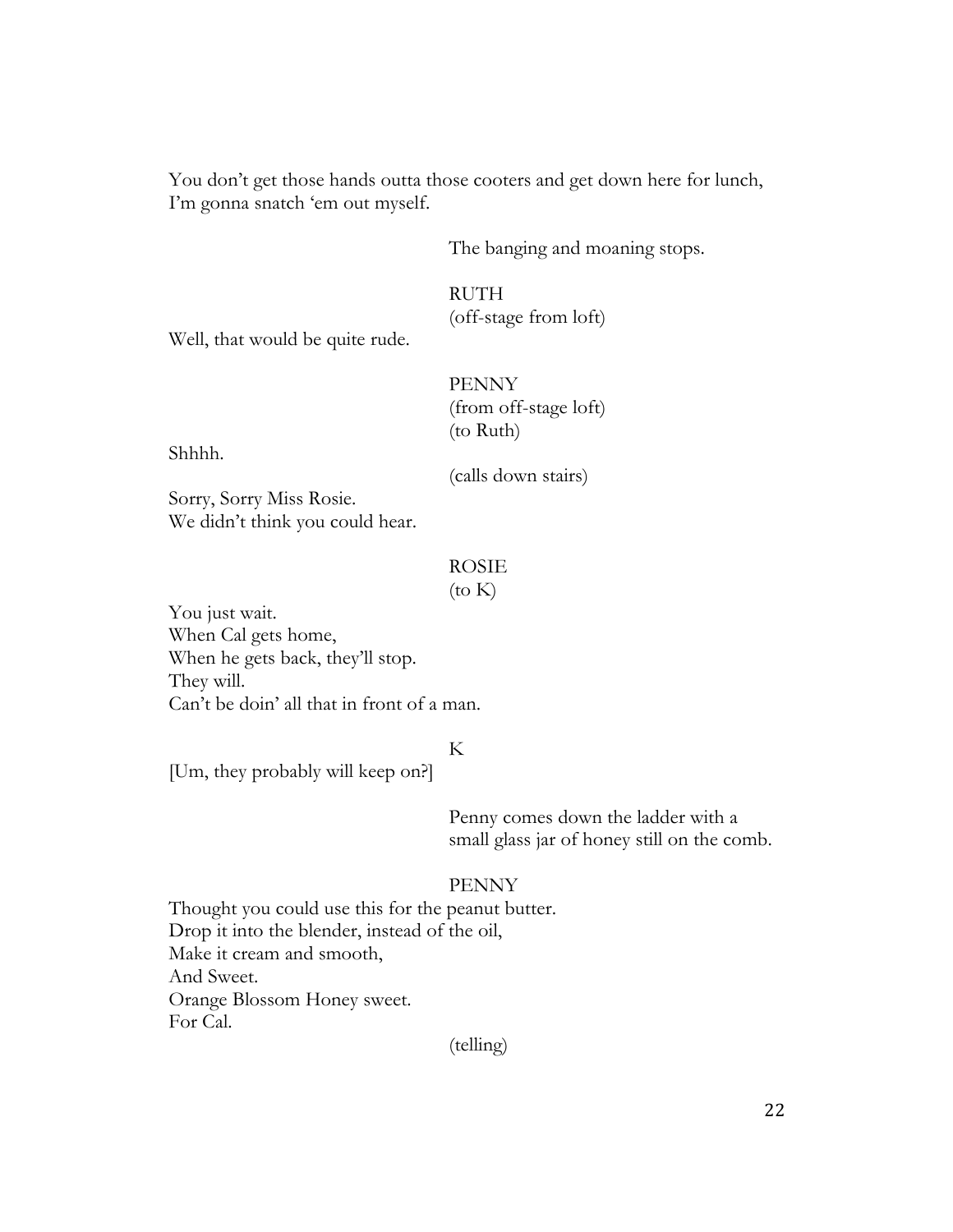You don't get those hands outta those cooters and get down here for lunch,
I'm gonna snatch 'em out myself.

The banging and moaning stops.

RUTH
(off-stage from loft)

Well, that would be quite rude.

PENNY
(from off-stage loft)
(to Ruth)

Shhhh.

(calls down stairs)

Sorry, Sorry Miss Rosie.
We didn't think you could hear.

ROSIE
(to K)

You just wait.
When Cal gets home,
When he gets back, they'll stop.
They will.
Can't be doin' all that in front of a man.

K

[Um, they probably will keep on?]

Penny comes down the ladder with a small glass jar of honey still on the comb.

PENNY

Thought you could use this for the peanut butter.
Drop it into the blender, instead of the oil,
Make it cream and smooth,
And Sweet.
Orange Blossom Honey sweet.
For Cal.

(telling)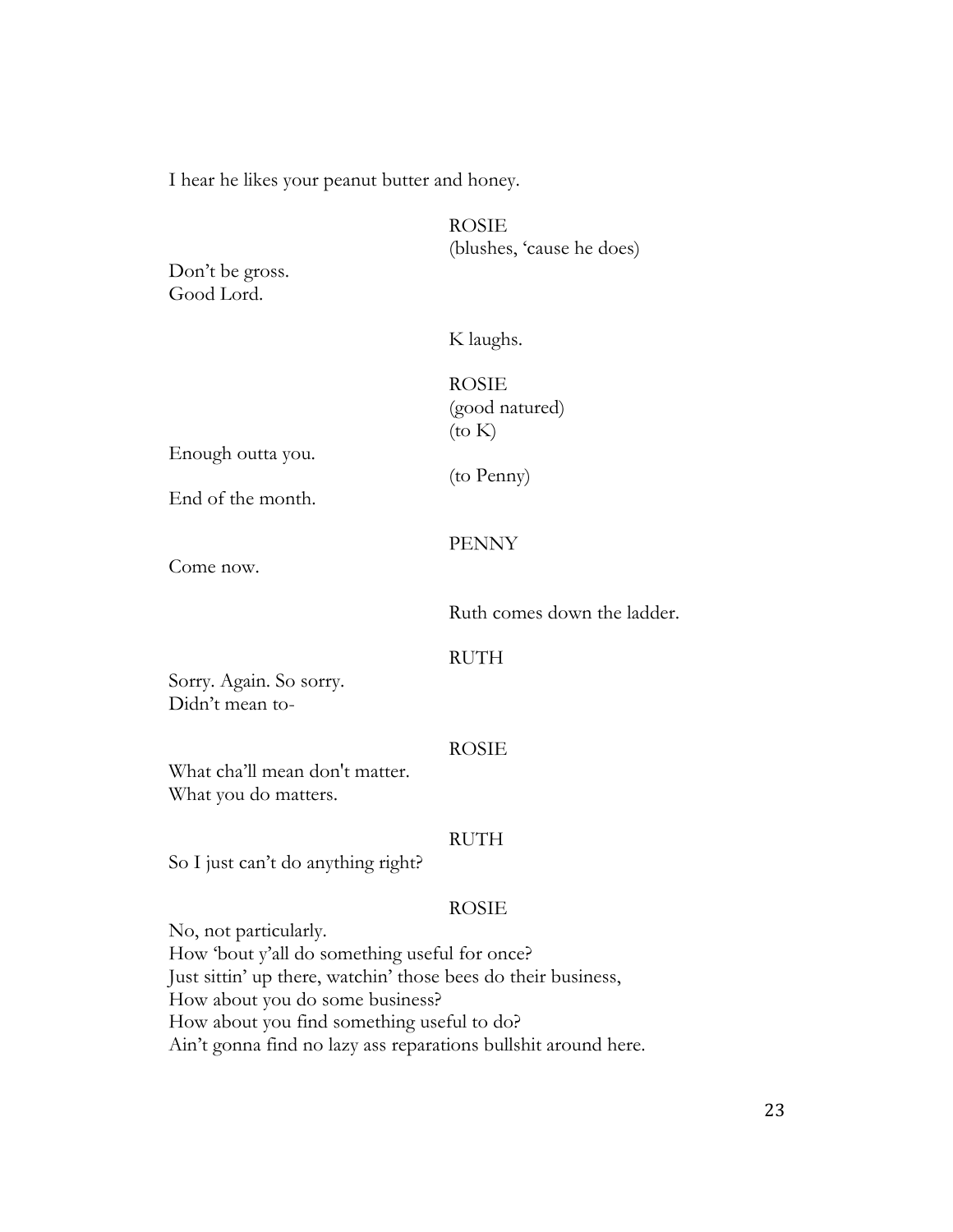I hear he likes your peanut butter and honey.

ROSIE
(blushes, 'cause he does)

Don't be gross.
Good Lord.

K laughs.

ROSIE
(good natured)
(to K)

Enough outta you.

(to Penny)

End of the month.

PENNY

Come now.

Ruth comes down the ladder.

RUTH

Sorry. Again. So sorry.
Didn't mean to-

ROSIE

What cha'll mean don't matter.
What you do matters.

RUTH

So I just can't do anything right?

ROSIE

No, not particularly.
How 'bout y'all do something useful for once?
Just sittin' up there, watchin' those bees do their business,
How about you do some business?
How about you find something useful to do?
Ain't gonna find no lazy ass reparations bullshit around here.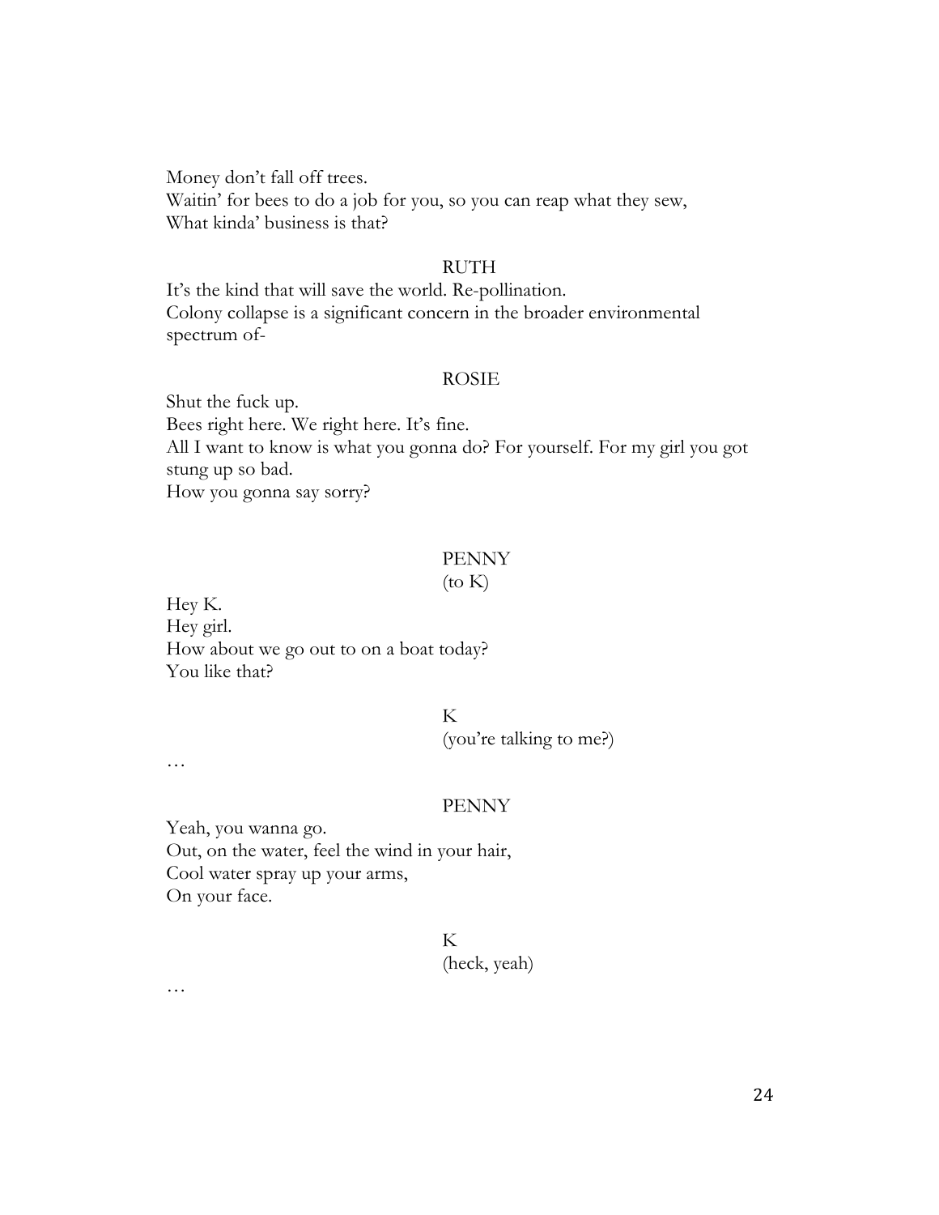Money don't fall off trees.
Waitin' for bees to do a job for you, so you can reap what they sew,
What kinda' business is that?

RUTH

It's the kind that will save the world. Re-pollination.
Colony collapse is a significant concern in the broader environmental spectrum of-

ROSIE

Shut the fuck up.
Bees right here. We right here. It's fine.
All I want to know is what you gonna do? For yourself. For my girl you got stung up so bad.
How you gonna say sorry?

PENNY
(to K)

Hey K.
Hey girl.
How about we go out to on a boat today?
You like that?

K
(you're talking to me?)

…

PENNY

Yeah, you wanna go.
Out, on the water, feel the wind in your hair,
Cool water spray up your arms,
On your face.

K
(heck, yeah)

…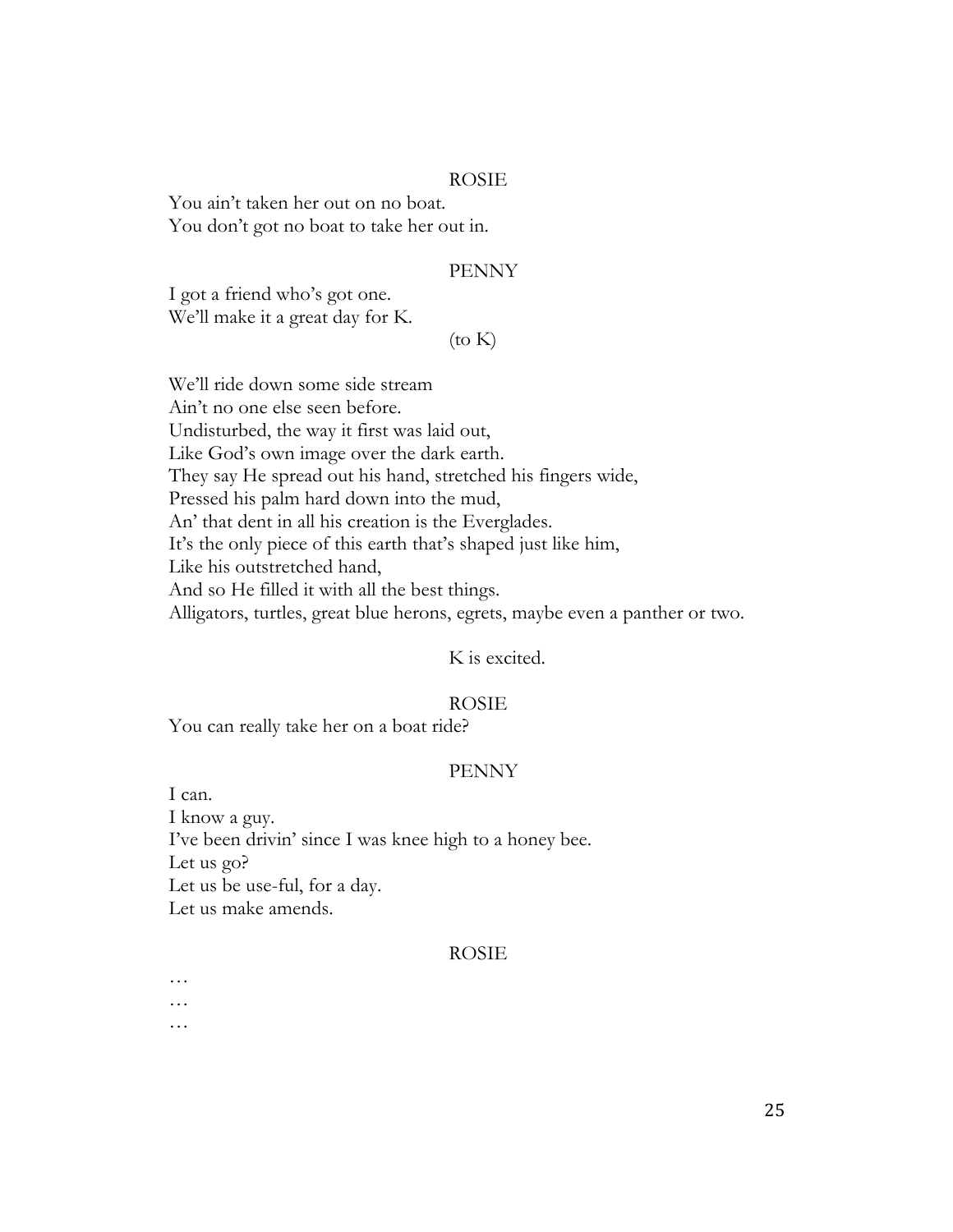ROSIE

You ain't taken her out on no boat.
You don't got no boat to take her out in.

PENNY

I got a friend who's got one.
We'll make it a great day for K.

(to K)

We'll ride down some side stream
Ain't no one else seen before.
Undisturbed, the way it first was laid out,
Like God's own image over the dark earth.
They say He spread out his hand, stretched his fingers wide,
Pressed his palm hard down into the mud,
An' that dent in all his creation is the Everglades.
It's the only piece of this earth that's shaped just like him,
Like his outstretched hand,
And so He filled it with all the best things.
Alligators, turtles, great blue herons, egrets, maybe even a panther or two.

K is excited.

ROSIE

You can really take her on a boat ride?

PENNY

I can.
I know a guy.
I've been drivin' since I was knee high to a honey bee.
Let us go?
Let us be use-ful, for a day.
Let us make amends.

ROSIE

…
…
…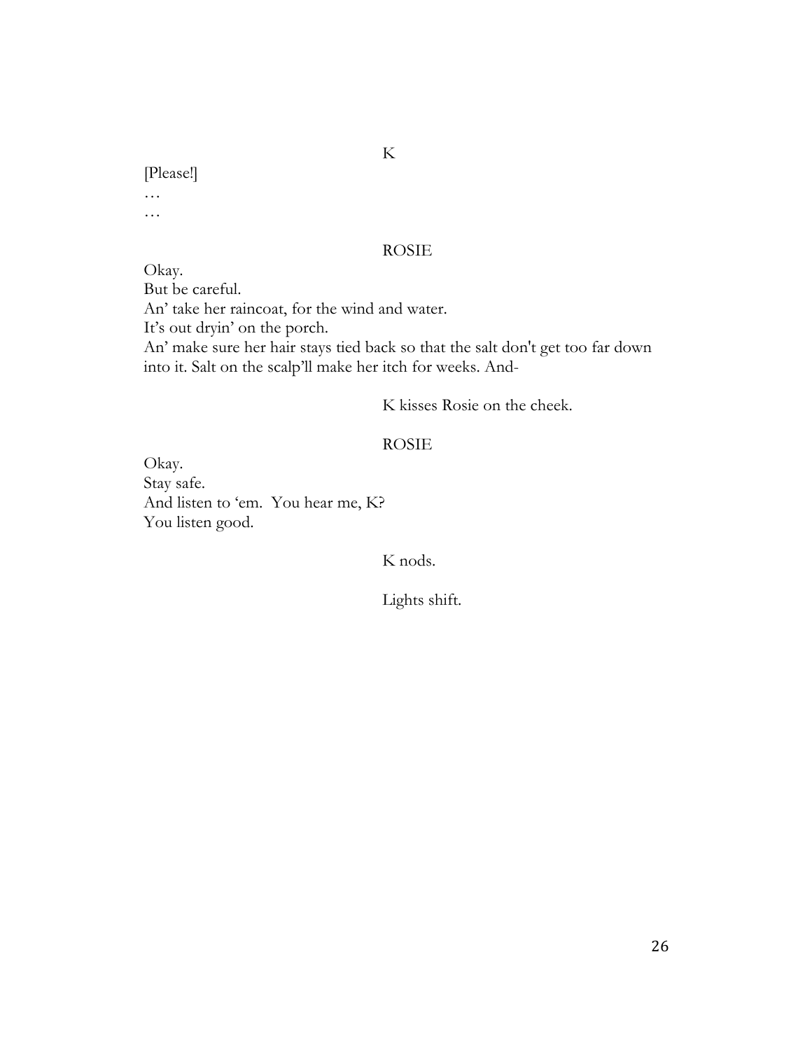K

[Please!]
…
…

ROSIE

Okay.
But be careful.
An' take her raincoat, for the wind and water.
It's out dryin' on the porch.
An' make sure her hair stays tied back so that the salt don't get too far down into it. Salt on the scalp'll make her itch for weeks. And-

K kisses Rosie on the cheek.

ROSIE

Okay.
Stay safe.
And listen to 'em. You hear me, K?
You listen good.

K nods.

Lights shift.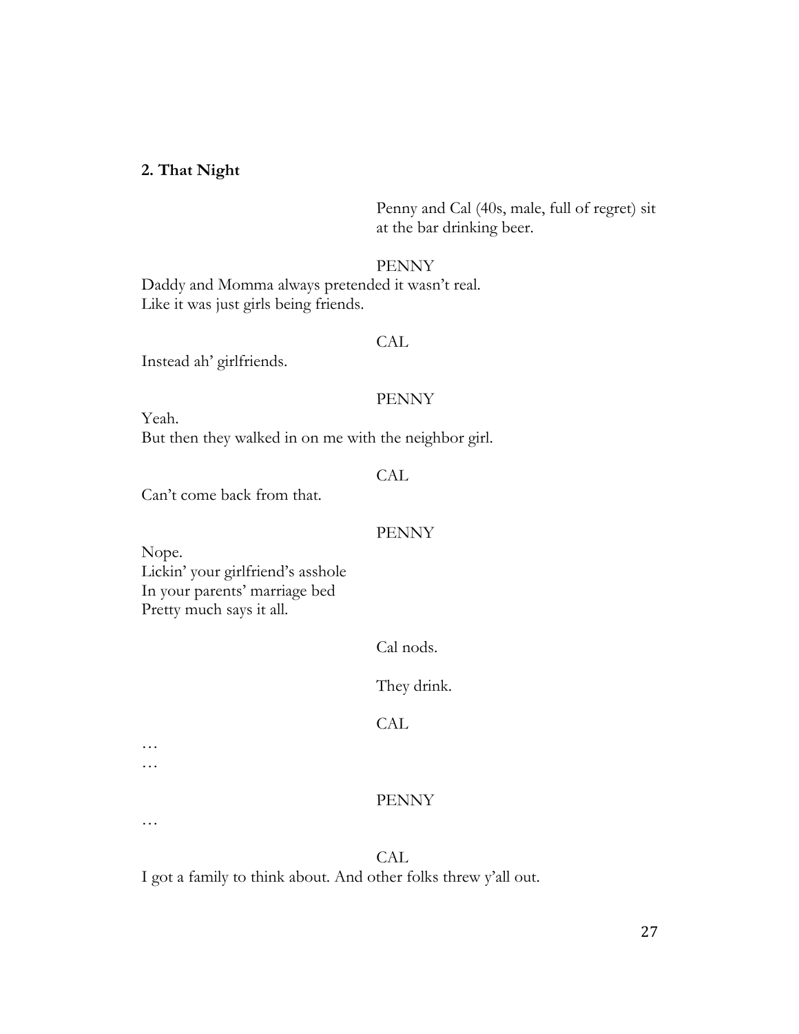**2. That Night**

Penny and Cal (40s, male, full of regret) sit at the bar drinking beer.

PENNY

Daddy and Momma always pretended it wasn't real.
Like it was just girls being friends.

CAL

Instead ah' girlfriends.

PENNY

Yeah.
But then they walked in on me with the neighbor girl.

CAL

Can't come back from that.

PENNY

Nope.
Lickin' your girlfriend's asshole
In your parents' marriage bed
Pretty much says it all.

Cal nods.

They drink.

CAL

…
…

PENNY

…

CAL

I got a family to think about. And other folks threw y'all out.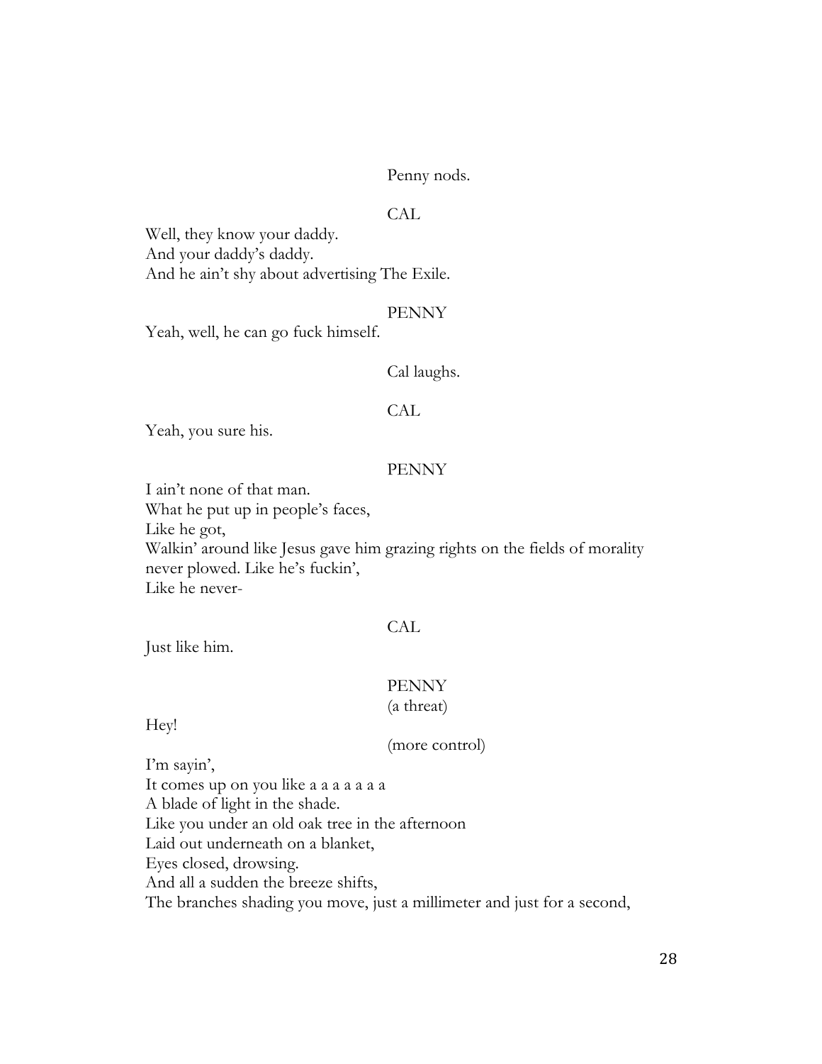Penny nods.

CAL

Well, they know your daddy.
And your daddy's daddy.
And he ain't shy about advertising The Exile.

PENNY

Yeah, well, he can go fuck himself.

Cal laughs.

CAL

Yeah, you sure his.

PENNY

I ain't none of that man.
What he put up in people's faces,
Like he got,
Walkin' around like Jesus gave him grazing rights on the fields of morality never plowed. Like he's fuckin',
Like he never-

CAL

Just like him.

PENNY
(a threat)

Hey!

(more control)

I'm sayin',
It comes up on you like a a a a a a a
A blade of light in the shade.
Like you under an old oak tree in the afternoon
Laid out underneath on a blanket,
Eyes closed, drowsing.
And all a sudden the breeze shifts,
The branches shading you move, just a millimeter and just for a second,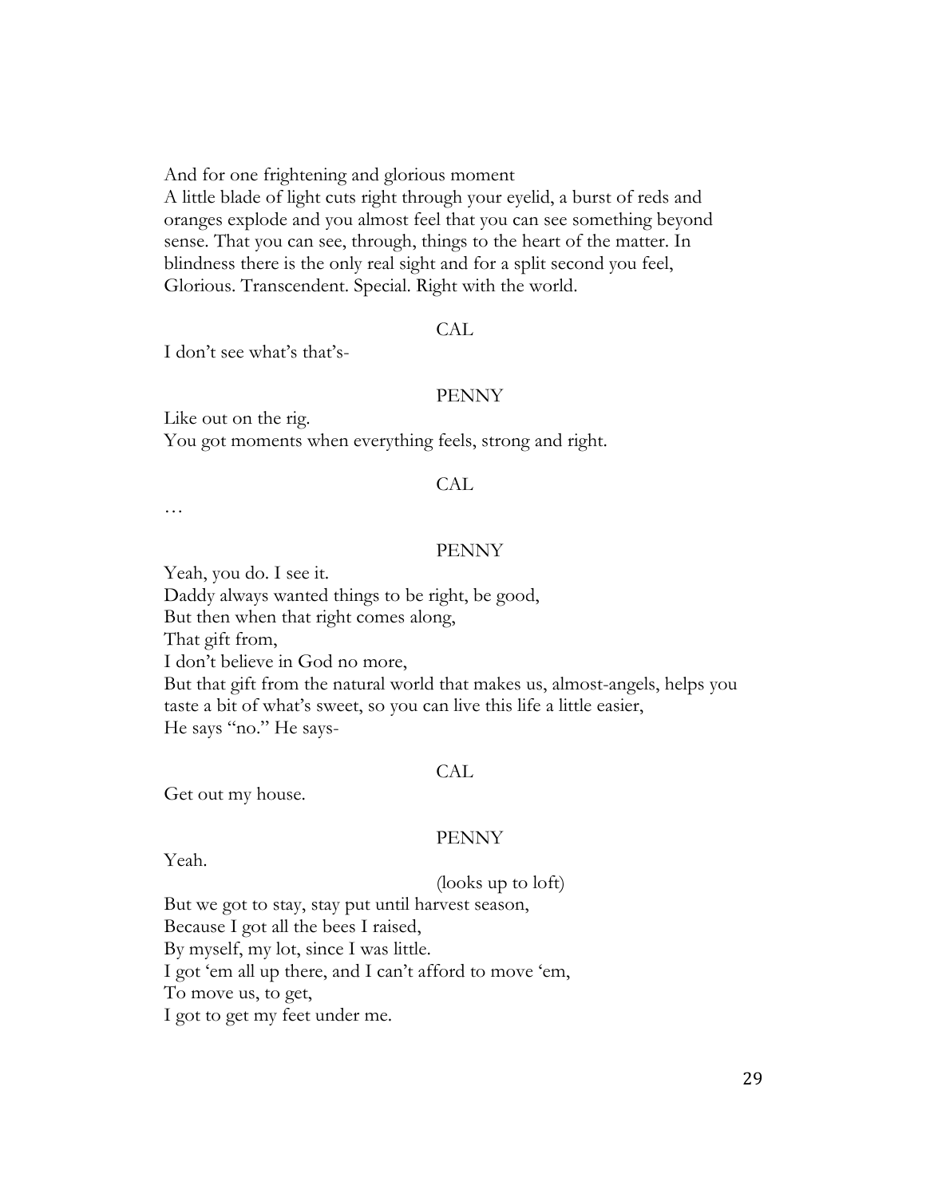And for one frightening and glorious moment
A little blade of light cuts right through your eyelid, a burst of reds and oranges explode and you almost feel that you can see something beyond sense. That you can see, through, things to the heart of the matter. In blindness there is the only real sight and for a split second you feel, Glorious. Transcendent. Special. Right with the world.

CAL

I don't see what's that's-

PENNY

Like out on the rig.
You got moments when everything feels, strong and right.

CAL

…

PENNY

Yeah, you do. I see it.
Daddy always wanted things to be right, be good,
But then when that right comes along,
That gift from,
I don't believe in God no more,
But that gift from the natural world that makes us, almost-angels, helps you taste a bit of what's sweet, so you can live this life a little easier,
He says "no." He says-

CAL

Get out my house.

PENNY

Yeah.

(looks up to loft)

But we got to stay, stay put until harvest season,
Because I got all the bees I raised,
By myself, my lot, since I was little.
I got 'em all up there, and I can't afford to move 'em,
To move us, to get,
I got to get my feet under me.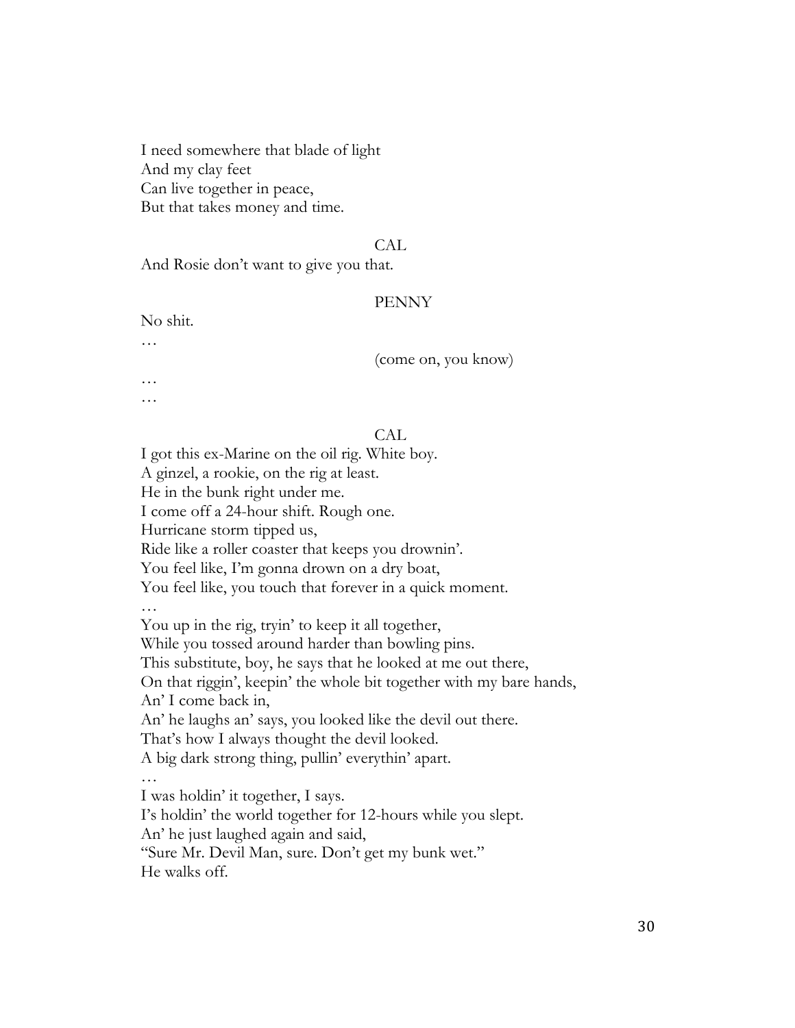I need somewhere that blade of light  
And my clay feet  
Can live together in peace,  
But that takes money and time.

CAL

And Rosie don't want to give you that.

PENNY

No shit.  
…

(come on, you know)

…  
…

CAL

I got this ex-Marine on the oil rig. White boy.  
A ginzel, a rookie, on the rig at least.  
He in the bunk right under me.  
I come off a 24-hour shift. Rough one.  
Hurricane storm tipped us,  
Ride like a roller coaster that keeps you drownin'.  
You feel like, I'm gonna drown on a dry boat,  
You feel like, you touch that forever in a quick moment.  
…  
You up in the rig, tryin' to keep it all together,  
While you tossed around harder than bowling pins.  
This substitute, boy, he says that he looked at me out there,  
On that riggin', keepin' the whole bit together with my bare hands,  
An' I come back in,  
An' he laughs an' says, you looked like the devil out there.  
That's how I always thought the devil looked.  
A big dark strong thing, pullin' everythin' apart.  
…  
I was holdin' it together, I says.  
I's holdin' the world together for 12-hours while you slept.  
An' he just laughed again and said,  
"Sure Mr. Devil Man, sure. Don't get my bunk wet."  
He walks off.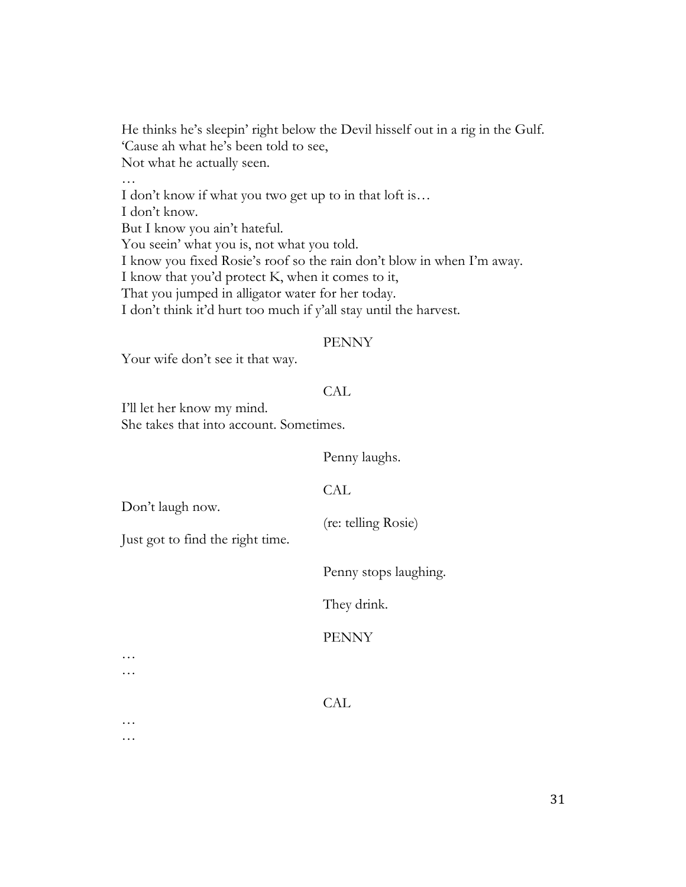He thinks he's sleepin' right below the Devil hisself out in a rig in the Gulf.
'Cause ah what he's been told to see,
Not what he actually seen.
…
I don't know if what you two get up to in that loft is…
I don't know.
But I know you ain't hateful.
You seein' what you is, not what you told.
I know you fixed Rosie's roof so the rain don't blow in when I'm away.
I know that you'd protect K, when it comes to it,
That you jumped in alligator water for her today.
I don't think it'd hurt too much if y'all stay until the harvest.

PENNY

Your wife don't see it that way.

CAL

I'll let her know my mind.
She takes that into account. Sometimes.

Penny laughs.

CAL

Don't laugh now.

(re: telling Rosie)

Just got to find the right time.

Penny stops laughing.

They drink.

PENNY

…
…

CAL

…
…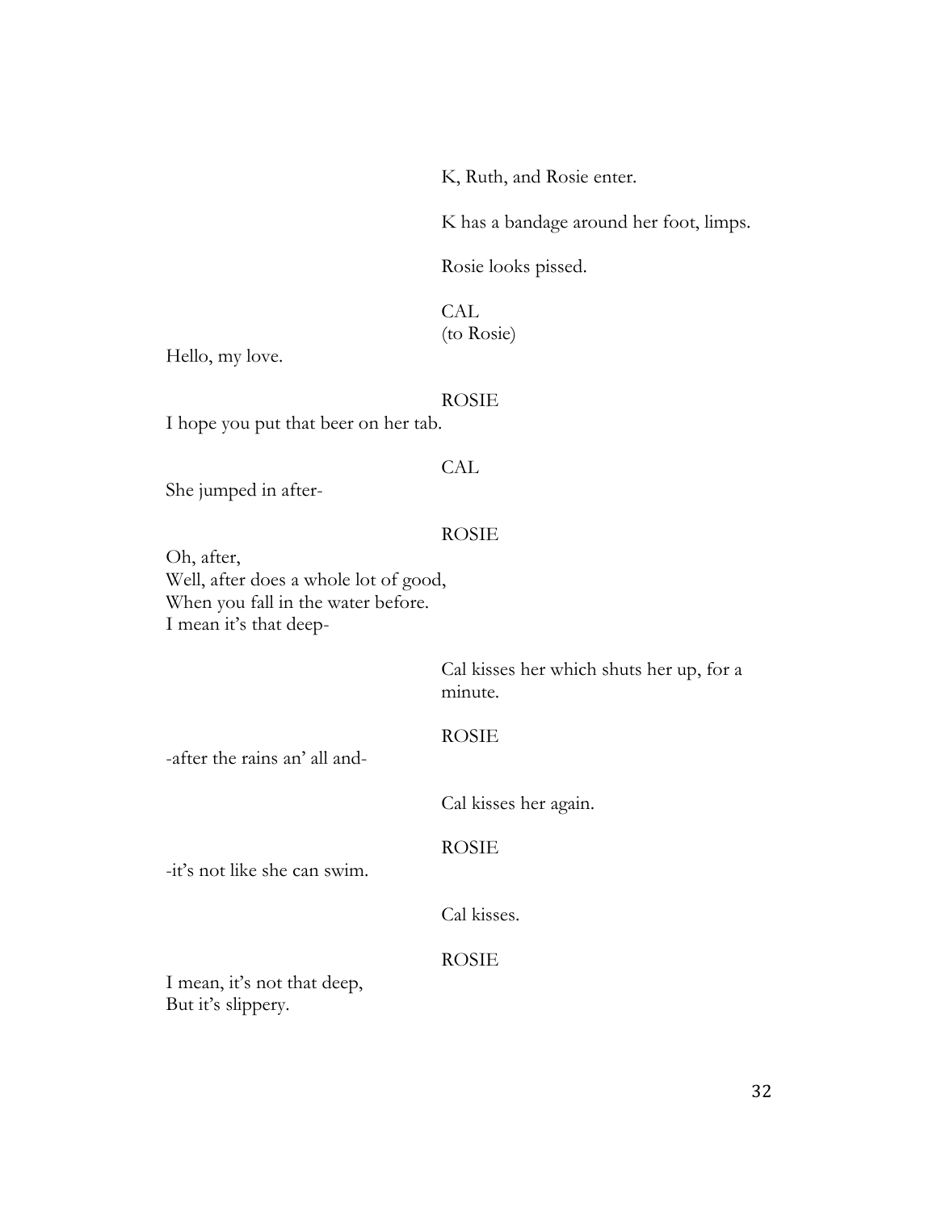K, Ruth, and Rosie enter.

K has a bandage around her foot, limps.

Rosie looks pissed.

CAL
(to Rosie)

Hello, my love.

ROSIE

I hope you put that beer on her tab.

CAL

She jumped in after-

ROSIE

Oh, after,
Well, after does a whole lot of good,
When you fall in the water before.
I mean it's that deep-

Cal kisses her which shuts her up, for a minute.

ROSIE

-after the rains an' all and-

Cal kisses her again.

ROSIE

-it's not like she can swim.

Cal kisses.

ROSIE

I mean, it's not that deep,
But it's slippery.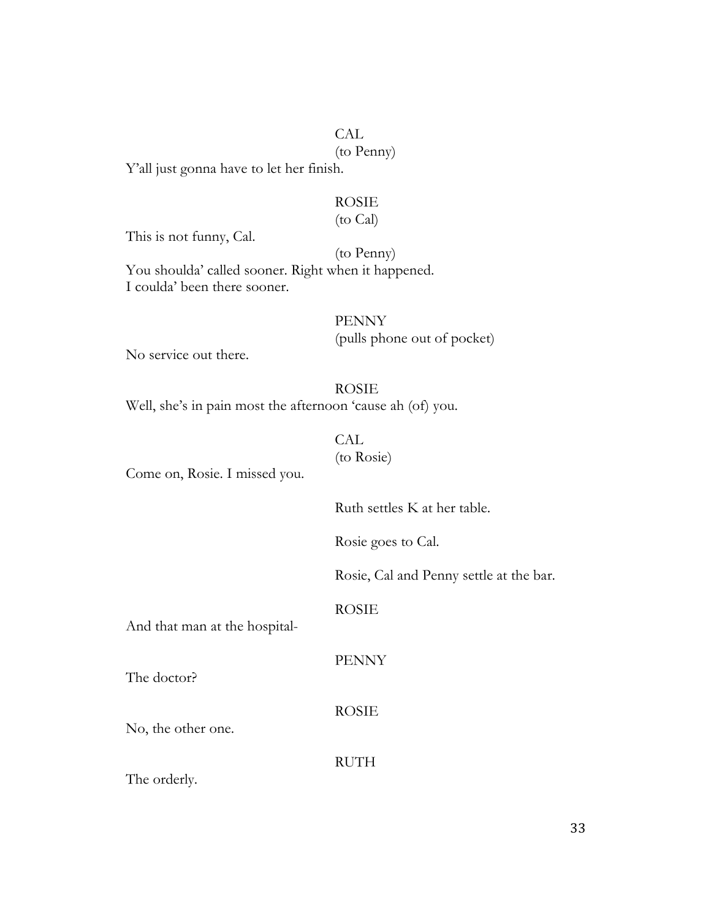CAL
(to Penny)

Y'all just gonna have to let her finish.

ROSIE
(to Cal)

This is not funny, Cal.

(to Penny)

You shoulda' called sooner. Right when it happened.
I coulda' been there sooner.

PENNY
(pulls phone out of pocket)

No service out there.

ROSIE

Well, she's in pain most the afternoon 'cause ah (of) you.

CAL
(to Rosie)

Come on, Rosie. I missed you.

Ruth settles K at her table.

Rosie goes to Cal.

Rosie, Cal and Penny settle at the bar.

ROSIE

And that man at the hospital-

PENNY

The doctor?

ROSIE

No, the other one.

RUTH

The orderly.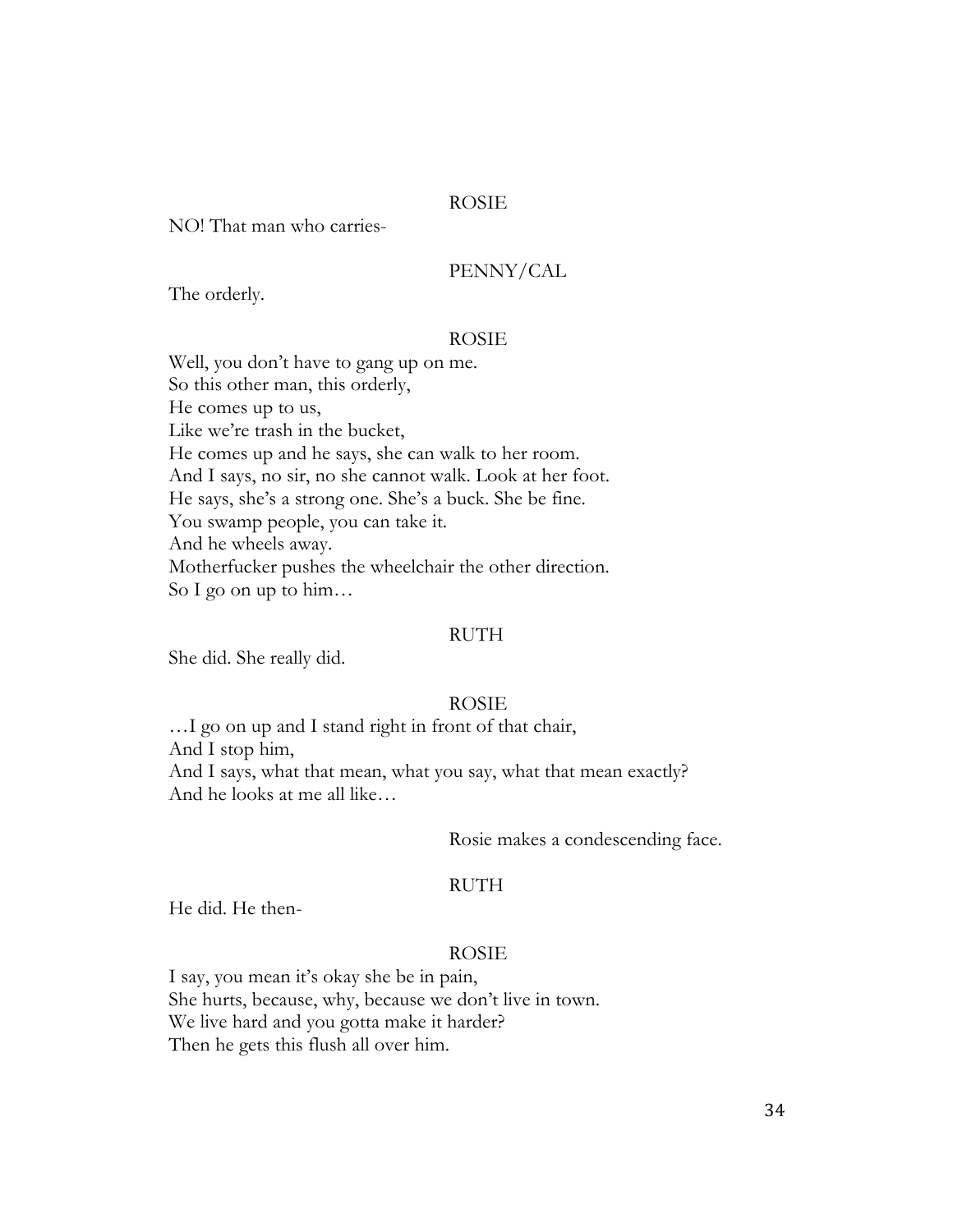ROSIE

NO! That man who carries-

PENNY/CAL

The orderly.

ROSIE

Well, you don't have to gang up on me.
So this other man, this orderly,
He comes up to us,
Like we're trash in the bucket,
He comes up and he says, she can walk to her room.
And I says, no sir, no she cannot walk. Look at her foot.
He says, she's a strong one. She's a buck. She be fine.
You swamp people, you can take it.
And he wheels away.
Motherfucker pushes the wheelchair the other direction.
So I go on up to him…

RUTH

She did. She really did.

ROSIE

…I go on up and I stand right in front of that chair,
And I stop him,
And I says, what that mean, what you say, what that mean exactly?
And he looks at me all like…

*Rosie makes a condescending face.*

RUTH

He did. He then-

ROSIE

I say, you mean it's okay she be in pain,
She hurts, because, why, because we don't live in town.
We live hard and you gotta make it harder?
Then he gets this flush all over him.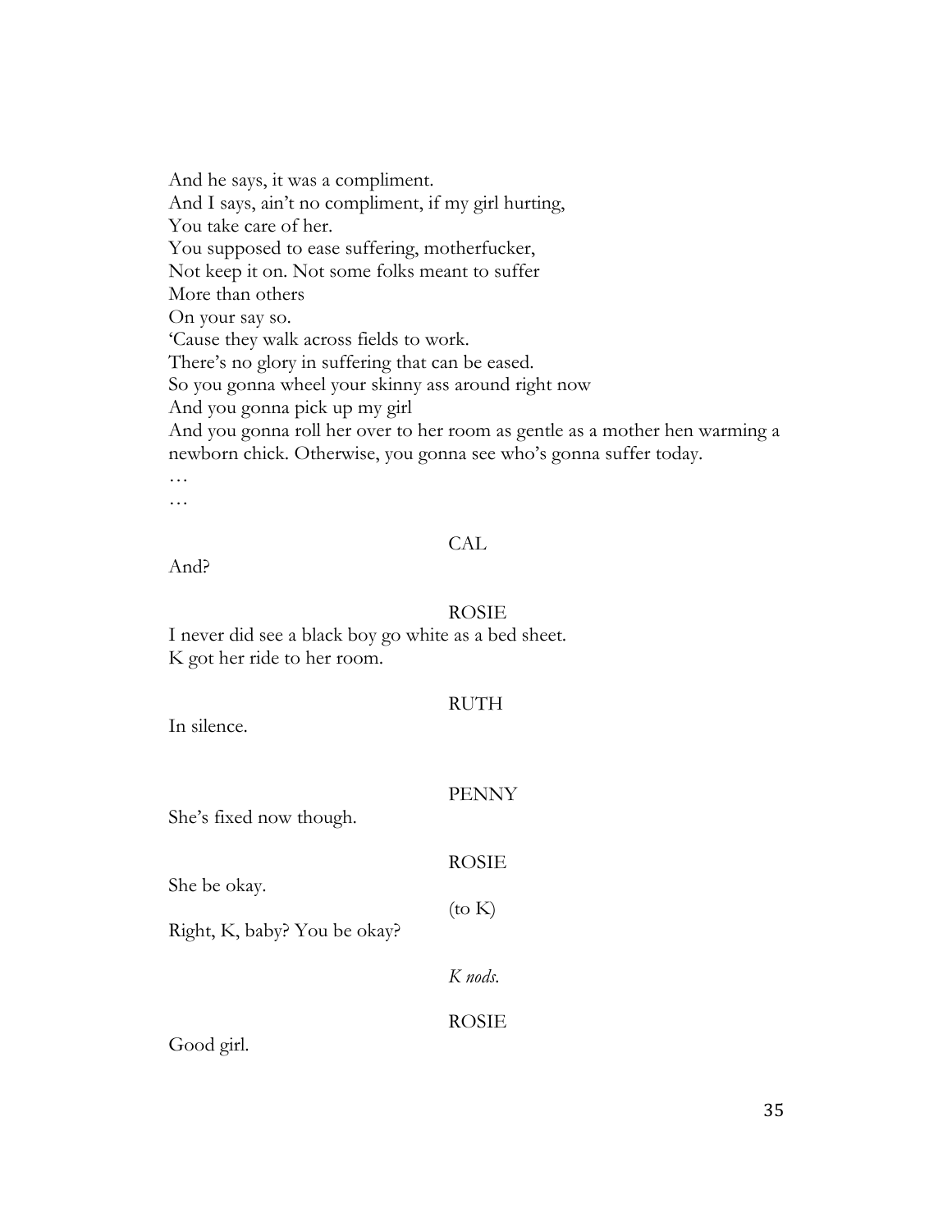And he says, it was a compliment.
And I says, ain't no compliment, if my girl hurting,
You take care of her.
You supposed to ease suffering, motherfucker,
Not keep it on. Not some folks meant to suffer
More than others
On your say so.
'Cause they walk across fields to work.
There's no glory in suffering that can be eased.
So you gonna wheel your skinny ass around right now
And you gonna pick up my girl
And you gonna roll her over to her room as gentle as a mother hen warming a newborn chick. Otherwise, you gonna see who's gonna suffer today.
…
…

CAL

And?

ROSIE

I never did see a black boy go white as a bed sheet.
K got her ride to her room.

RUTH

In silence.

PENNY

She's fixed now though.

ROSIE

She be okay.

(to K)

Right, K, baby? You be okay?

*K nods.*

ROSIE

Good girl.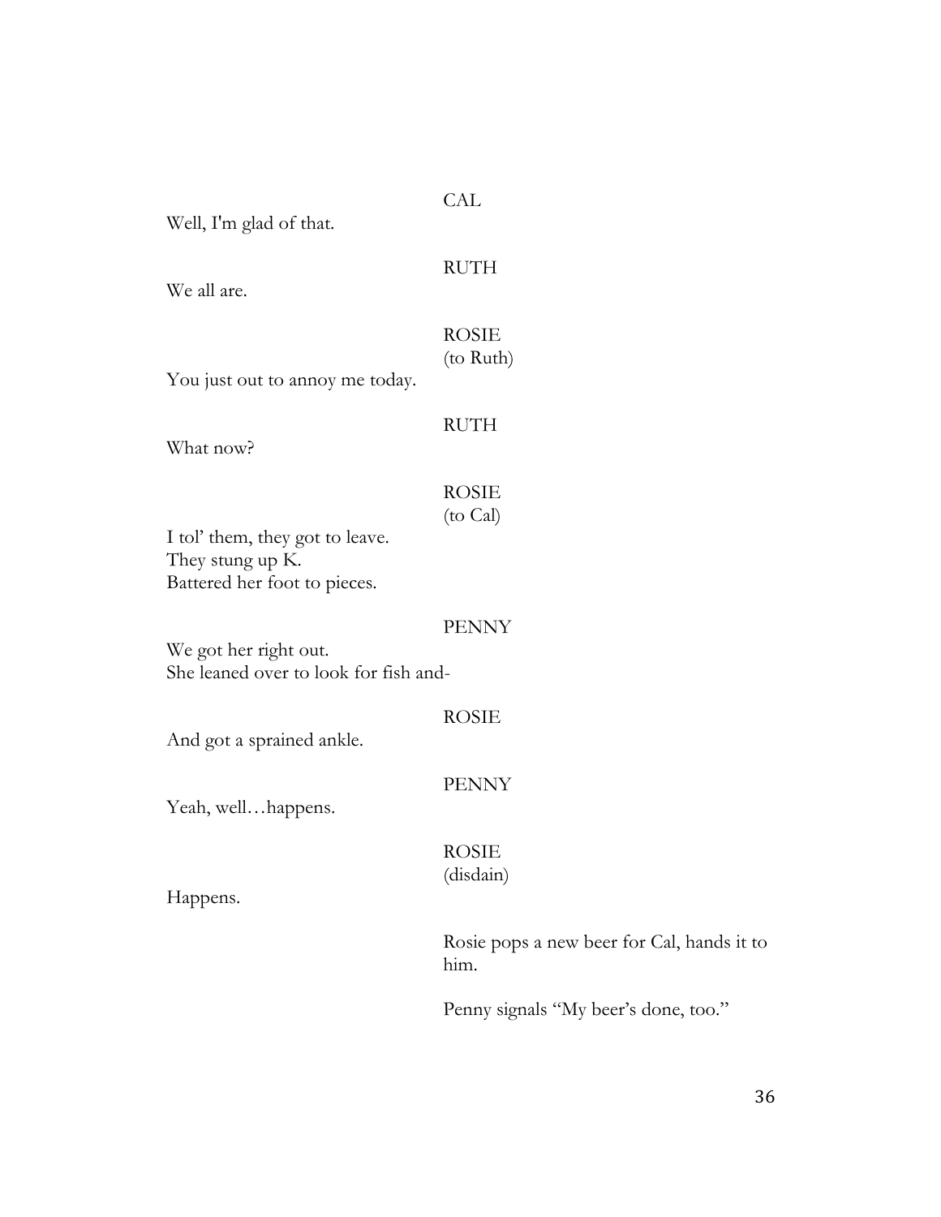CAL

Well, I'm glad of that.

RUTH

We all are.

ROSIE
(to Ruth)

You just out to annoy me today.

RUTH

What now?

ROSIE
(to Cal)

I tol' them, they got to leave.
They stung up K.
Battered her foot to pieces.

PENNY

We got her right out.
She leaned over to look for fish and-

ROSIE

And got a sprained ankle.

PENNY

Yeah, well…happens.

ROSIE
(disdain)

Happens.

Rosie pops a new beer for Cal, hands it to him.

Penny signals "My beer's done, too."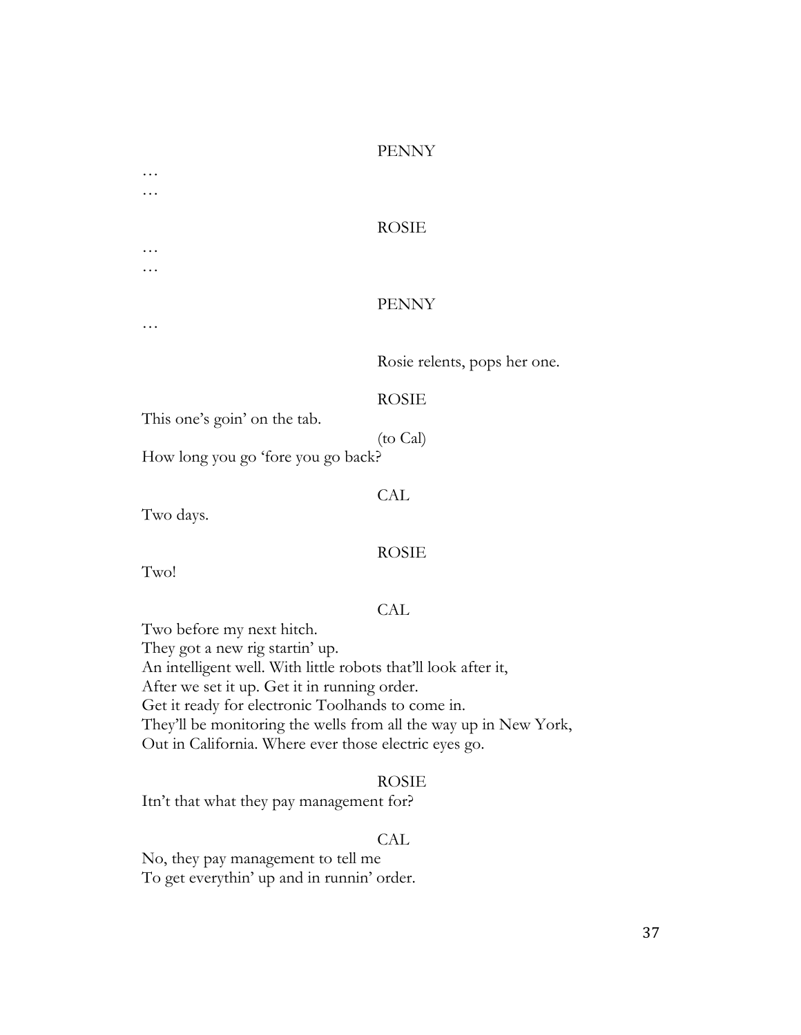PENNY

…
…

ROSIE

…
…

PENNY

…

Rosie relents, pops her one.

ROSIE

This one's goin' on the tab.

(to Cal)

How long you go 'fore you go back?

CAL

Two days.

ROSIE

Two!

CAL

Two before my next hitch.
They got a new rig startin' up.
An intelligent well. With little robots that'll look after it,
After we set it up. Get it in running order.
Get it ready for electronic Toolhands to come in.
They'll be monitoring the wells from all the way up in New York,
Out in California. Where ever those electric eyes go.

ROSIE

Itn't that what they pay management for?

CAL

No, they pay management to tell me
To get everythin' up and in runnin' order.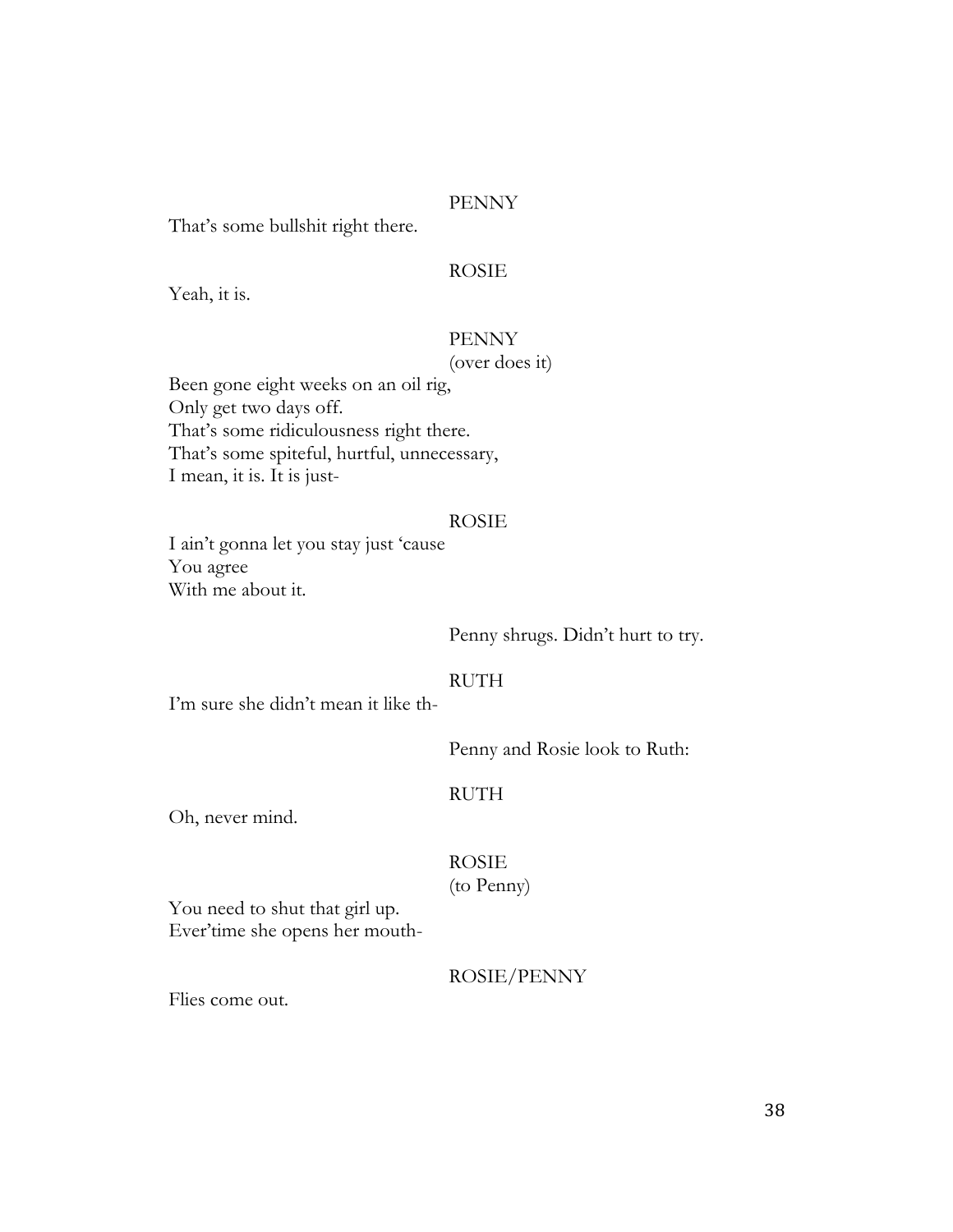PENNY

That's some bullshit right there.

ROSIE

Yeah, it is.

PENNY

(over does it)

Been gone eight weeks on an oil rig,
Only get two days off.
That's some ridiculousness right there.
That's some spiteful, hurtful, unnecessary,
I mean, it is. It is just-

ROSIE

I ain't gonna let you stay just 'cause
You agree
With me about it.

Penny shrugs. Didn't hurt to try.

RUTH

I'm sure she didn't mean it like th-

Penny and Rosie look to Ruth:

RUTH

Oh, never mind.

ROSIE

(to Penny)

You need to shut that girl up.
Ever'time she opens her mouth-

ROSIE/PENNY

Flies come out.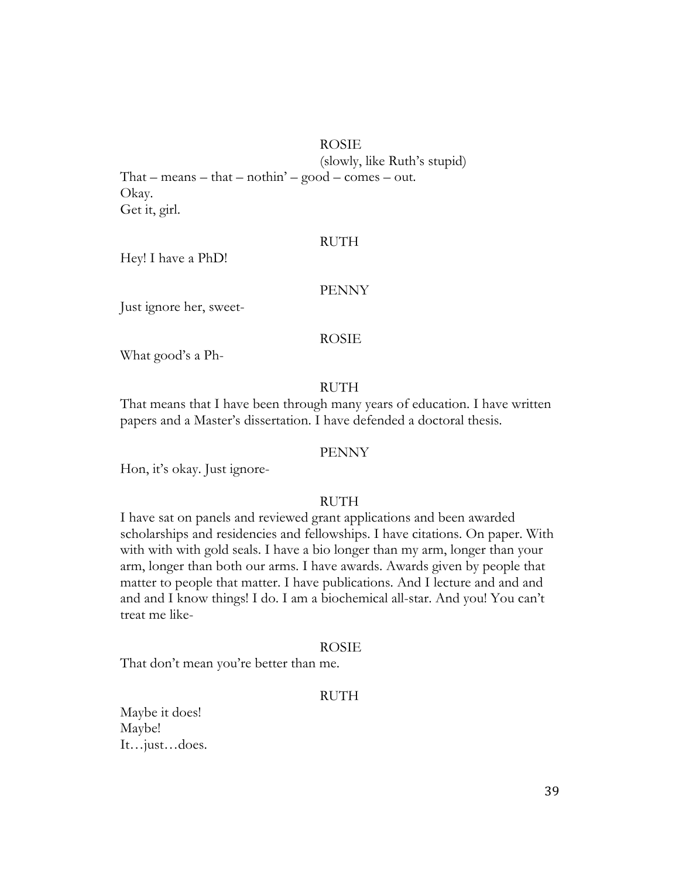ROSIE

(slowly, like Ruth's stupid)

That – means – that – nothin' – good – comes – out.
Okay.
Get it, girl.

RUTH

Hey! I have a PhD!

PENNY

Just ignore her, sweet-

ROSIE

What good's a Ph-

RUTH

That means that I have been through many years of education. I have written papers and a Master's dissertation. I have defended a doctoral thesis.

PENNY

Hon, it's okay. Just ignore-

RUTH

I have sat on panels and reviewed grant applications and been awarded scholarships and residencies and fellowships. I have citations. On paper. With with with with gold seals. I have a bio longer than my arm, longer than your arm, longer than both our arms. I have awards. Awards given by people that matter to people that matter. I have publications. And I lecture and and and and and I know things! I do. I am a biochemical all-star. And you! You can't treat me like-

ROSIE

That don't mean you're better than me.

RUTH

Maybe it does!
Maybe!
It…just…does.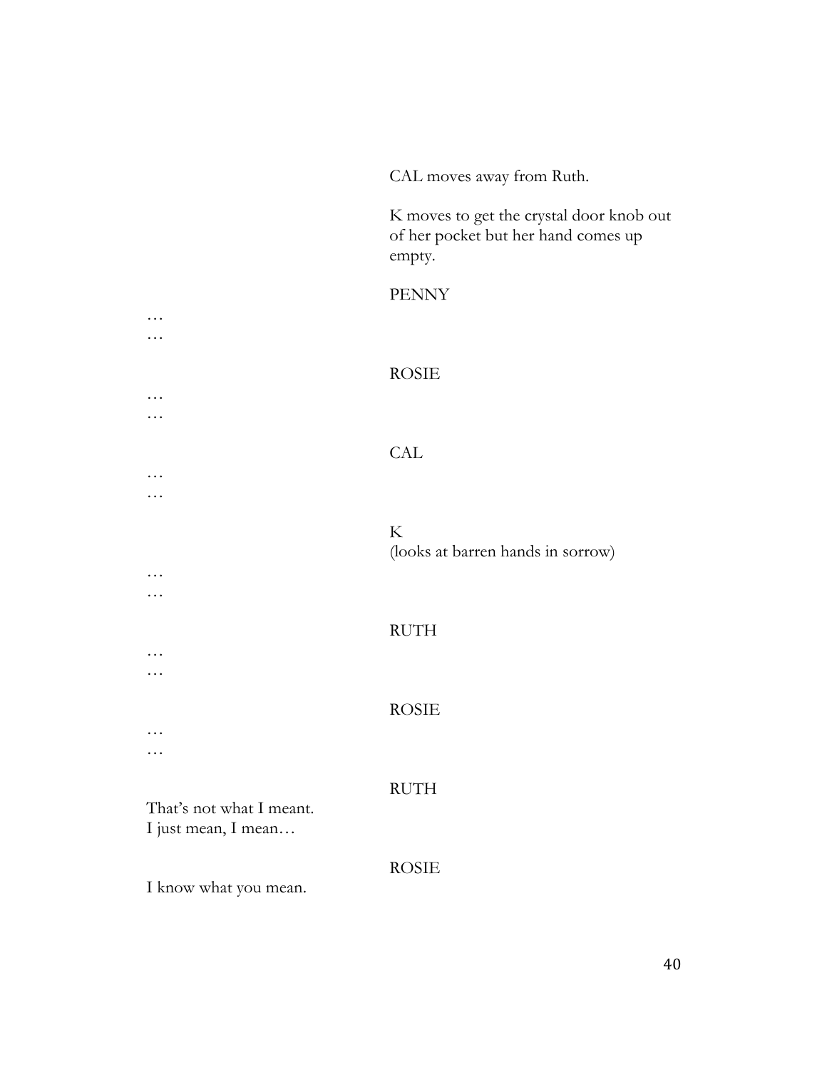CAL moves away from Ruth.

K moves to get the crystal door knob out of her pocket but her hand comes up empty.

PENNY

…
…

ROSIE

…
…

CAL

…
…

K
(looks at barren hands in sorrow)

…
…

RUTH

…
…

ROSIE

…
…

RUTH

That's not what I meant.
I just mean, I mean…

ROSIE

I know what you mean.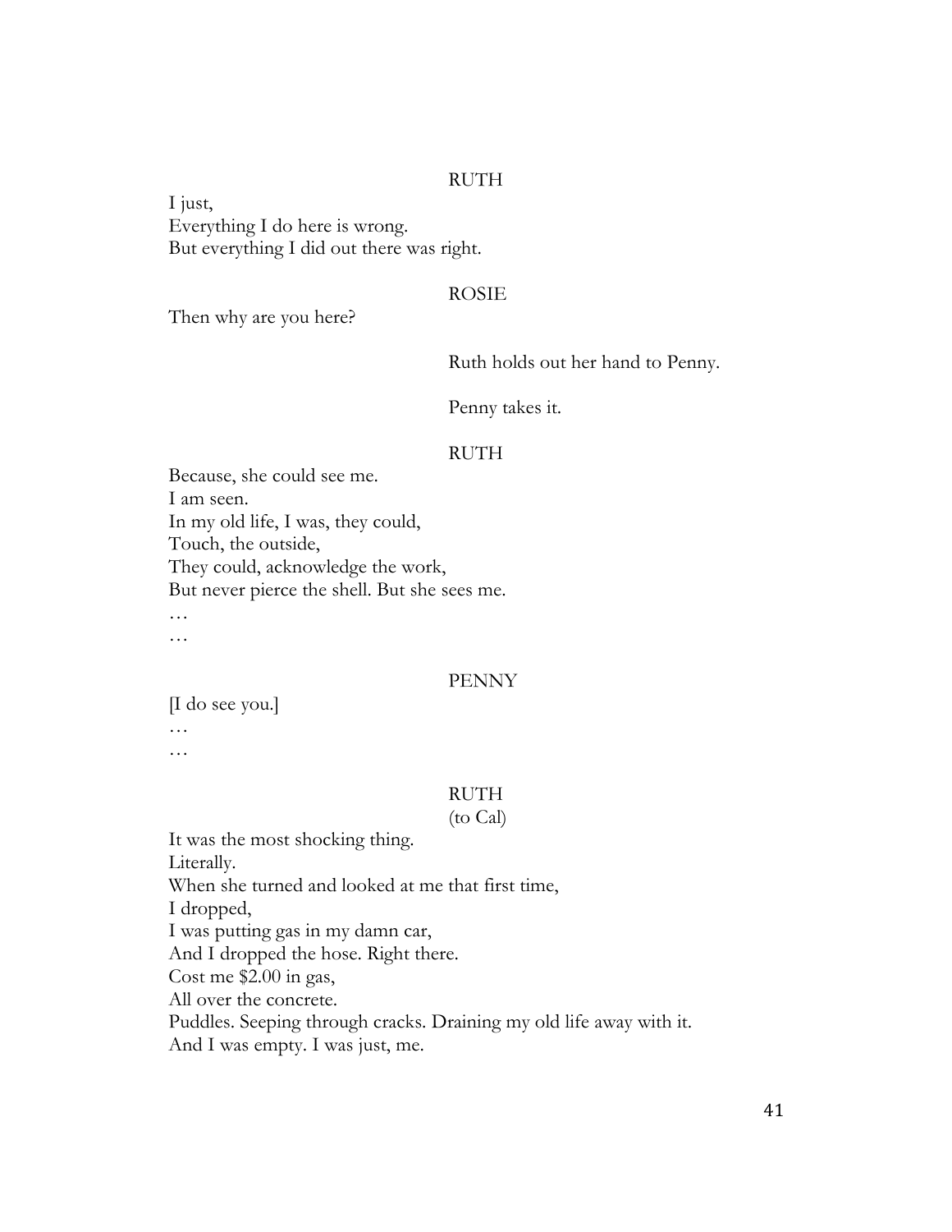RUTH

I just,
Everything I do here is wrong.
But everything I did out there was right.

ROSIE

Then why are you here?

Ruth holds out her hand to Penny.

Penny takes it.

RUTH

Because, she could see me.
I am seen.
In my old life, I was, they could,
Touch, the outside,
They could, acknowledge the work,
But never pierce the shell. But she sees me.
…
…

PENNY

[I do see you.]
…
…

RUTH
(to Cal)

It was the most shocking thing.
Literally.
When she turned and looked at me that first time,
I dropped,
I was putting gas in my damn car,
And I dropped the hose. Right there.
Cost me $2.00 in gas,
All over the concrete.
Puddles. Seeping through cracks. Draining my old life away with it.
And I was empty. I was just, me.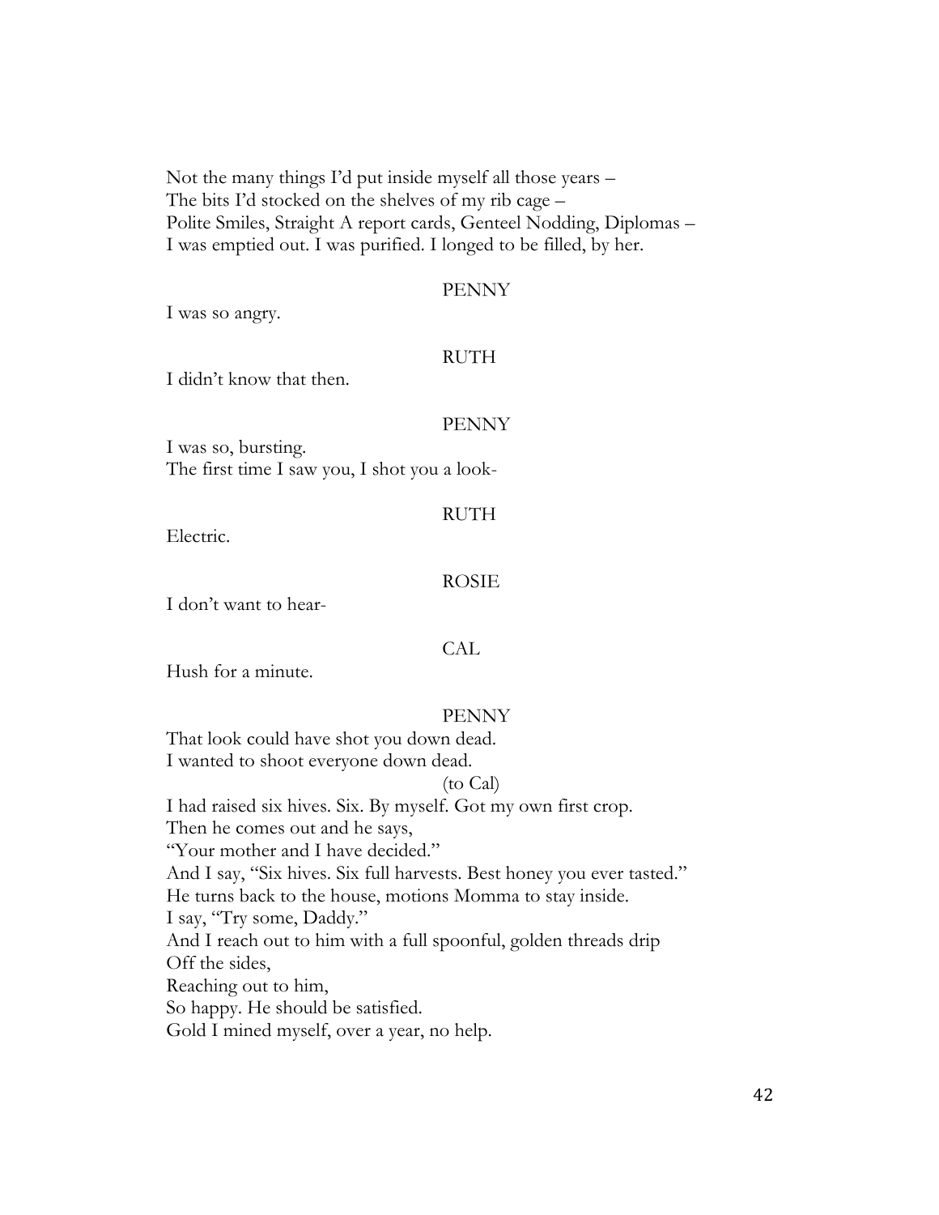Not the many things I'd put inside myself all those years –
The bits I'd stocked on the shelves of my rib cage –
Polite Smiles, Straight A report cards, Genteel Nodding, Diplomas –
I was emptied out. I was purified. I longed to be filled, by her.

PENNY

I was so angry.

RUTH

I didn't know that then.

PENNY

I was so, bursting.
The first time I saw you, I shot you a look-

RUTH

Electric.

ROSIE

I don't want to hear-

CAL

Hush for a minute.

PENNY

That look could have shot you down dead.
I wanted to shoot everyone down dead.

(to Cal)

I had raised six hives. Six. By myself. Got my own first crop.
Then he comes out and he says,
"Your mother and I have decided."
And I say, "Six hives. Six full harvests. Best honey you ever tasted."
He turns back to the house, motions Momma to stay inside.
I say, "Try some, Daddy."
And I reach out to him with a full spoonful, golden threads drip
Off the sides,
Reaching out to him,
So happy. He should be satisfied.
Gold I mined myself, over a year, no help.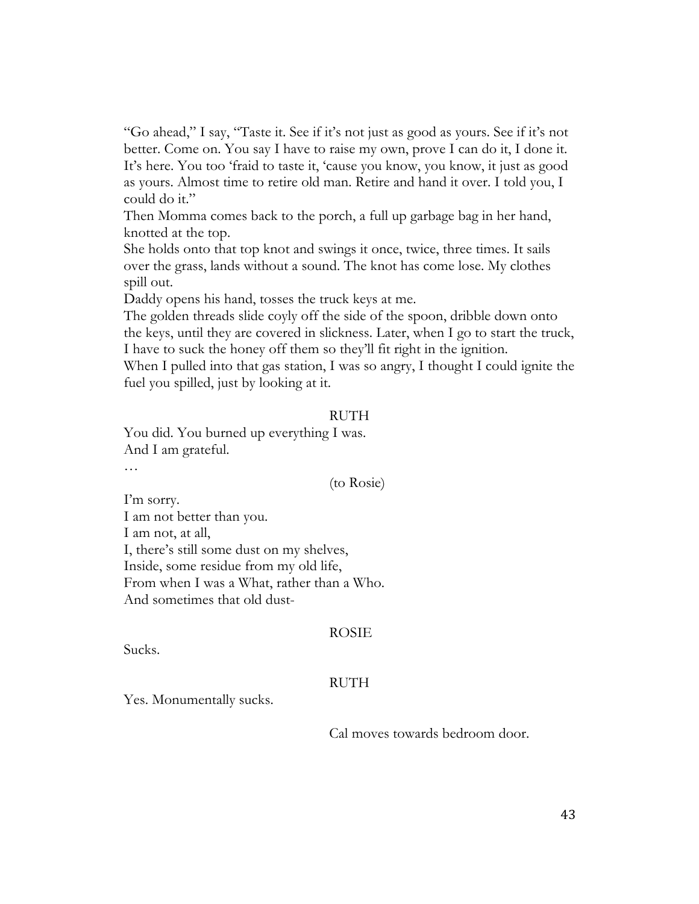"Go ahead," I say, "Taste it. See if it's not just as good as yours. See if it's not better. Come on. You say I have to raise my own, prove I can do it, I done it. It's here. You too 'fraid to taste it, 'cause you know, you know, it just as good as yours. Almost time to retire old man. Retire and hand it over. I told you, I could do it."

Then Momma comes back to the porch, a full up garbage bag in her hand, knotted at the top.

She holds onto that top knot and swings it once, twice, three times. It sails over the grass, lands without a sound. The knot has come lose. My clothes spill out.

Daddy opens his hand, tosses the truck keys at me.

The golden threads slide coyly off the side of the spoon, dribble down onto the keys, until they are covered in slickness. Later, when I go to start the truck, I have to suck the honey off them so they'll fit right in the ignition.

When I pulled into that gas station, I was so angry, I thought I could ignite the fuel you spilled, just by looking at it.

RUTH

You did. You burned up everything I was.
And I am grateful.
…

(to Rosie)

I'm sorry.
I am not better than you.
I am not, at all,
I, there's still some dust on my shelves,
Inside, some residue from my old life,
From when I was a What, rather than a Who.
And sometimes that old dust-

ROSIE

Sucks.

RUTH

Yes. Monumentally sucks.

Cal moves towards bedroom door.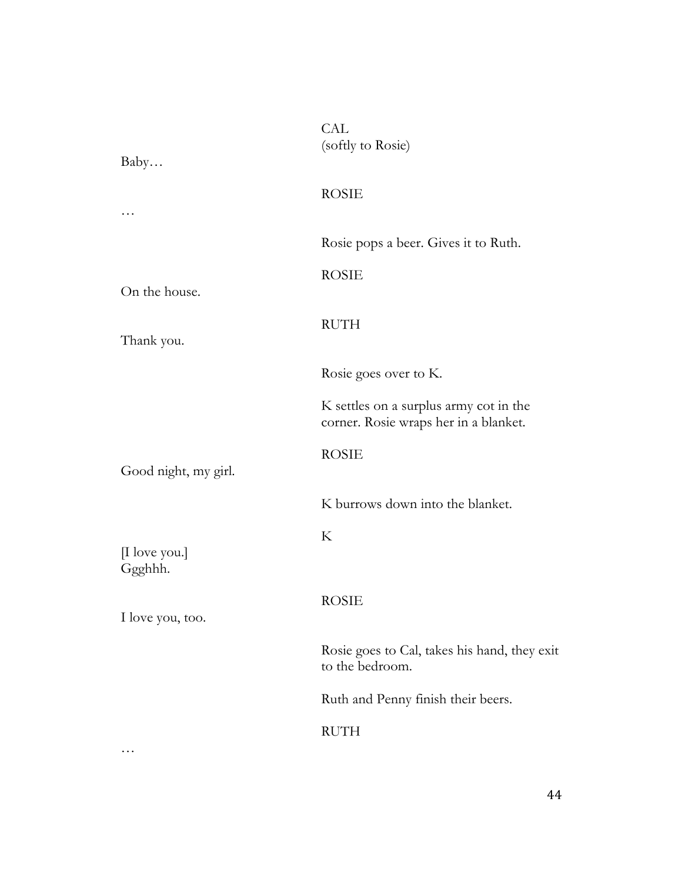CAL
(softly to Rosie)

Baby…

ROSIE

…

Rosie pops a beer. Gives it to Ruth.

ROSIE

On the house.

RUTH

Thank you.

Rosie goes over to K.

K settles on a surplus army cot in the corner. Rosie wraps her in a blanket.

ROSIE

Good night, my girl.

K burrows down into the blanket.

K

[I love you.]
Ggghhh.

ROSIE

I love you, too.

Rosie goes to Cal, takes his hand, they exit to the bedroom.

Ruth and Penny finish their beers.

RUTH

…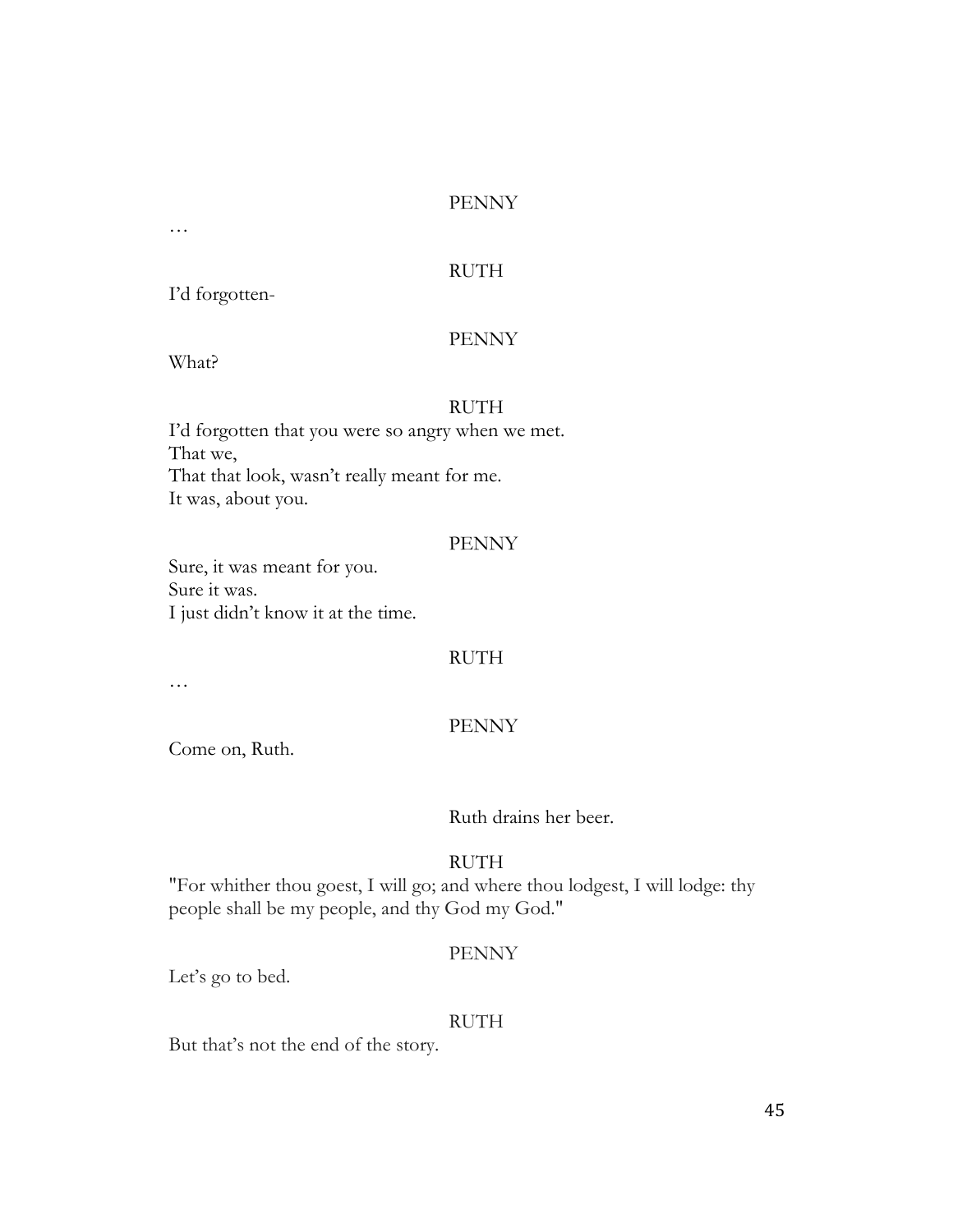PENNY

…

RUTH

I'd forgotten-

PENNY

What?

RUTH

I'd forgotten that you were so angry when we met.
That we,
That that look, wasn't really meant for me.
It was, about you.

PENNY

Sure, it was meant for you.
Sure it was.
I just didn't know it at the time.

RUTH

…

PENNY

Come on, Ruth.

Ruth drains her beer.

RUTH

"For whither thou goest, I will go; and where thou lodgest, I will lodge: thy people shall be my people, and thy God my God."

PENNY

Let's go to bed.

RUTH

But that's not the end of the story.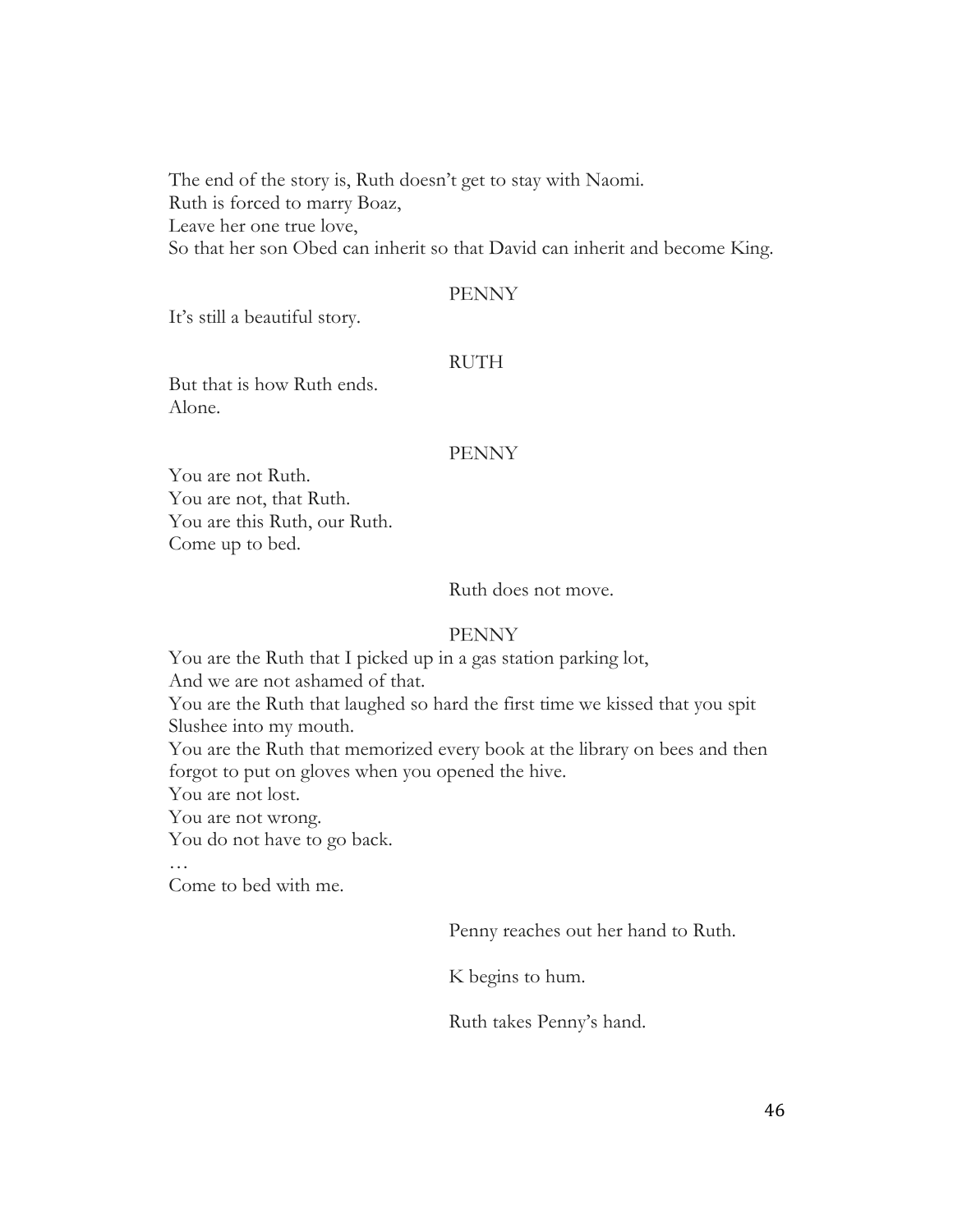The end of the story is, Ruth doesn't get to stay with Naomi.
Ruth is forced to marry Boaz,
Leave her one true love,
So that her son Obed can inherit so that David can inherit and become King.

PENNY

It's still a beautiful story.

RUTH

But that is how Ruth ends.
Alone.

PENNY

You are not Ruth.
You are not, that Ruth.
You are this Ruth, our Ruth.
Come up to bed.

Ruth does not move.

PENNY

You are the Ruth that I picked up in a gas station parking lot,
And we are not ashamed of that.
You are the Ruth that laughed so hard the first time we kissed that you spit Slushee into my mouth.
You are the Ruth that memorized every book at the library on bees and then forgot to put on gloves when you opened the hive.
You are not lost.
You are not wrong.
You do not have to go back.
…
Come to bed with me.

Penny reaches out her hand to Ruth.

K begins to hum.

Ruth takes Penny's hand.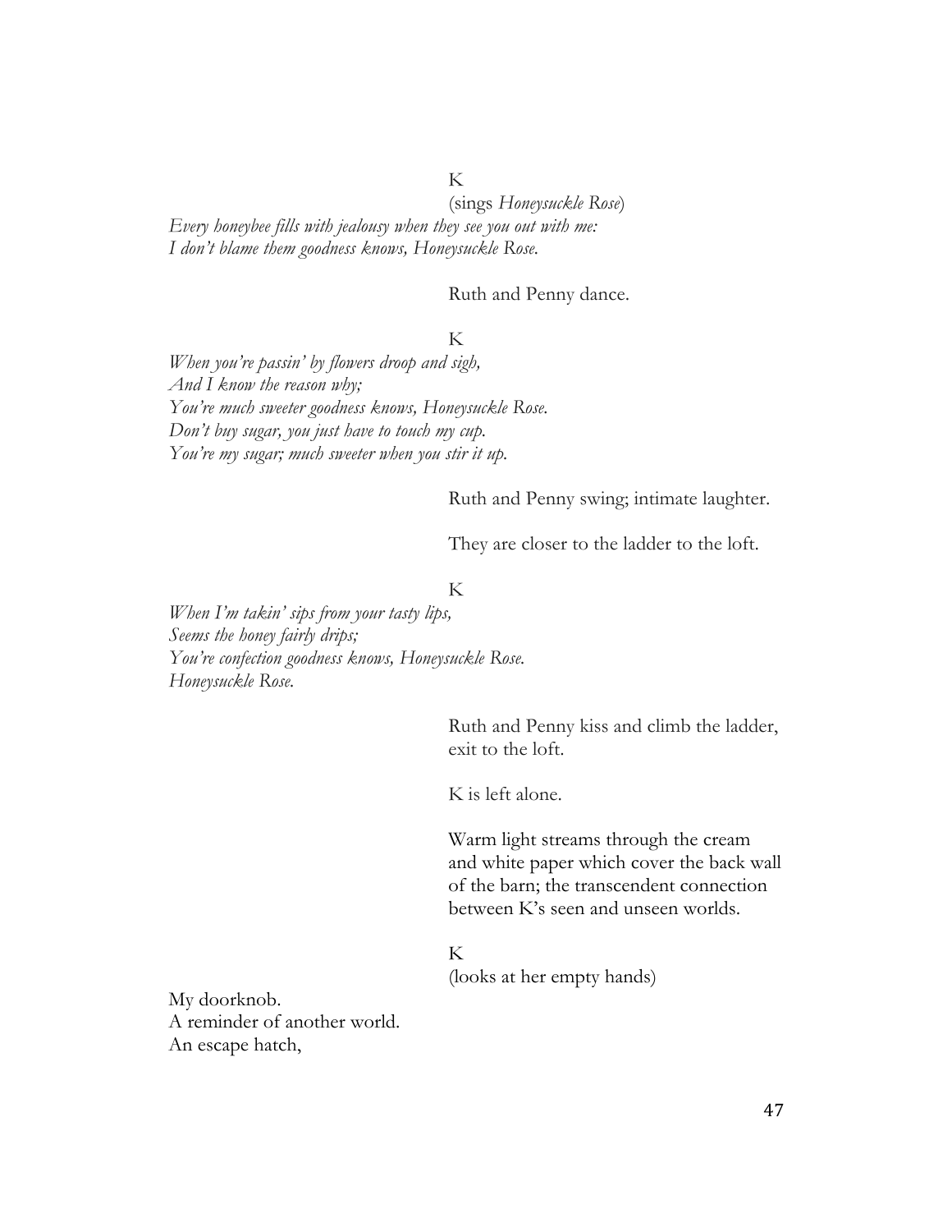K

(sings *Honeysuckle Rose*)

*Every honeybee fills with jealousy when they see you out with me:*
*I don't blame them goodness knows, Honeysuckle Rose.*

Ruth and Penny dance.

K

*When you're passin' by flowers droop and sigh,*
*And I know the reason why;*
*You're much sweeter goodness knows, Honeysuckle Rose.*
*Don't buy sugar, you just have to touch my cup.*
*You're my sugar; much sweeter when you stir it up.*

Ruth and Penny swing; intimate laughter.

They are closer to the ladder to the loft.

K

*When I'm takin' sips from your tasty lips,*
*Seems the honey fairly drips;*
*You're confection goodness knows, Honeysuckle Rose.*
*Honeysuckle Rose.*

Ruth and Penny kiss and climb the ladder, exit to the loft.

K is left alone.

Warm light streams through the cream and white paper which cover the back wall of the barn; the transcendent connection between K's seen and unseen worlds.

K

(looks at her empty hands)

My doorknob.
A reminder of another world.
An escape hatch,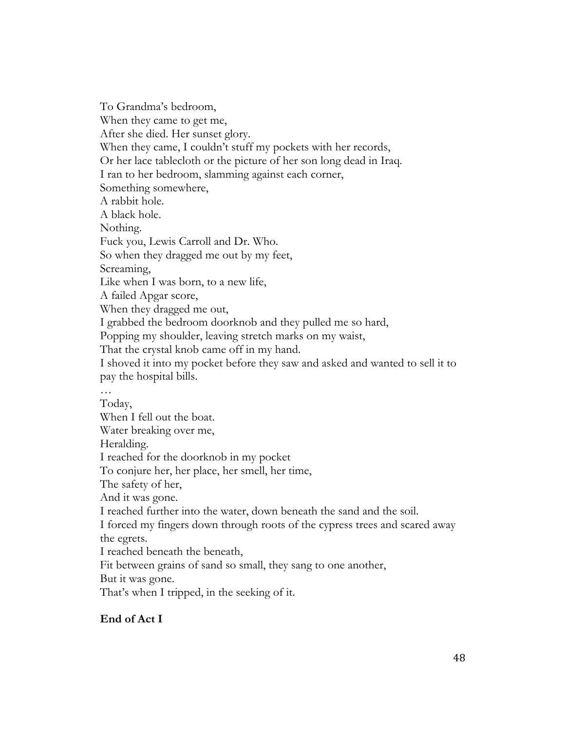To Grandma's bedroom,  
When they came to get me,  
After she died. Her sunset glory.  
When they came, I couldn't stuff my pockets with her records,  
Or her lace tablecloth or the picture of her son long dead in Iraq.  
I ran to her bedroom, slamming against each corner,  
Something somewhere,  
A rabbit hole.  
A black hole.  
Nothing.  
Fuck you, Lewis Carroll and Dr. Who.  
So when they dragged me out by my feet,  
Screaming,  
Like when I was born, to a new life,  
A failed Apgar score,  
When they dragged me out,  
I grabbed the bedroom doorknob and they pulled me so hard,  
Popping my shoulder, leaving stretch marks on my waist,  
That the crystal knob came off in my hand.  
I shoved it into my pocket before they saw and asked and wanted to sell it to pay the hospital bills.  
…  
Today,  
When I fell out the boat.  
Water breaking over me,  
Heralding.  
I reached for the doorknob in my pocket  
To conjure her, her place, her smell, her time,  
The safety of her,  
And it was gone.  
I reached further into the water, down beneath the sand and the soil.  
I forced my fingers down through roots of the cypress trees and scared away the egrets.  
I reached beneath the beneath,  
Fit between grains of sand so small, they sang to one another,  
But it was gone.  
That's when I tripped, in the seeking of it.

**End of Act I**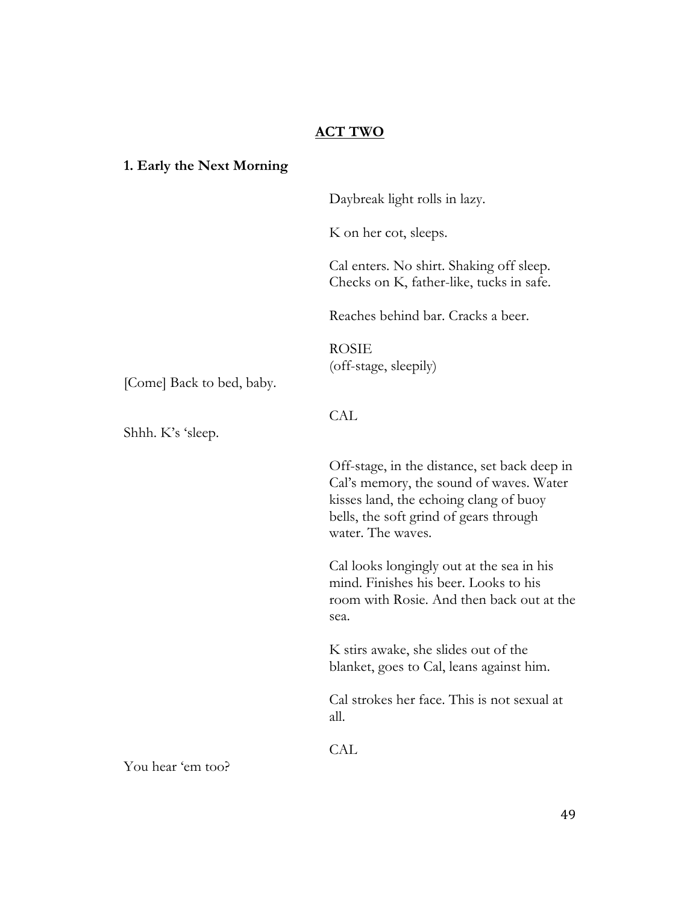## **ACT TWO**

### **1. Early the Next Morning**

Daybreak light rolls in lazy.

K on her cot, sleeps.

Cal enters. No shirt. Shaking off sleep. Checks on K, father-like, tucks in safe.

Reaches behind bar. Cracks a beer.

ROSIE
(off-stage, sleepily)

[Come] Back to bed, baby.

CAL

Shhh. K's 'sleep.

Off-stage, in the distance, set back deep in Cal's memory, the sound of waves. Water kisses land, the echoing clang of buoy bells, the soft grind of gears through water. The waves.

Cal looks longingly out at the sea in his mind. Finishes his beer. Looks to his room with Rosie. And then back out at the sea.

K stirs awake, she slides out of the blanket, goes to Cal, leans against him.

Cal strokes her face. This is not sexual at all.

CAL

You hear 'em too?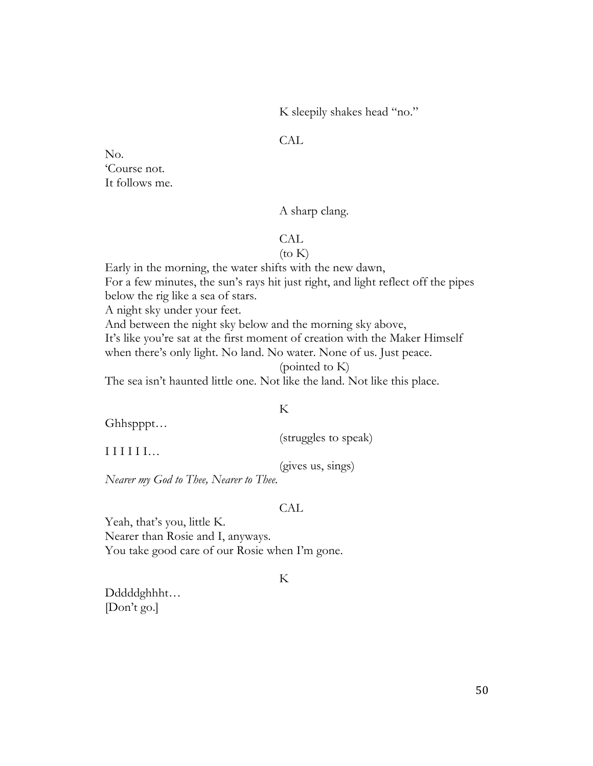K sleepily shakes head "no."

CAL

No.
'Course not.
It follows me.

A sharp clang.

CAL
(to K)

Early in the morning, the water shifts with the new dawn,
For a few minutes, the sun's rays hit just right, and light reflect off the pipes below the rig like a sea of stars.
A night sky under your feet.
And between the night sky below and the morning sky above,
It's like you're sat at the first moment of creation with the Maker Himself when there's only light. No land. No water. None of us. Just peace.

(pointed to K)

The sea isn't haunted little one. Not like the land. Not like this place.

K

Ghhspppt…

(struggles to speak)

I I I I I I…

(gives us, sings)

*Nearer my God to Thee, Nearer to Thee.*

CAL

Yeah, that's you, little K.
Nearer than Rosie and I, anyways.
You take good care of our Rosie when I'm gone.

K

Dddddghhht…
[Don't go.]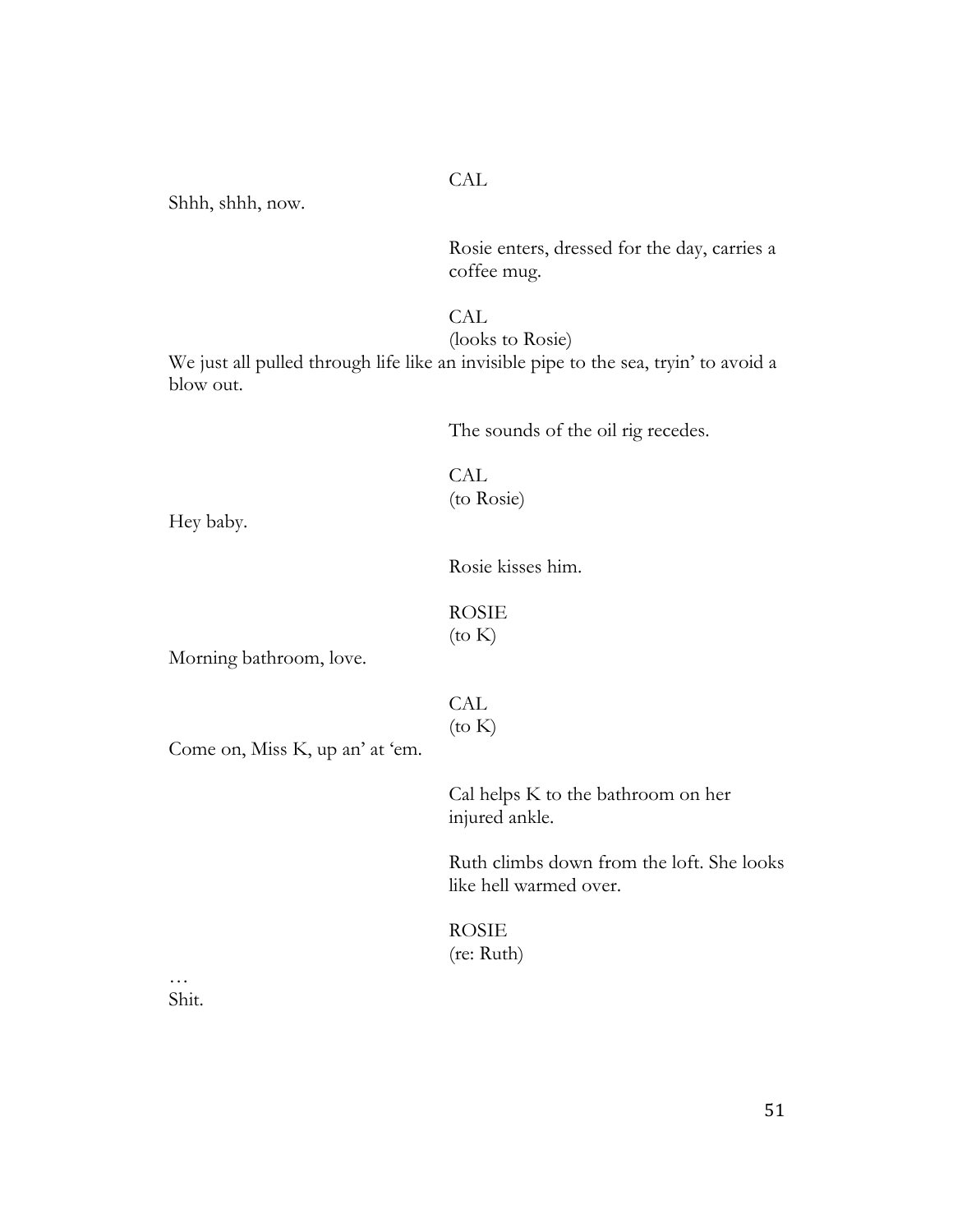CAL

Shhh, shhh, now.

Rosie enters, dressed for the day, carries a coffee mug.

CAL
(looks to Rosie)

We just all pulled through life like an invisible pipe to the sea, tryin' to avoid a blow out.

The sounds of the oil rig recedes.

CAL
(to Rosie)

Hey baby.

Rosie kisses him.

ROSIE
(to K)

Morning bathroom, love.

CAL
(to K)

Come on, Miss K, up an' at 'em.

Cal helps K to the bathroom on her injured ankle.

Ruth climbs down from the loft. She looks like hell warmed over.

ROSIE
(re: Ruth)

…
Shit.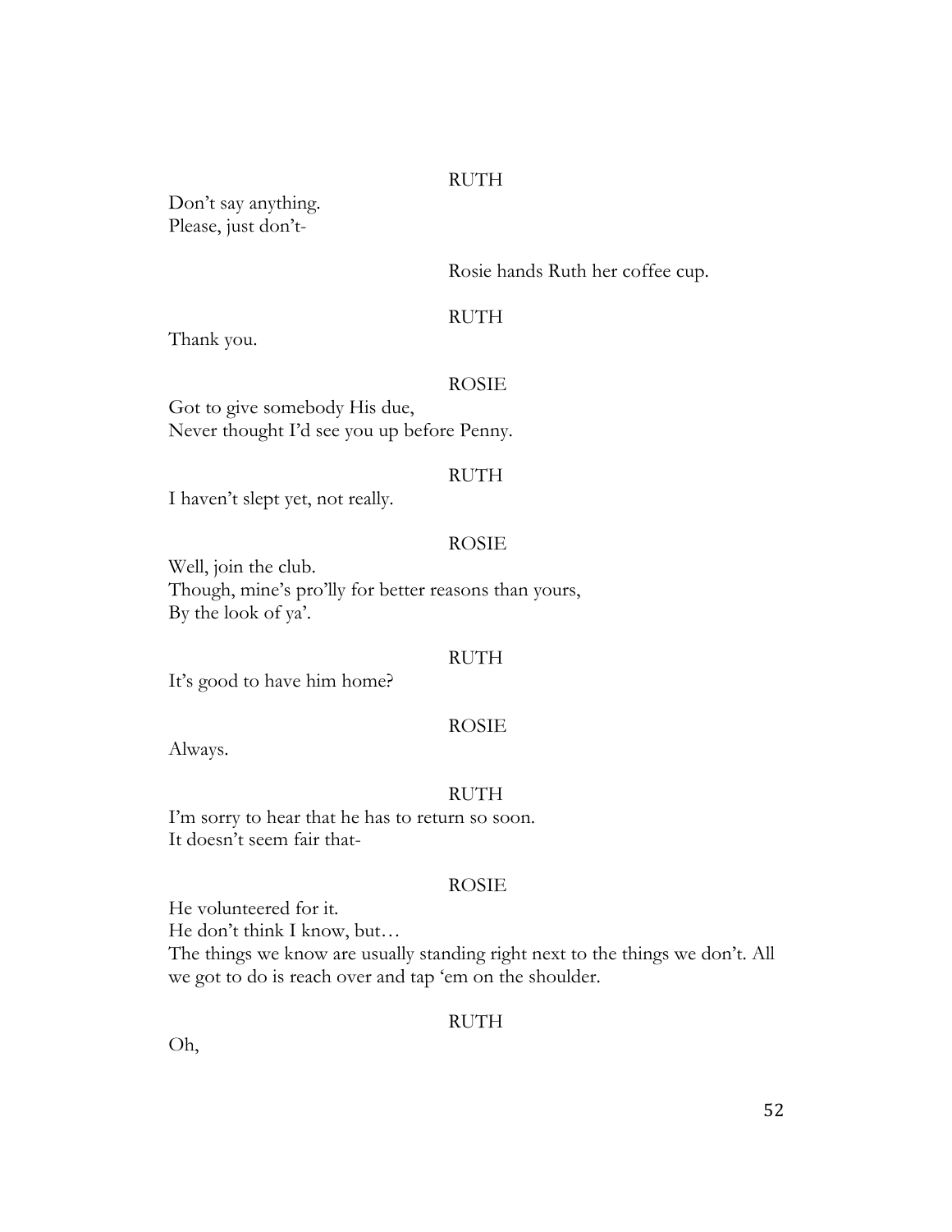RUTH

Don't say anything.
Please, just don't-

Rosie hands Ruth her coffee cup.

RUTH

Thank you.

ROSIE

Got to give somebody His due,
Never thought I'd see you up before Penny.

RUTH

I haven't slept yet, not really.

ROSIE

Well, join the club.
Though, mine's pro'lly for better reasons than yours,
By the look of ya'.

RUTH

It's good to have him home?

ROSIE

Always.

RUTH

I'm sorry to hear that he has to return so soon.
It doesn't seem fair that-

ROSIE

He volunteered for it.
He don't think I know, but…
The things we know are usually standing right next to the things we don't. All we got to do is reach over and tap 'em on the shoulder.

RUTH

Oh,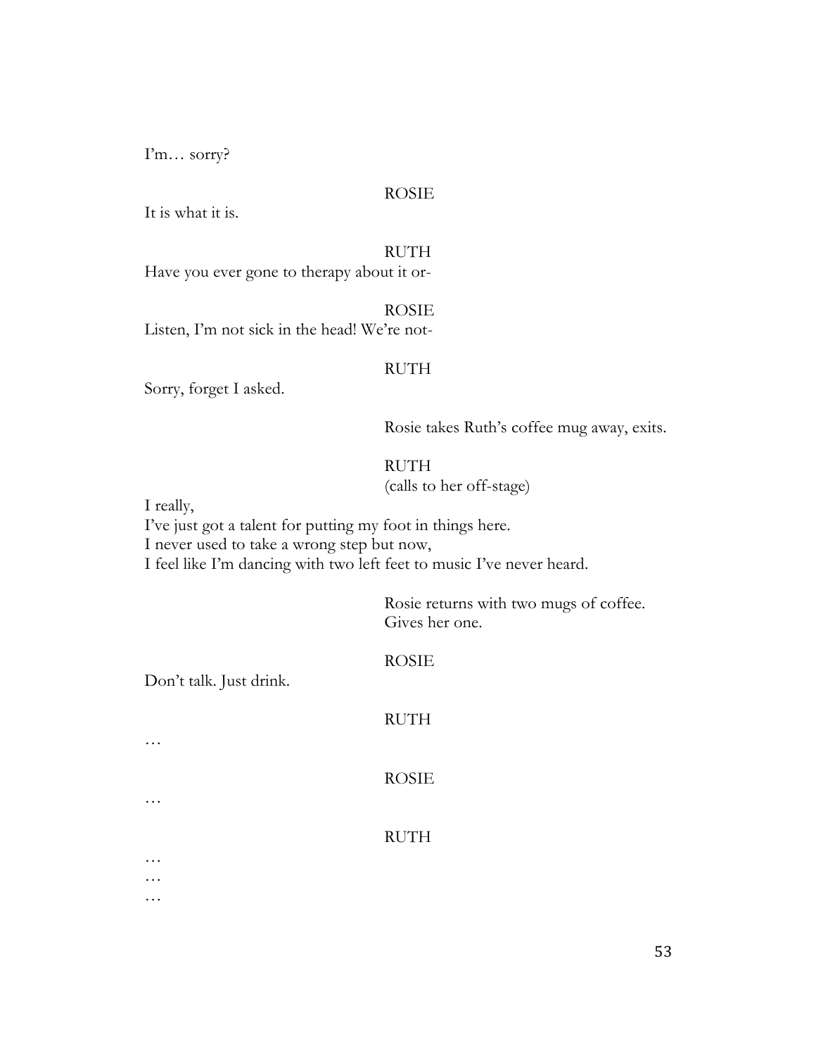I'm… sorry?

ROSIE

It is what it is.

RUTH

Have you ever gone to therapy about it or-

ROSIE

Listen, I'm not sick in the head! We're not-

RUTH

Sorry, forget I asked.

Rosie takes Ruth's coffee mug away, exits.

RUTH
(calls to her off-stage)

I really,
I've just got a talent for putting my foot in things here.
I never used to take a wrong step but now,
I feel like I'm dancing with two left feet to music I've never heard.

Rosie returns with two mugs of coffee.
Gives her one.

ROSIE

Don't talk. Just drink.

RUTH

…

ROSIE

…

RUTH

…
…
…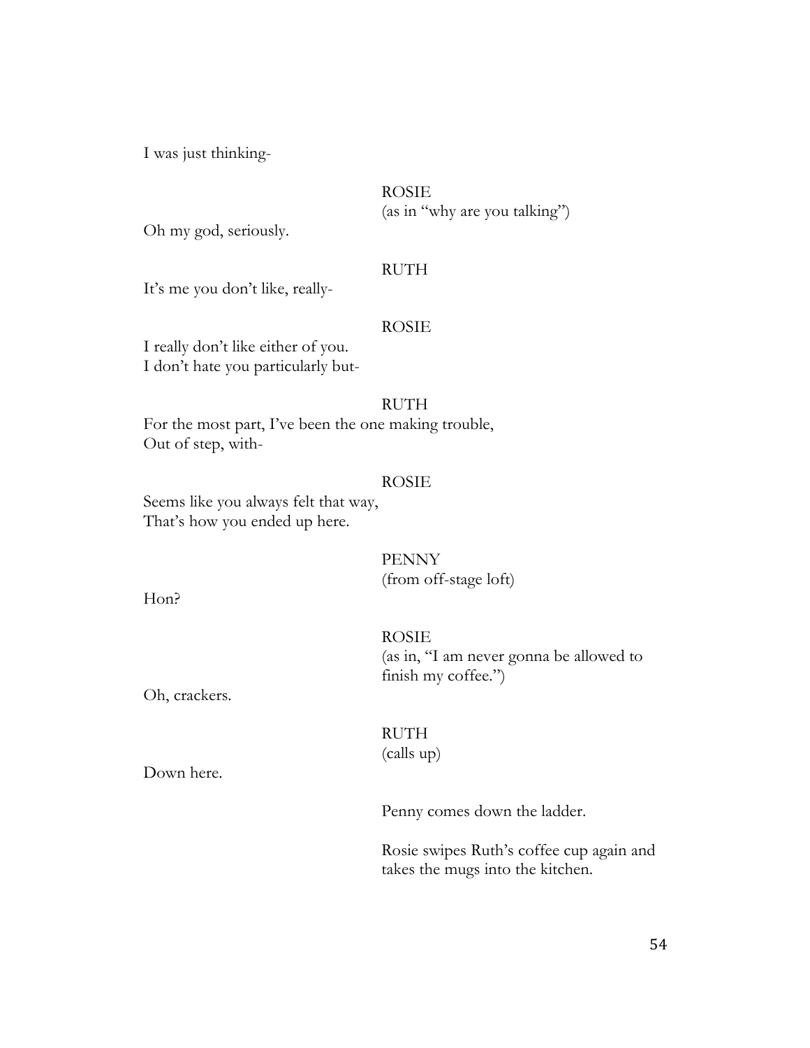I was just thinking-

ROSIE
(as in "why are you talking")

Oh my god, seriously.

RUTH

It's me you don't like, really-

ROSIE

I really don't like either of you.
I don't hate you particularly but-

RUTH

For the most part, I've been the one making trouble,
Out of step, with-

ROSIE

Seems like you always felt that way,
That's how you ended up here.

PENNY
(from off-stage loft)

Hon?

ROSIE
(as in, "I am never gonna be allowed to finish my coffee.")

Oh, crackers.

RUTH
(calls up)

Down here.

Penny comes down the ladder.

Rosie swipes Ruth's coffee cup again and takes the mugs into the kitchen.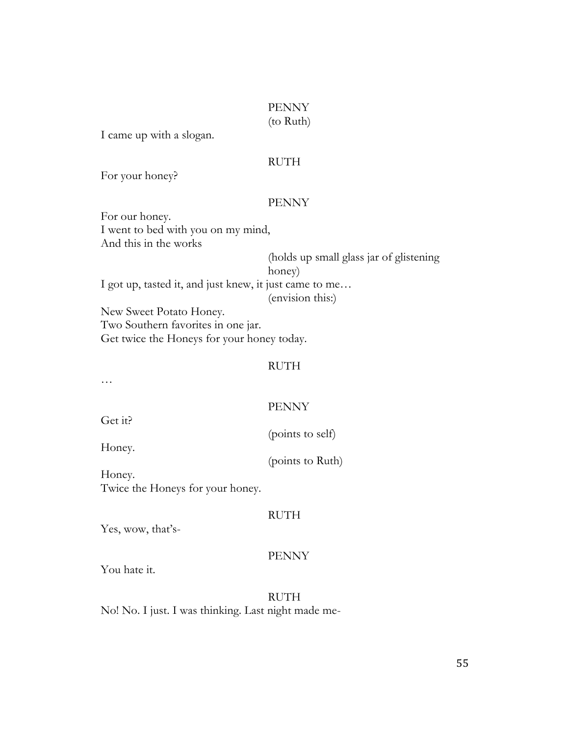PENNY
(to Ruth)

I came up with a slogan.

RUTH

For your honey?

PENNY

For our honey.
I went to bed with you on my mind,
And this in the works

(holds up small glass jar of glistening honey)

I got up, tasted it, and just knew, it just came to me…

(envision this:)

New Sweet Potato Honey.
Two Southern favorites in one jar.
Get twice the Honeys for your honey today.

RUTH

…

PENNY

Get it?

(points to self)

Honey.

(points to Ruth)

Honey.
Twice the Honeys for your honey.

RUTH

Yes, wow, that's-

PENNY

You hate it.

RUTH

No! No. I just. I was thinking. Last night made me-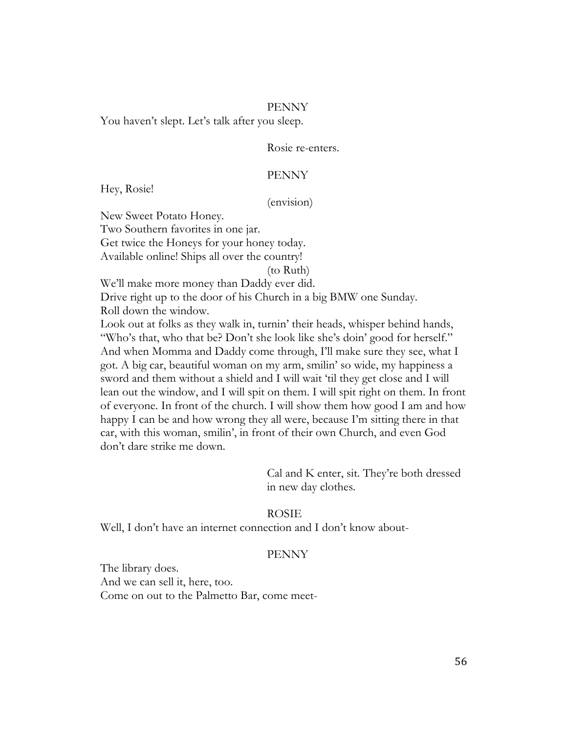PENNY

You haven't slept. Let's talk after you sleep.

Rosie re-enters.

PENNY

Hey, Rosie!

(envision)

New Sweet Potato Honey.
Two Southern favorites in one jar.
Get twice the Honeys for your honey today.
Available online! Ships all over the country!

(to Ruth)

We'll make more money than Daddy ever did.
Drive right up to the door of his Church in a big BMW one Sunday.
Roll down the window.
Look out at folks as they walk in, turnin' their heads, whisper behind hands, "Who's that, who that be? Don't she look like she's doin' good for herself." And when Momma and Daddy come through, I'll make sure they see, what I got. A big car, beautiful woman on my arm, smilin' so wide, my happiness a sword and them without a shield and I will wait 'til they get close and I will lean out the window, and I will spit on them. I will spit right on them. In front of everyone. In front of the church. I will show them how good I am and how happy I can be and how wrong they all were, because I'm sitting there in that car, with this woman, smilin', in front of their own Church, and even God don't dare strike me down.

Cal and K enter, sit. They're both dressed in new day clothes.

ROSIE

Well, I don't have an internet connection and I don't know about-

PENNY

The library does.
And we can sell it, here, too.
Come on out to the Palmetto Bar, come meet-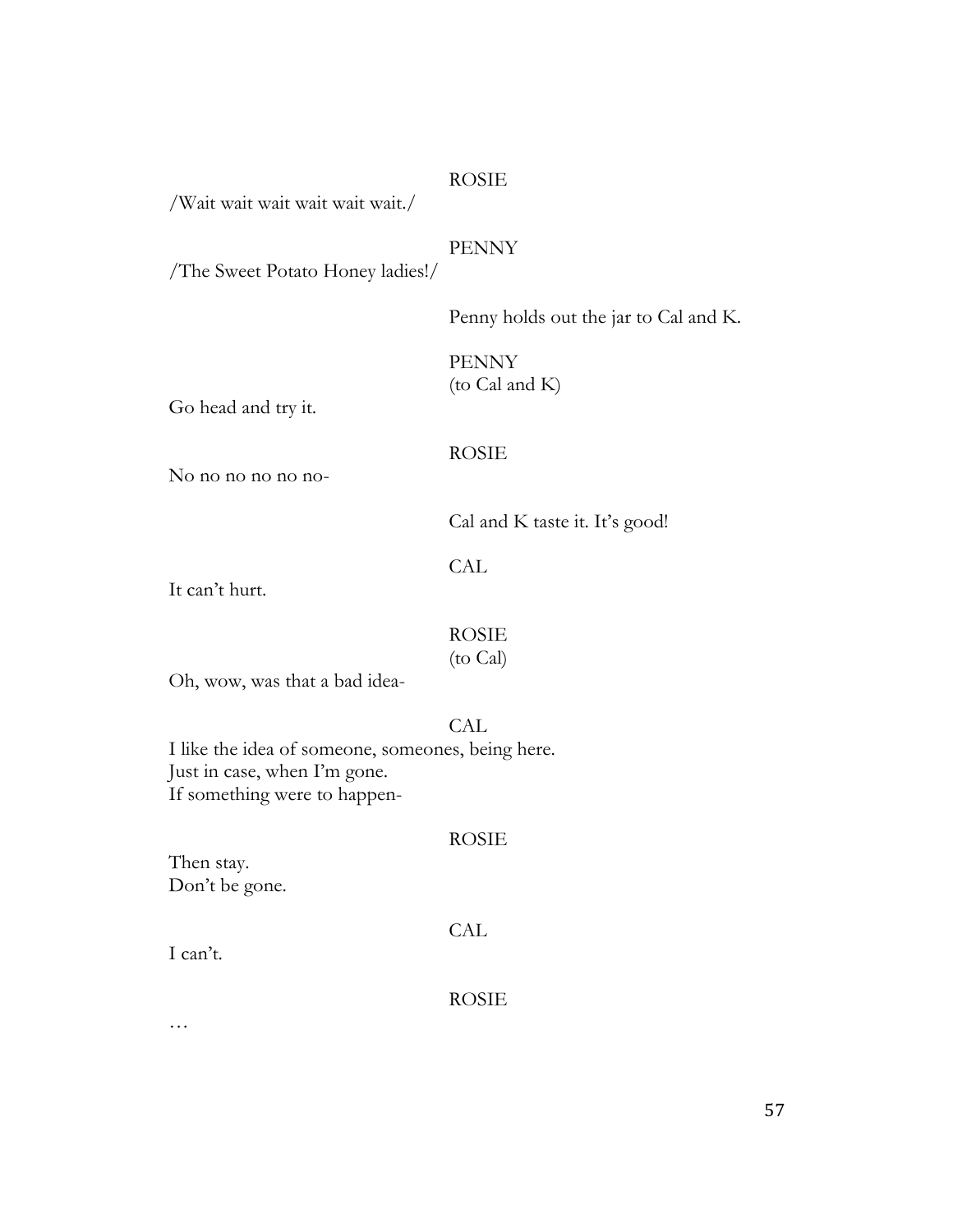ROSIE

/Wait wait wait wait wait wait./

PENNY

/The Sweet Potato Honey ladies!/

Penny holds out the jar to Cal and K.

PENNY
(to Cal and K)

Go head and try it.

ROSIE

No no no no no no-

Cal and K taste it. It's good!

CAL

It can't hurt.

ROSIE
(to Cal)

Oh, wow, was that a bad idea-

CAL

I like the idea of someone, someones, being here.
Just in case, when I'm gone.
If something were to happen-

ROSIE

Then stay.
Don't be gone.

CAL

I can't.

ROSIE

…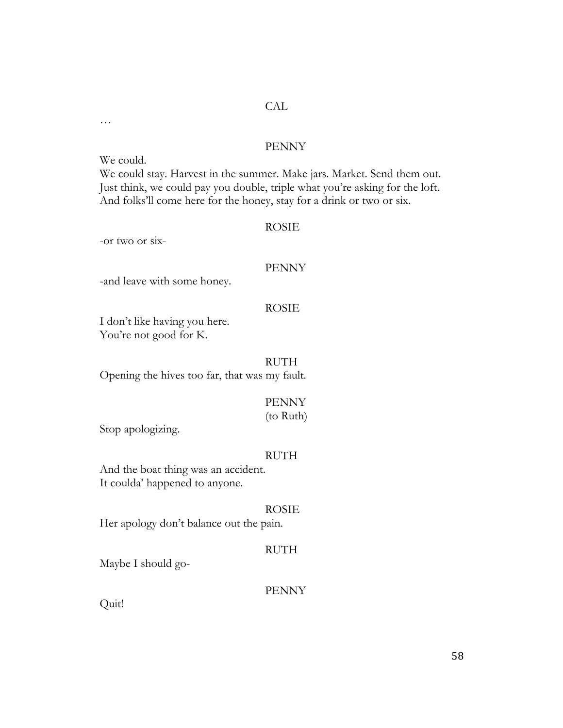CAL

…

PENNY

We could.
We could stay. Harvest in the summer. Make jars. Market. Send them out.
Just think, we could pay you double, triple what you're asking for the loft.
And folks'll come here for the honey, stay for a drink or two or six.

ROSIE

-or two or six-

PENNY

-and leave with some honey.

ROSIE

I don't like having you here.
You're not good for K.

RUTH

Opening the hives too far, that was my fault.

PENNY
(to Ruth)

Stop apologizing.

RUTH

And the boat thing was an accident.
It coulda' happened to anyone.

ROSIE

Her apology don't balance out the pain.

RUTH

Maybe I should go-

PENNY

Quit!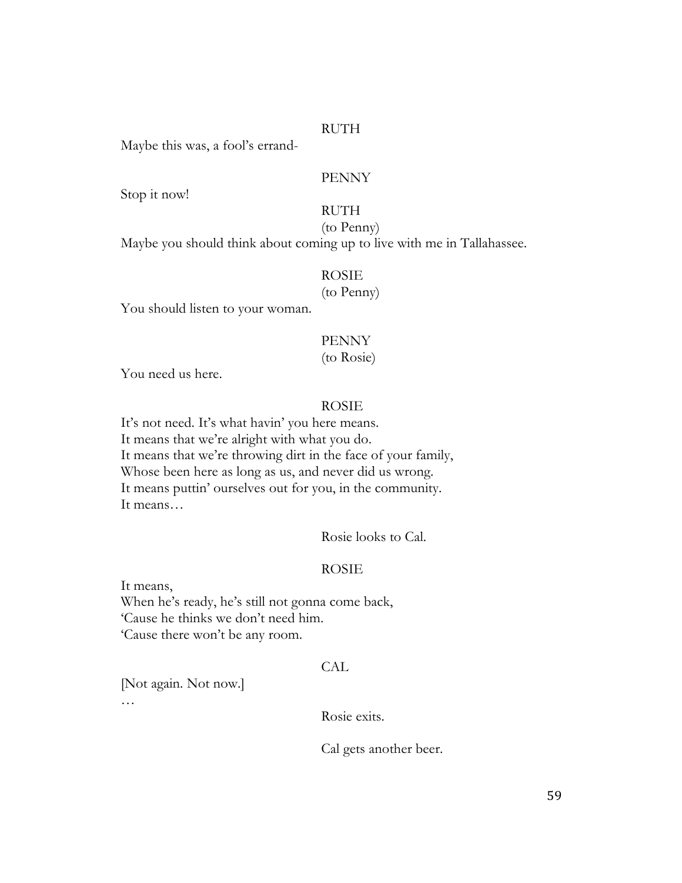RUTH

Maybe this was, a fool's errand-

PENNY

Stop it now!

RUTH

(to Penny)

Maybe you should think about coming up to live with me in Tallahassee.

ROSIE

(to Penny)

You should listen to your woman.

PENNY

(to Rosie)

You need us here.

ROSIE

It's not need. It's what havin' you here means.
It means that we're alright with what you do.
It means that we're throwing dirt in the face of your family,
Whose been here as long as us, and never did us wrong.
It means puttin' ourselves out for you, in the community.
It means…

Rosie looks to Cal.

ROSIE

It means,
When he's ready, he's still not gonna come back,
'Cause he thinks we don't need him.
'Cause there won't be any room.

CAL

[Not again. Not now.]
…

Rosie exits.

Cal gets another beer.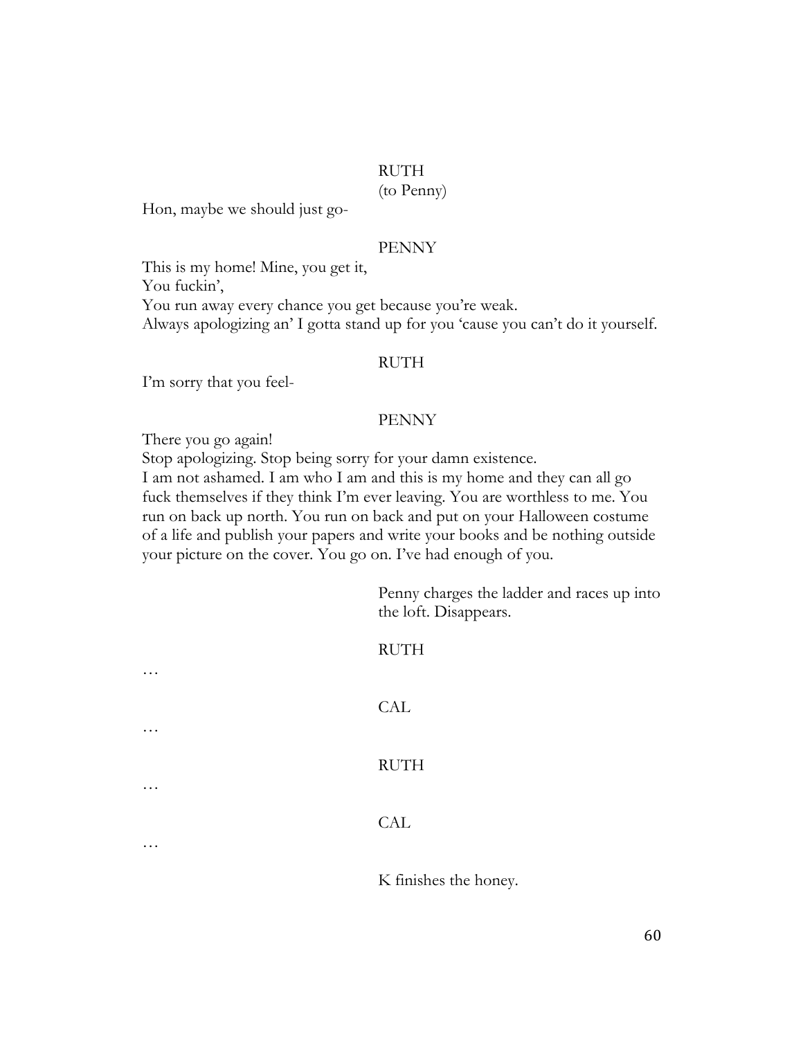RUTH
(to Penny)

Hon, maybe we should just go-

PENNY

This is my home! Mine, you get it,
You fuckin',
You run away every chance you get because you're weak.
Always apologizing an' I gotta stand up for you 'cause you can't do it yourself.

RUTH

I'm sorry that you feel-

PENNY

There you go again!
Stop apologizing. Stop being sorry for your damn existence.
I am not ashamed. I am who I am and this is my home and they can all go fuck themselves if they think I'm ever leaving. You are worthless to me. You run on back up north. You run on back and put on your Halloween costume of a life and publish your papers and write your books and be nothing outside your picture on the cover. You go on. I've had enough of you.

Penny charges the ladder and races up into the loft. Disappears.

RUTH

…

CAL

…

RUTH

…

CAL

…

K finishes the honey.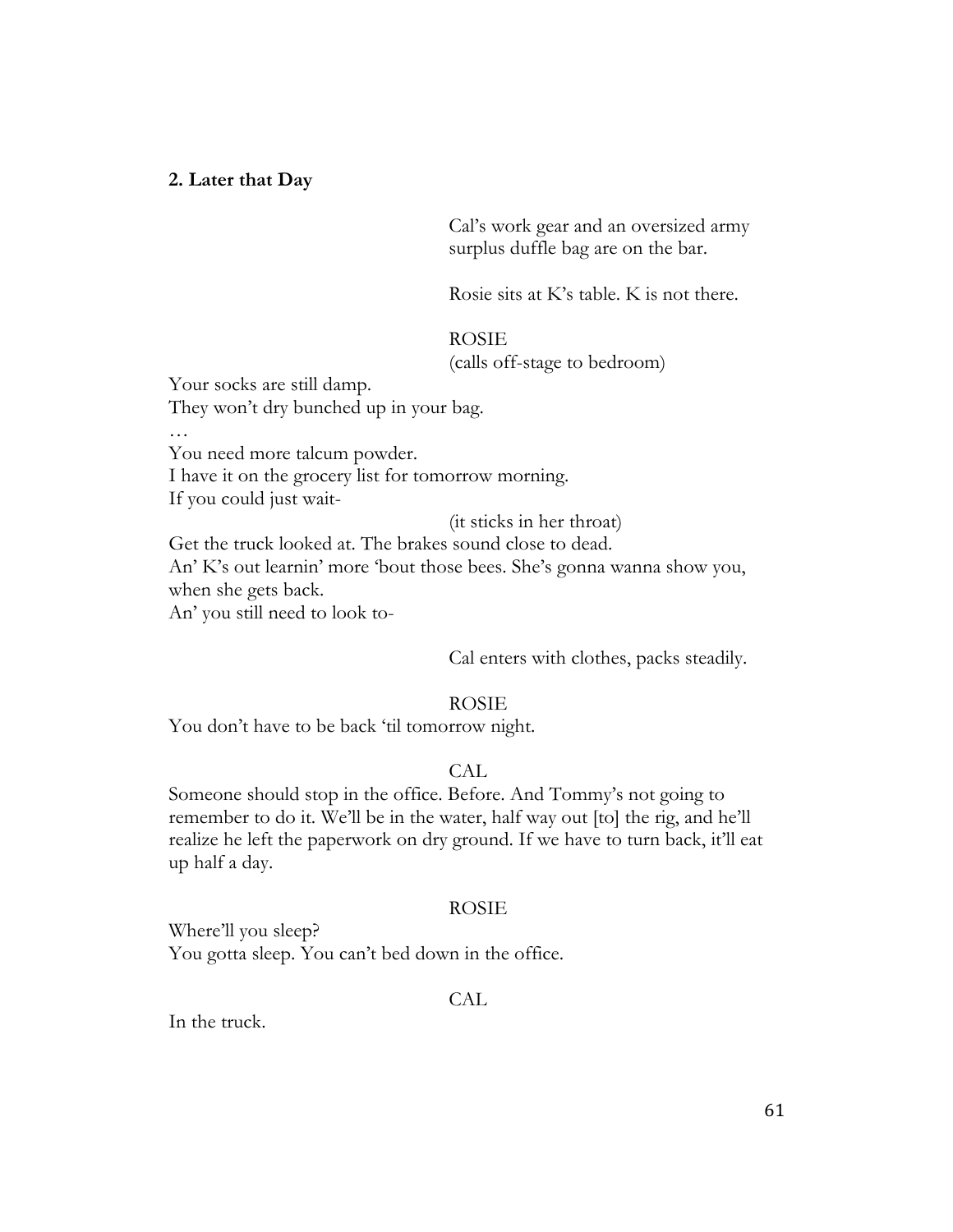**2. Later that Day**

Cal's work gear and an oversized army surplus duffle bag are on the bar.

Rosie sits at K's table. K is not there.

ROSIE
(calls off-stage to bedroom)

Your socks are still damp.
They won't dry bunched up in your bag.
…
You need more talcum powder.
I have it on the grocery list for tomorrow morning.
If you could just wait-

(it sticks in her throat)

Get the truck looked at. The brakes sound close to dead.
An' K's out learnin' more 'bout those bees. She's gonna wanna show you, when she gets back.
An' you still need to look to-

Cal enters with clothes, packs steadily.

ROSIE

You don't have to be back 'til tomorrow night.

CAL

Someone should stop in the office. Before. And Tommy's not going to remember to do it. We'll be in the water, half way out [to] the rig, and he'll realize he left the paperwork on dry ground. If we have to turn back, it'll eat up half a day.

ROSIE

Where'll you sleep?
You gotta sleep. You can't bed down in the office.

CAL

In the truck.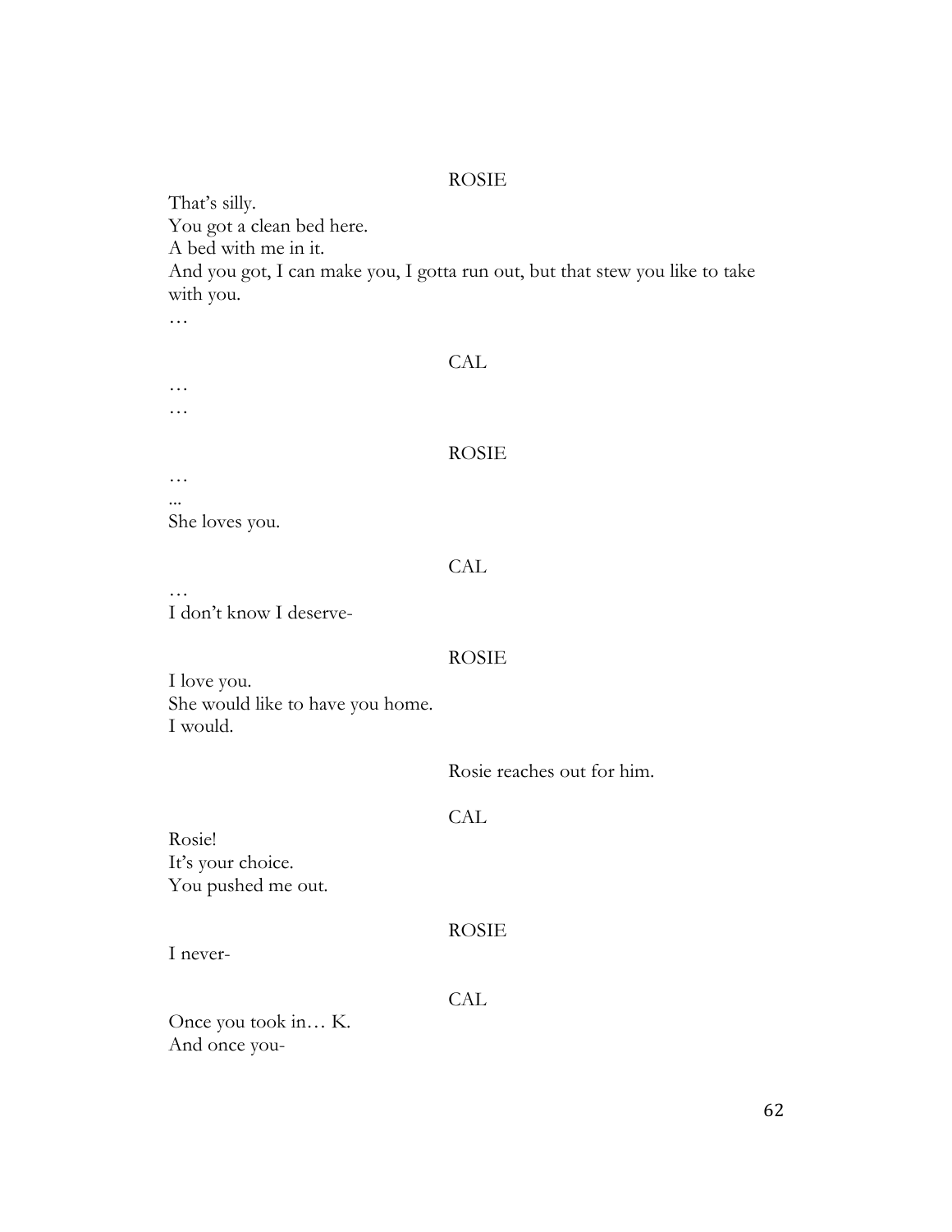ROSIE

That's silly.
You got a clean bed here.
A bed with me in it.
And you got, I can make you, I gotta run out, but that stew you like to take with you.
…

CAL

…
…

ROSIE

…
...
She loves you.

CAL

…
I don't know I deserve-

ROSIE

I love you.
She would like to have you home.
I would.

Rosie reaches out for him.

CAL

Rosie!
It's your choice.
You pushed me out.

ROSIE

I never-

CAL

Once you took in… K.
And once you-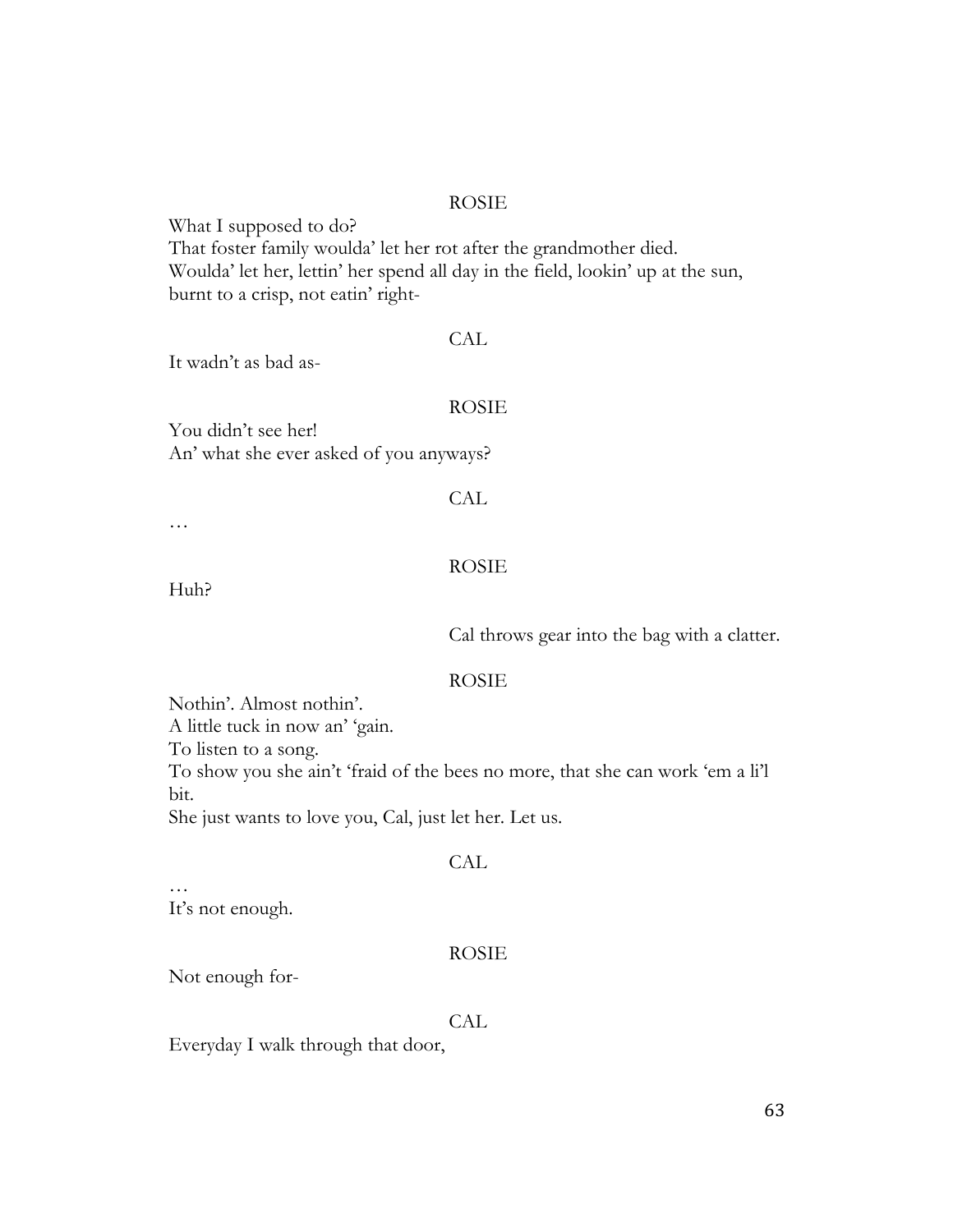ROSIE

What I supposed to do?
That foster family woulda' let her rot after the grandmother died.
Woulda' let her, lettin' her spend all day in the field, lookin' up at the sun, burnt to a crisp, not eatin' right-

CAL

It wadn't as bad as-

ROSIE

You didn't see her!
An' what she ever asked of you anyways?

CAL

…

ROSIE

Huh?

Cal throws gear into the bag with a clatter.

ROSIE

Nothin'. Almost nothin'.
A little tuck in now an' 'gain.
To listen to a song.
To show you she ain't 'fraid of the bees no more, that she can work 'em a li'l bit.
She just wants to love you, Cal, just let her. Let us.

CAL

…
It's not enough.

ROSIE

Not enough for-

CAL

Everyday I walk through that door,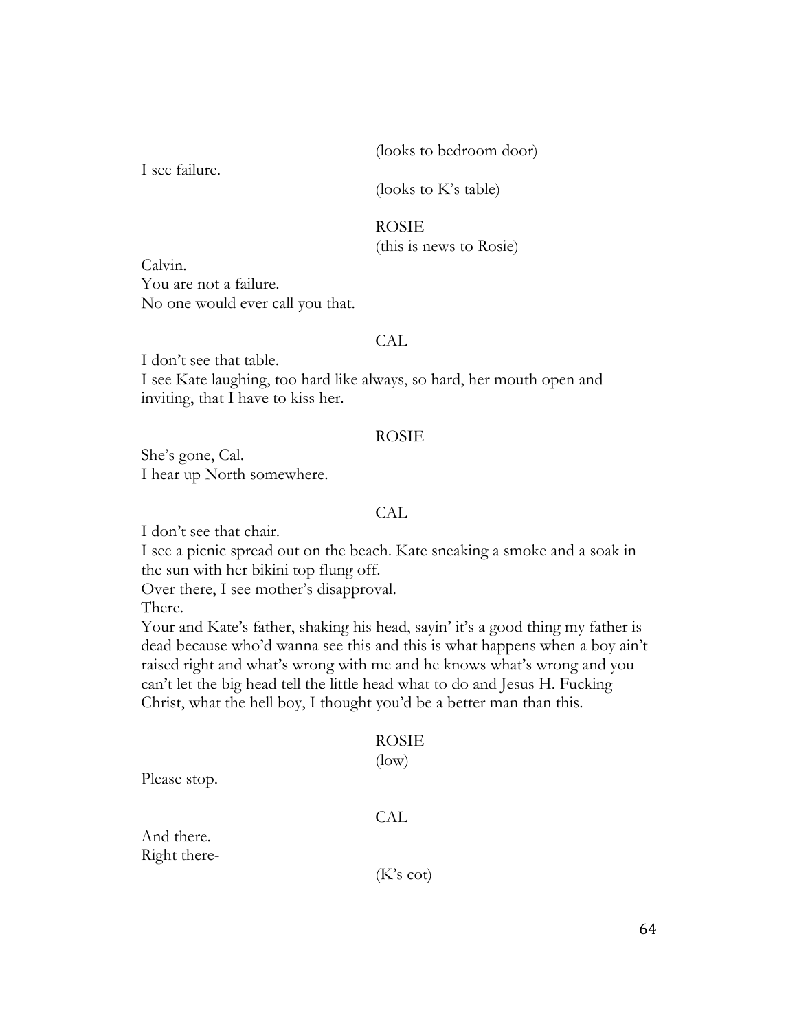(looks to bedroom door)

I see failure.

(looks to K's table)

ROSIE
(this is news to Rosie)

Calvin.
You are not a failure.
No one would ever call you that.

CAL

I don't see that table.
I see Kate laughing, too hard like always, so hard, her mouth open and inviting, that I have to kiss her.

ROSIE

She's gone, Cal.
I hear up North somewhere.

CAL

I don't see that chair.
I see a picnic spread out on the beach. Kate sneaking a smoke and a soak in the sun with her bikini top flung off.
Over there, I see mother's disapproval.
There.
Your and Kate's father, shaking his head, sayin' it's a good thing my father is dead because who'd wanna see this and this is what happens when a boy ain't raised right and what's wrong with me and he knows what's wrong and you can't let the big head tell the little head what to do and Jesus H. Fucking Christ, what the hell boy, I thought you'd be a better man than this.

ROSIE
(low)

Please stop.

CAL

And there.
Right there-

(K's cot)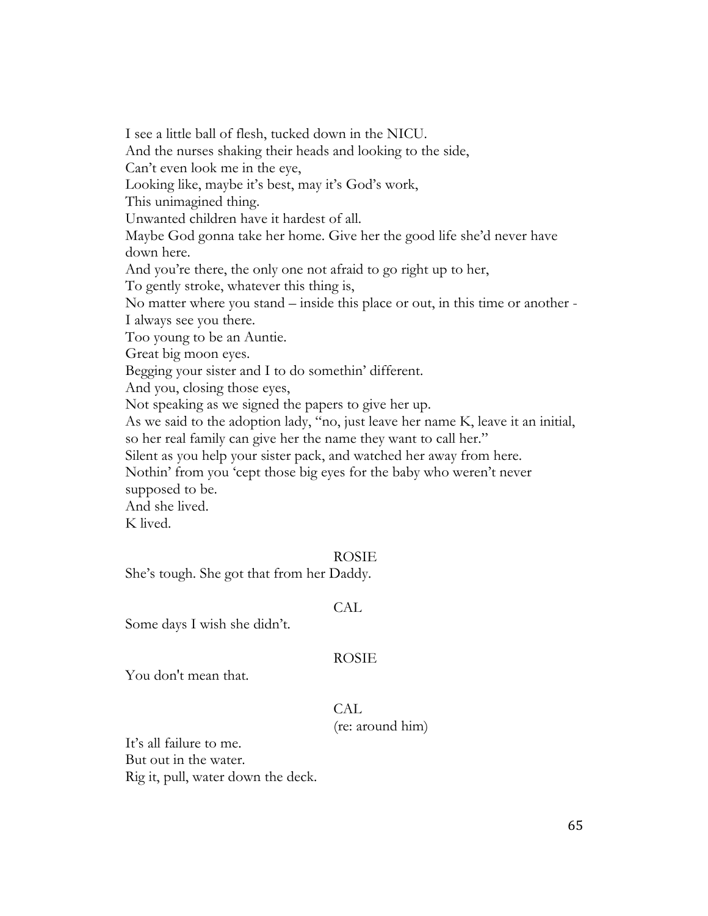I see a little ball of flesh, tucked down in the NICU.
And the nurses shaking their heads and looking to the side,
Can't even look me in the eye,
Looking like, maybe it's best, may it's God's work,
This unimagined thing.
Unwanted children have it hardest of all.
Maybe God gonna take her home. Give her the good life she'd never have down here.
And you're there, the only one not afraid to go right up to her,
To gently stroke, whatever this thing is,
No matter where you stand – inside this place or out, in this time or another -
I always see you there.
Too young to be an Auntie.
Great big moon eyes.
Begging your sister and I to do somethin' different.
And you, closing those eyes,
Not speaking as we signed the papers to give her up.
As we said to the adoption lady, "no, just leave her name K, leave it an initial, so her real family can give her the name they want to call her."
Silent as you help your sister pack, and watched her away from here.
Nothin' from you 'cept those big eyes for the baby who weren't never supposed to be.
And she lived.
K lived.

ROSIE

She's tough. She got that from her Daddy.

CAL

Some days I wish she didn't.

ROSIE

You don't mean that.

CAL
(re: around him)

It's all failure to me.
But out in the water.
Rig it, pull, water down the deck.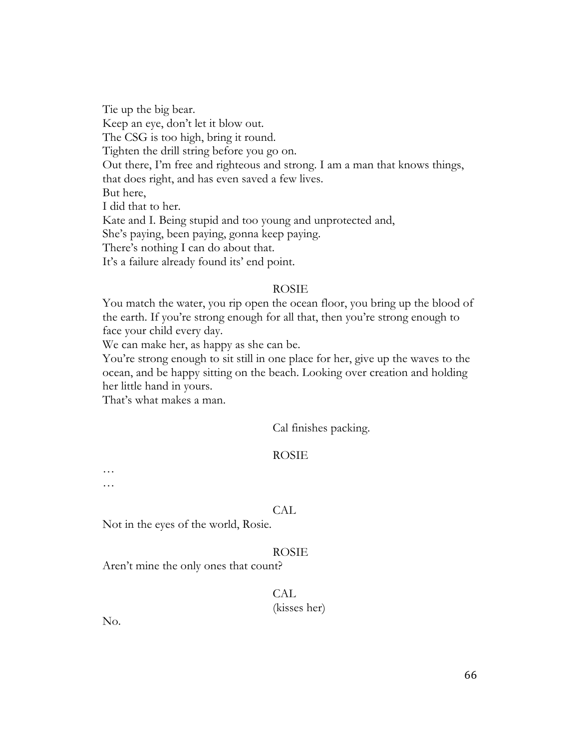Tie up the big bear.  
Keep an eye, don't let it blow out.  
The CSG is too high, bring it round.  
Tighten the drill string before you go on.  
Out there, I'm free and righteous and strong. I am a man that knows things, that does right, and has even saved a few lives.  
But here,  
I did that to her.  
Kate and I. Being stupid and too young and unprotected and,  
She's paying, been paying, gonna keep paying.  
There's nothing I can do about that.  
It's a failure already found its' end point.

ROSIE

You match the water, you rip open the ocean floor, you bring up the blood of the earth. If you're strong enough for all that, then you're strong enough to face your child every day.  
We can make her, as happy as she can be.  
You're strong enough to sit still in one place for her, give up the waves to the ocean, and be happy sitting on the beach. Looking over creation and holding her little hand in yours.  
That's what makes a man.

Cal finishes packing.

ROSIE

…  
…

CAL

Not in the eyes of the world, Rosie.

ROSIE

Aren't mine the only ones that count?

CAL  
(kisses her)

No.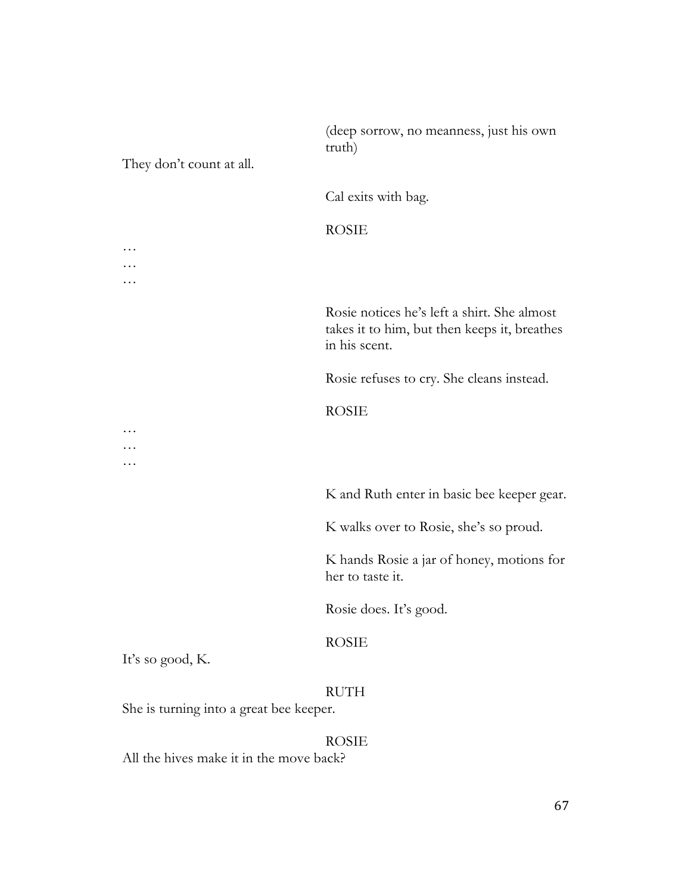(deep sorrow, no meanness, just his own truth)

They don't count at all.

Cal exits with bag.

ROSIE

…
…
…

Rosie notices he's left a shirt. She almost takes it to him, but then keeps it, breathes in his scent.

Rosie refuses to cry. She cleans instead.

ROSIE

…
…
…

K and Ruth enter in basic bee keeper gear.

K walks over to Rosie, she's so proud.

K hands Rosie a jar of honey, motions for her to taste it.

Rosie does. It's good.

ROSIE

It's so good, K.

RUTH

She is turning into a great bee keeper.

ROSIE

All the hives make it in the move back?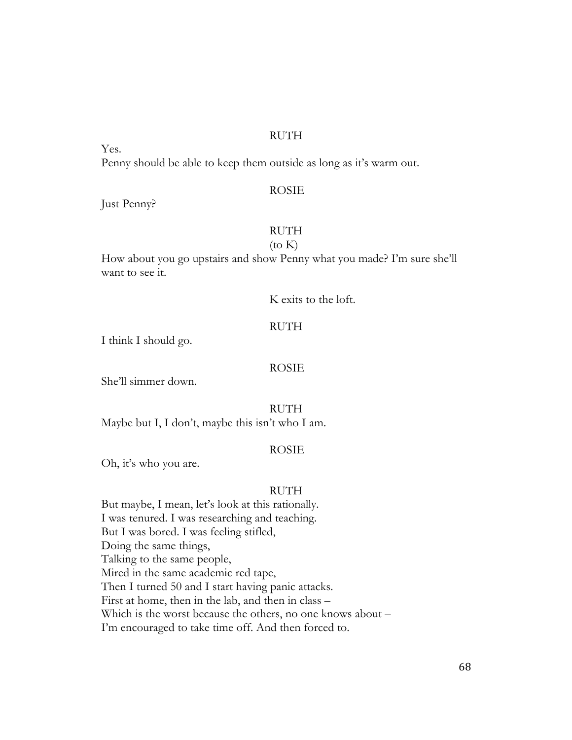RUTH

Yes.
Penny should be able to keep them outside as long as it's warm out.

ROSIE

Just Penny?

RUTH
(to K)

How about you go upstairs and show Penny what you made? I'm sure she'll want to see it.

K exits to the loft.

RUTH

I think I should go.

ROSIE

She'll simmer down.

RUTH

Maybe but I, I don't, maybe this isn't who I am.

ROSIE

Oh, it's who you are.

RUTH

But maybe, I mean, let's look at this rationally.
I was tenured. I was researching and teaching.
But I was bored. I was feeling stifled,
Doing the same things,
Talking to the same people,
Mired in the same academic red tape,
Then I turned 50 and I start having panic attacks.
First at home, then in the lab, and then in class –
Which is the worst because the others, no one knows about –
I'm encouraged to take time off. And then forced to.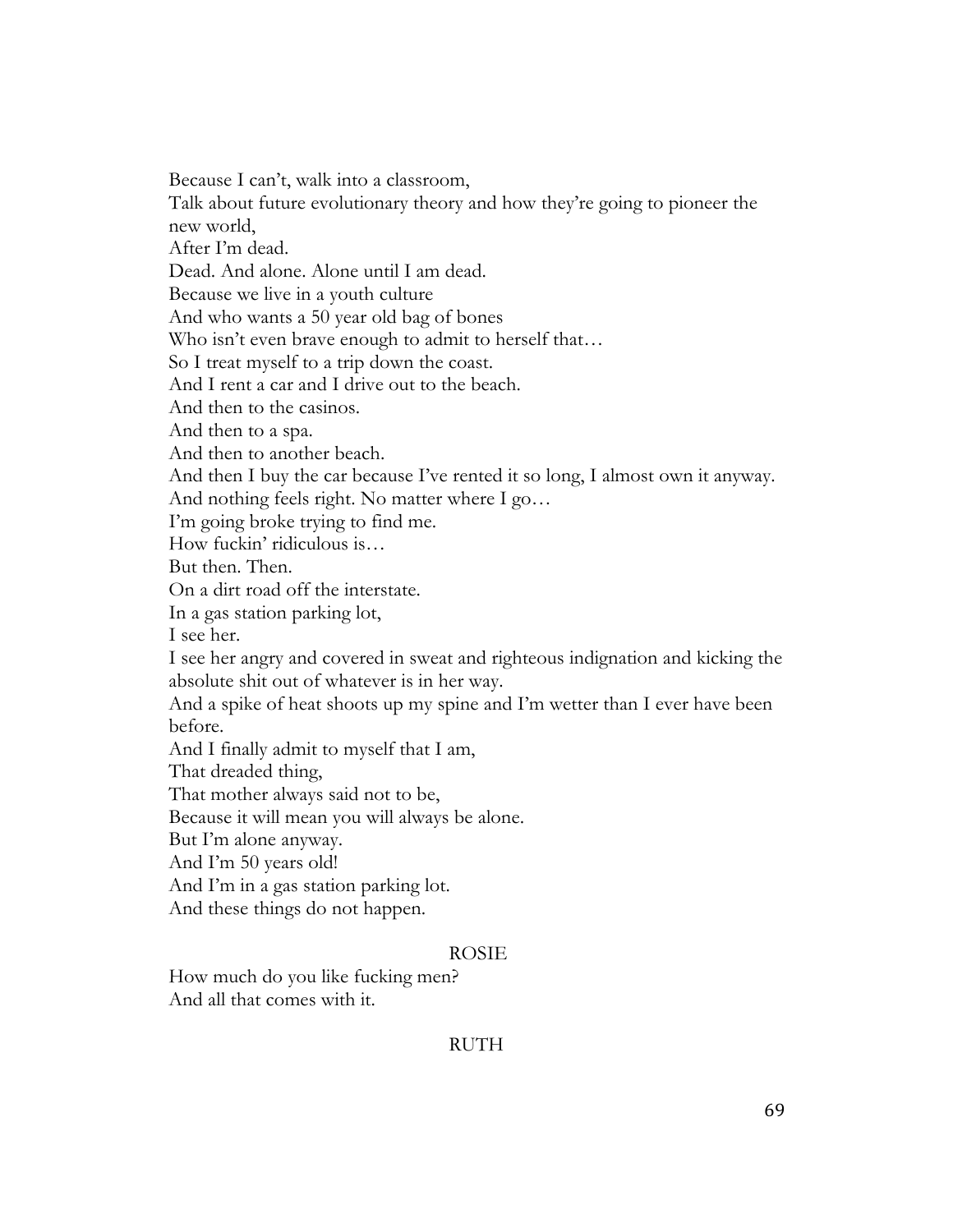Because I can't, walk into a classroom,
Talk about future evolutionary theory and how they're going to pioneer the new world,
After I'm dead.
Dead. And alone. Alone until I am dead.
Because we live in a youth culture
And who wants a 50 year old bag of bones
Who isn't even brave enough to admit to herself that…
So I treat myself to a trip down the coast.
And I rent a car and I drive out to the beach.
And then to the casinos.
And then to a spa.
And then to another beach.
And then I buy the car because I've rented it so long, I almost own it anyway.
And nothing feels right. No matter where I go…
I'm going broke trying to find me.
How fuckin' ridiculous is…
But then. Then.
On a dirt road off the interstate.
In a gas station parking lot,
I see her.
I see her angry and covered in sweat and righteous indignation and kicking the absolute shit out of whatever is in her way.
And a spike of heat shoots up my spine and I'm wetter than I ever have been before.
And I finally admit to myself that I am,
That dreaded thing,
That mother always said not to be,
Because it will mean you will always be alone.
But I'm alone anyway.
And I'm 50 years old!
And I'm in a gas station parking lot.
And these things do not happen.

ROSIE

How much do you like fucking men?
And all that comes with it.

RUTH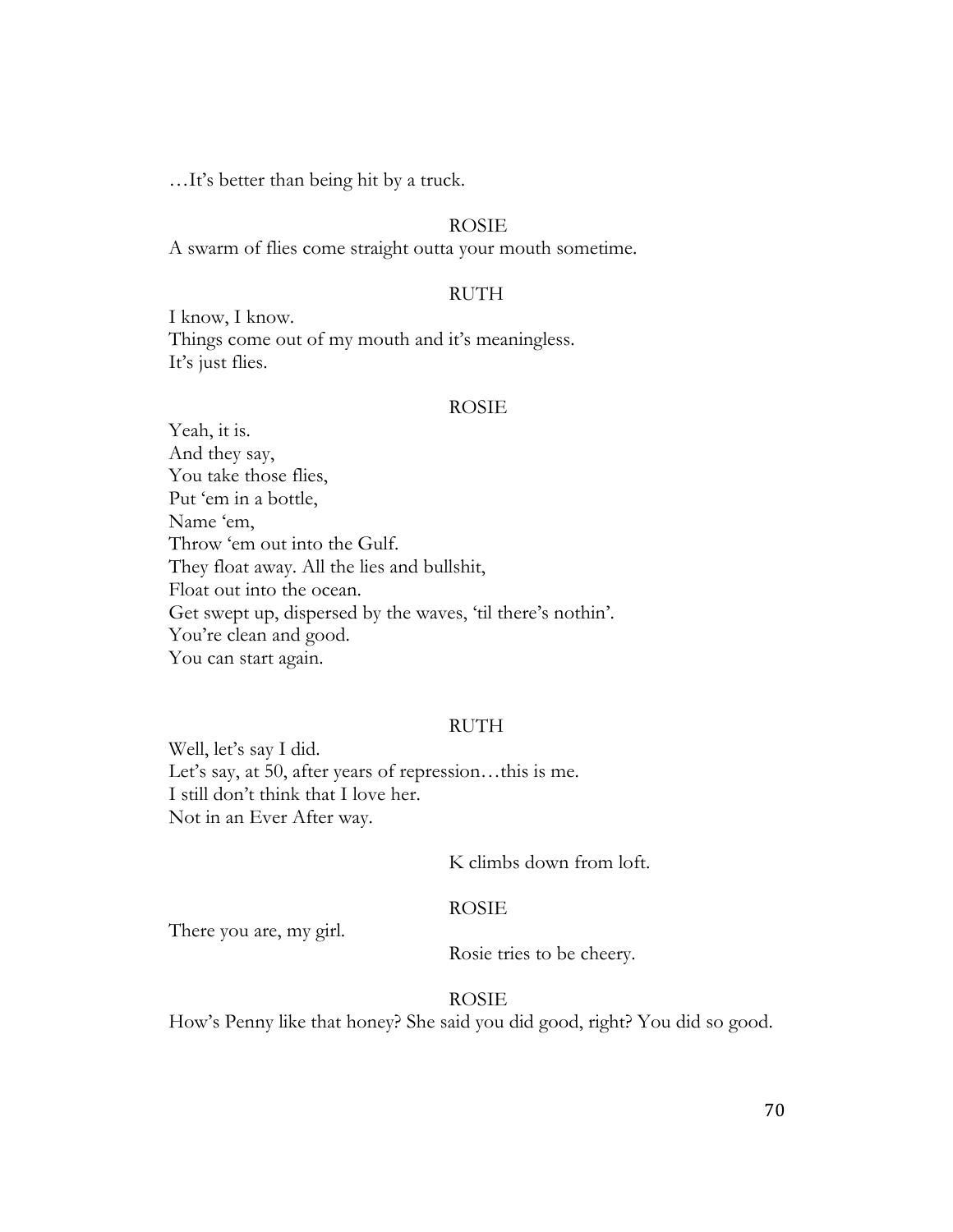…It's better than being hit by a truck.

ROSIE

A swarm of flies come straight outta your mouth sometime.

RUTH

I know, I know.
Things come out of my mouth and it's meaningless.
It's just flies.

ROSIE

Yeah, it is.
And they say,
You take those flies,
Put 'em in a bottle,
Name 'em,
Throw 'em out into the Gulf.
They float away. All the lies and bullshit,
Float out into the ocean.
Get swept up, dispersed by the waves, 'til there's nothin'.
You're clean and good.
You can start again.

RUTH

Well, let's say I did.
Let's say, at 50, after years of repression…this is me.
I still don't think that I love her.
Not in an Ever After way.

K climbs down from loft.

ROSIE

There you are, my girl.

Rosie tries to be cheery.

ROSIE

How's Penny like that honey? She said you did good, right? You did so good.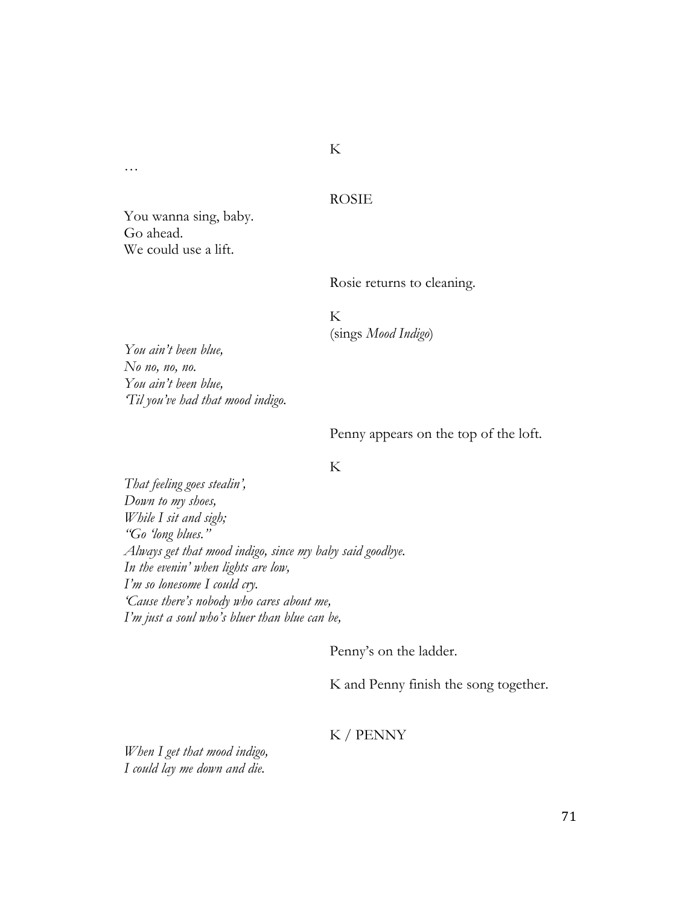K

…

ROSIE

You wanna sing, baby.
Go ahead.
We could use a lift.

Rosie returns to cleaning.

K
(sings *Mood Indigo*)

*You ain't been blue,*
*No no, no, no.*
*You ain't been blue,*
*'Til you've had that mood indigo.*

Penny appears on the top of the loft.

K

*That feeling goes stealin',*
*Down to my shoes,*
*While I sit and sigh;*
*"Go 'long blues."*
*Always get that mood indigo, since my baby said goodbye.*
*In the evenin' when lights are low,*
*I'm so lonesome I could cry.*
*'Cause there's nobody who cares about me,*
*I'm just a soul who's bluer than blue can be,*

Penny's on the ladder.

K and Penny finish the song together.

K / PENNY

*When I get that mood indigo,*
*I could lay me down and die.*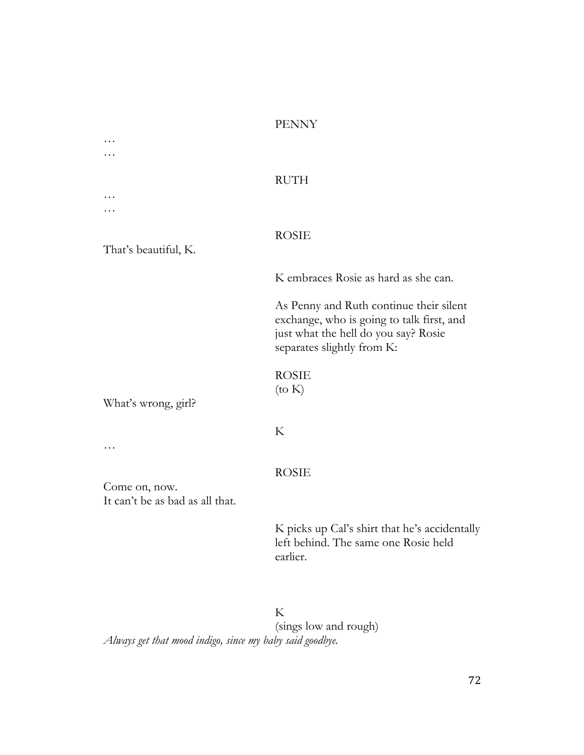PENNY

…
…

RUTH

…
…

ROSIE

That's beautiful, K.

K embraces Rosie as hard as she can.

As Penny and Ruth continue their silent exchange, who is going to talk first, and just what the hell do you say? Rosie separates slightly from K:

ROSIE
(to K)

What's wrong, girl?

K

…

ROSIE

Come on, now.
It can't be as bad as all that.

K picks up Cal's shirt that he's accidentally left behind. The same one Rosie held earlier.

K
(sings low and rough)

*Always get that mood indigo, since my baby said goodbye.*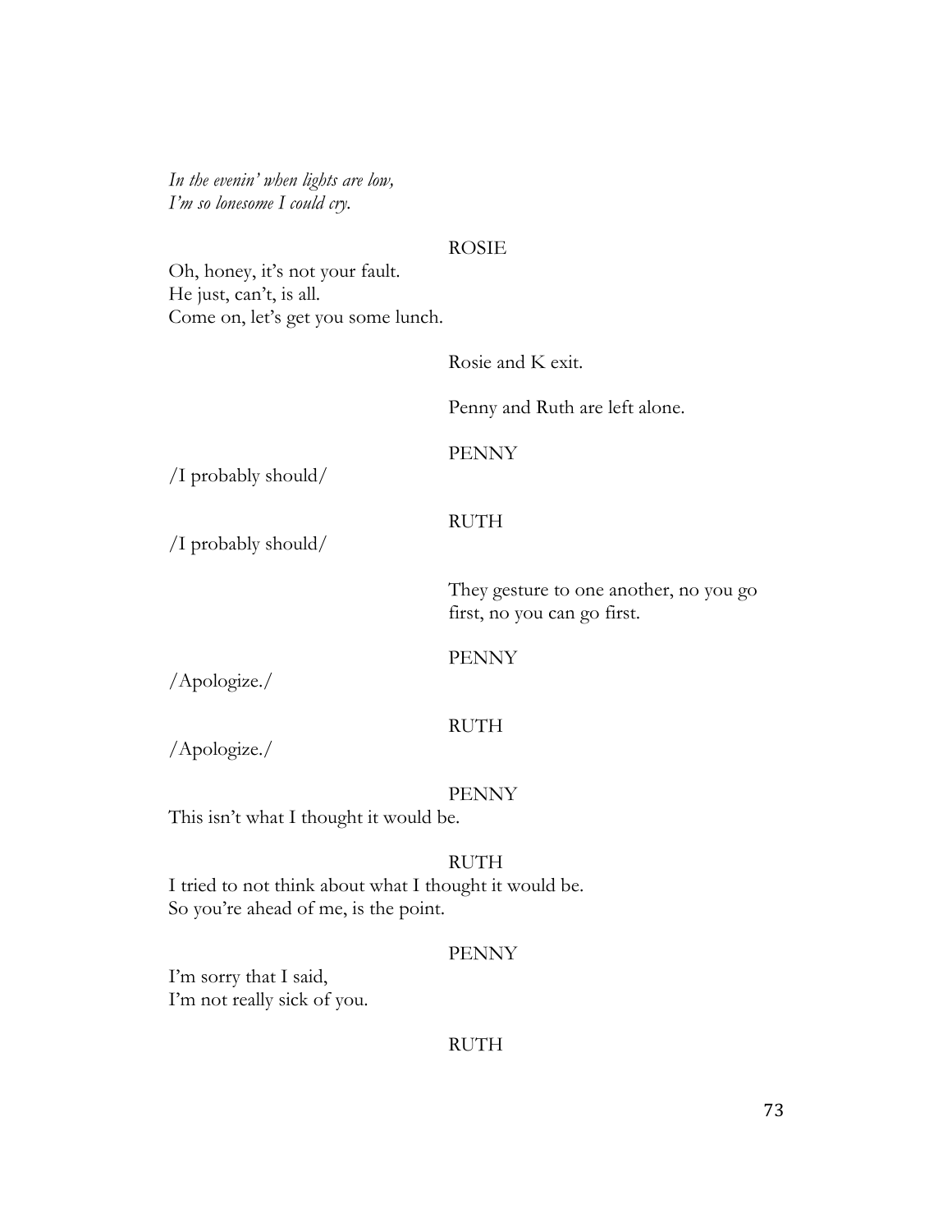*In the evenin' when lights are low,*
*I'm so lonesome I could cry.*

ROSIE

Oh, honey, it's not your fault.
He just, can't, is all.
Come on, let's get you some lunch.

Rosie and K exit.

Penny and Ruth are left alone.

PENNY

/I probably should/

RUTH

/I probably should/

They gesture to one another, no you go first, no you can go first.

PENNY

/Apologize./

RUTH

/Apologize./

PENNY

This isn't what I thought it would be.

RUTH

I tried to not think about what I thought it would be.
So you're ahead of me, is the point.

PENNY

I'm sorry that I said,
I'm not really sick of you.

RUTH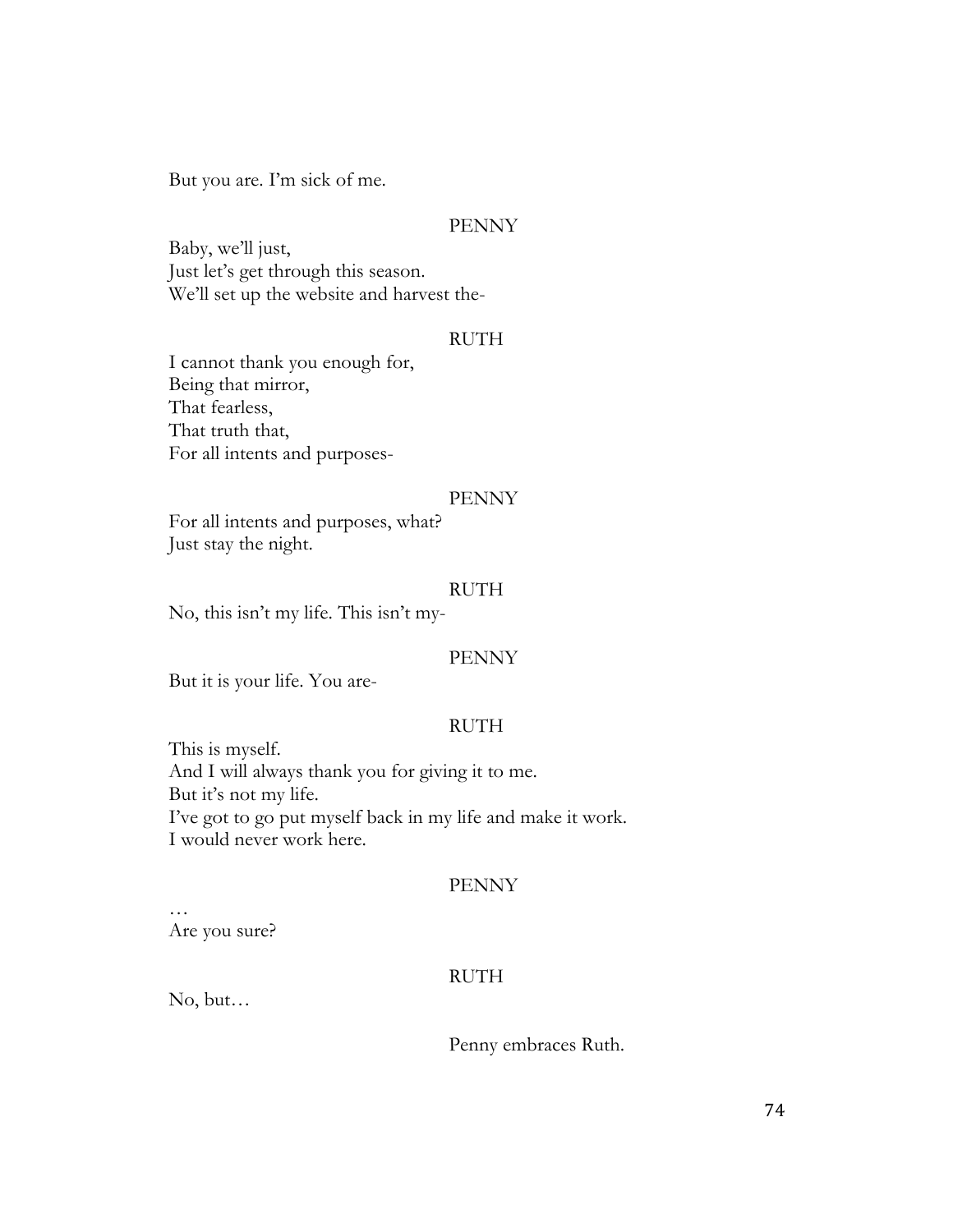But you are. I'm sick of me.

PENNY

Baby, we'll just,
Just let's get through this season.
We'll set up the website and harvest the-

RUTH

I cannot thank you enough for,
Being that mirror,
That fearless,
That truth that,
For all intents and purposes-

PENNY

For all intents and purposes, what?
Just stay the night.

RUTH

No, this isn't my life. This isn't my-

PENNY

But it is your life. You are-

RUTH

This is myself.
And I will always thank you for giving it to me.
But it's not my life.
I've got to go put myself back in my life and make it work.
I would never work here.

PENNY

…
Are you sure?

RUTH

No, but…

*Penny embraces Ruth.*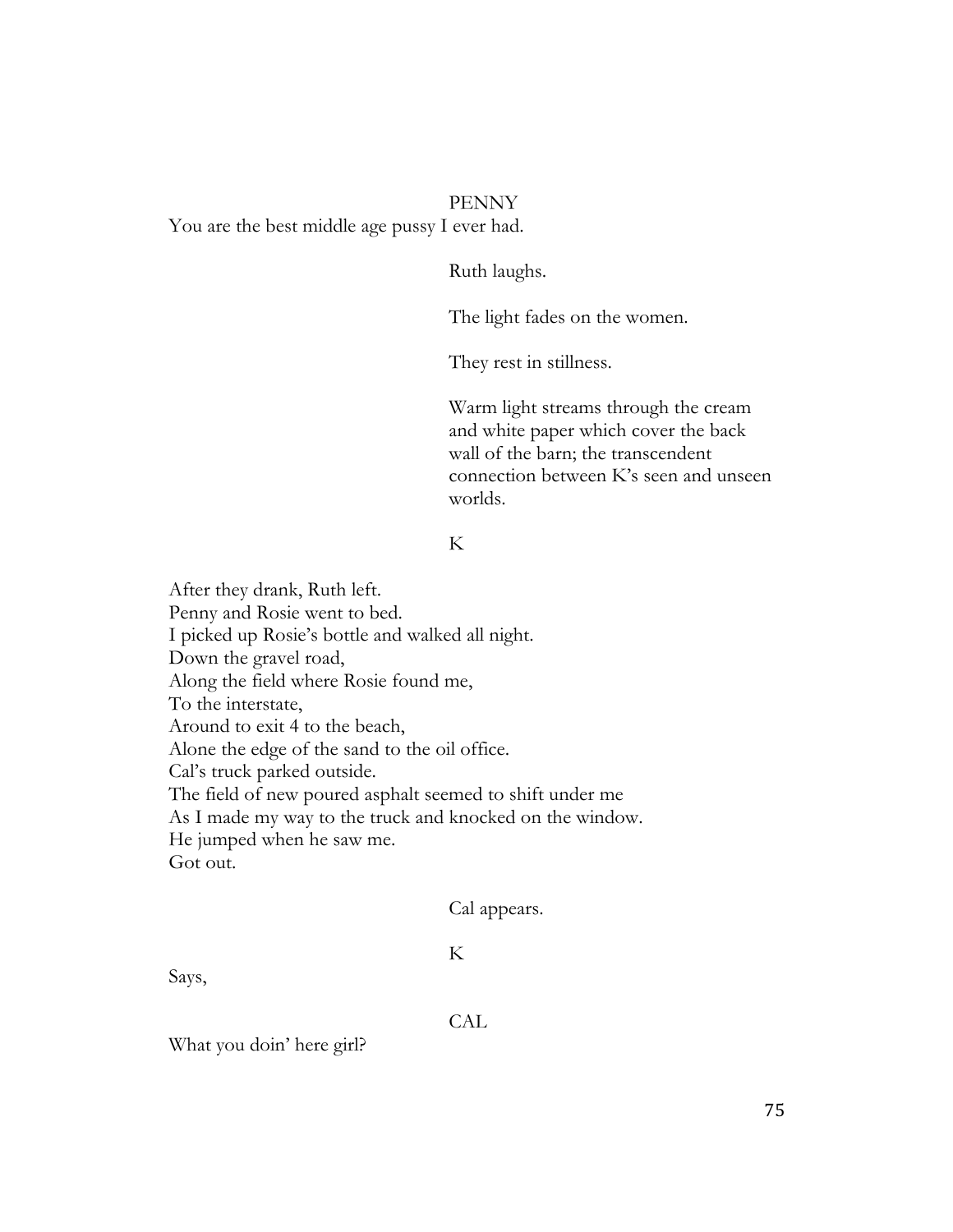PENNY

You are the best middle age pussy I ever had.

Ruth laughs.

The light fades on the women.

They rest in stillness.

Warm light streams through the cream and white paper which cover the back wall of the barn; the transcendent connection between K's seen and unseen worlds.

K

After they drank, Ruth left.
Penny and Rosie went to bed.
I picked up Rosie's bottle and walked all night.
Down the gravel road,
Along the field where Rosie found me,
To the interstate,
Around to exit 4 to the beach,
Alone the edge of the sand to the oil office.
Cal's truck parked outside.
The field of new poured asphalt seemed to shift under me
As I made my way to the truck and knocked on the window.
He jumped when he saw me.
Got out.

Cal appears.

K

Says,

CAL

What you doin' here girl?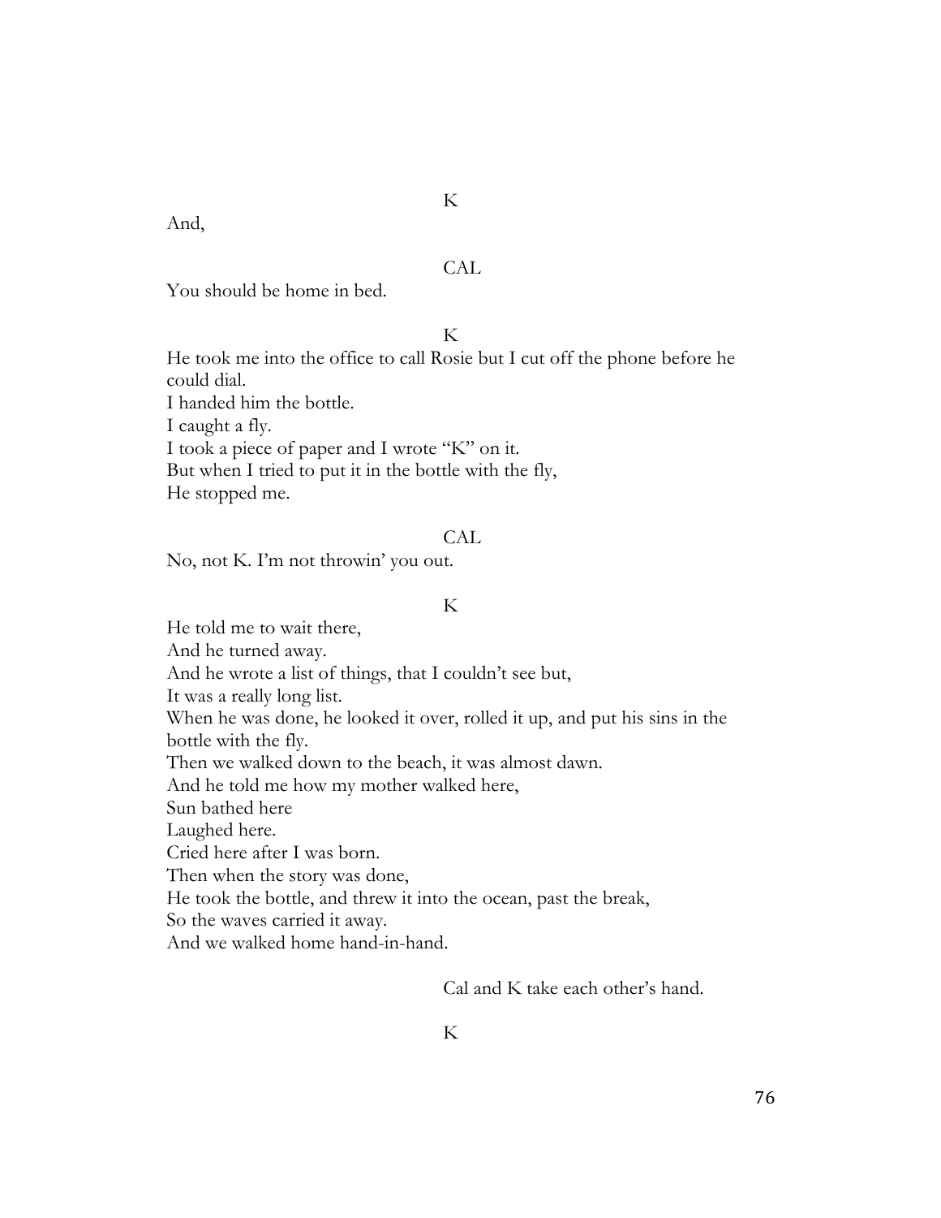K

And,

CAL

You should be home in bed.

K

He took me into the office to call Rosie but I cut off the phone before he could dial.
I handed him the bottle.
I caught a fly.
I took a piece of paper and I wrote "K" on it.
But when I tried to put it in the bottle with the fly,
He stopped me.

CAL

No, not K. I'm not throwin' you out.

K

He told me to wait there,
And he turned away.
And he wrote a list of things, that I couldn't see but,
It was a really long list.
When he was done, he looked it over, rolled it up, and put his sins in the bottle with the fly.
Then we walked down to the beach, it was almost dawn.
And he told me how my mother walked here,
Sun bathed here
Laughed here.
Cried here after I was born.
Then when the story was done,
He took the bottle, and threw it into the ocean, past the break,
So the waves carried it away.
And we walked home hand-in-hand.

*Cal and K take each other's hand.*

K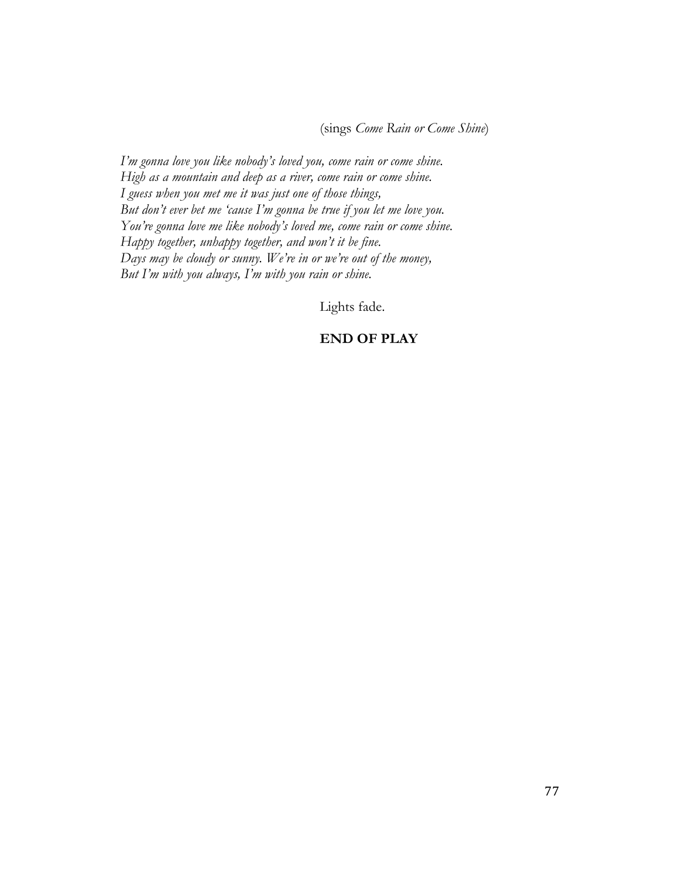(sings *Come Rain or Come Shine*)

*I'm gonna love you like nobody's loved you, come rain or come shine.*
*High as a mountain and deep as a river, come rain or come shine.*
*I guess when you met me it was just one of those things,*
*But don't ever bet me 'cause I'm gonna be true if you let me love you.*
*You're gonna love me like nobody's loved me, come rain or come shine.*
*Happy together, unhappy together, and won't it be fine.*
*Days may be cloudy or sunny. We're in or we're out of the money,*
*But I'm with you always, I'm with you rain or shine.*

Lights fade.

**END OF PLAY**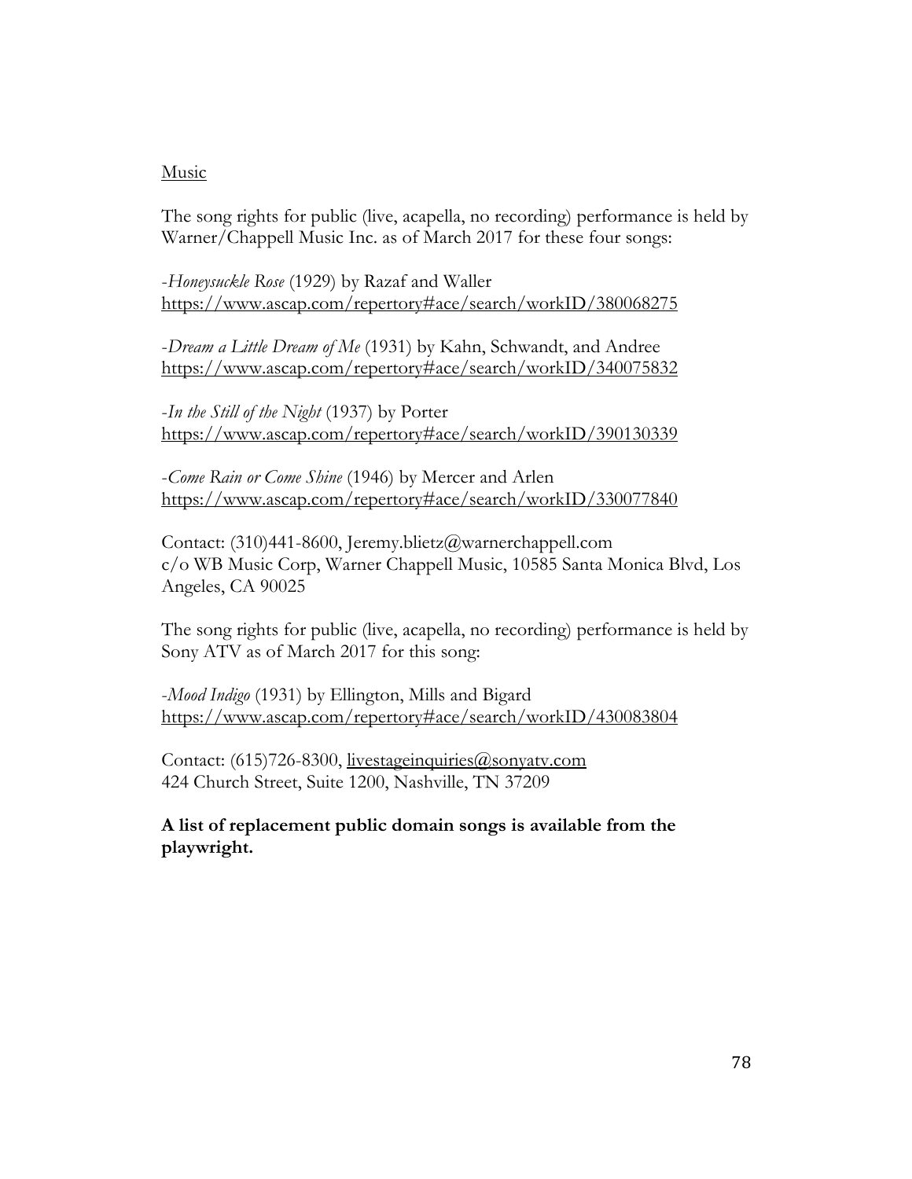Music

The song rights for public (live, acapella, no recording) performance is held by Warner/Chappell Music Inc. as of March 2017 for these four songs:

-*Honeysuckle Rose* (1929) by Razaf and Waller
https://www.ascap.com/repertory#ace/search/workID/380068275

-*Dream a Little Dream of Me* (1931) by Kahn, Schwandt, and Andree
https://www.ascap.com/repertory#ace/search/workID/340075832

-*In the Still of the Night* (1937) by Porter
https://www.ascap.com/repertory#ace/search/workID/390130339

-*Come Rain or Come Shine* (1946) by Mercer and Arlen
https://www.ascap.com/repertory#ace/search/workID/330077840

Contact: (310)441-8600, Jeremy.blietz@warnerchappell.com
c/o WB Music Corp, Warner Chappell Music, 10585 Santa Monica Blvd, Los Angeles, CA 90025

The song rights for public (live, acapella, no recording) performance is held by Sony ATV as of March 2017 for this song:

-*Mood Indigo* (1931) by Ellington, Mills and Bigard
https://www.ascap.com/repertory#ace/search/workID/430083804

Contact: (615)726-8300, livestageinquiries@sonyatv.com
424 Church Street, Suite 1200, Nashville, TN 37209

**A list of replacement public domain songs is available from the playwright.**